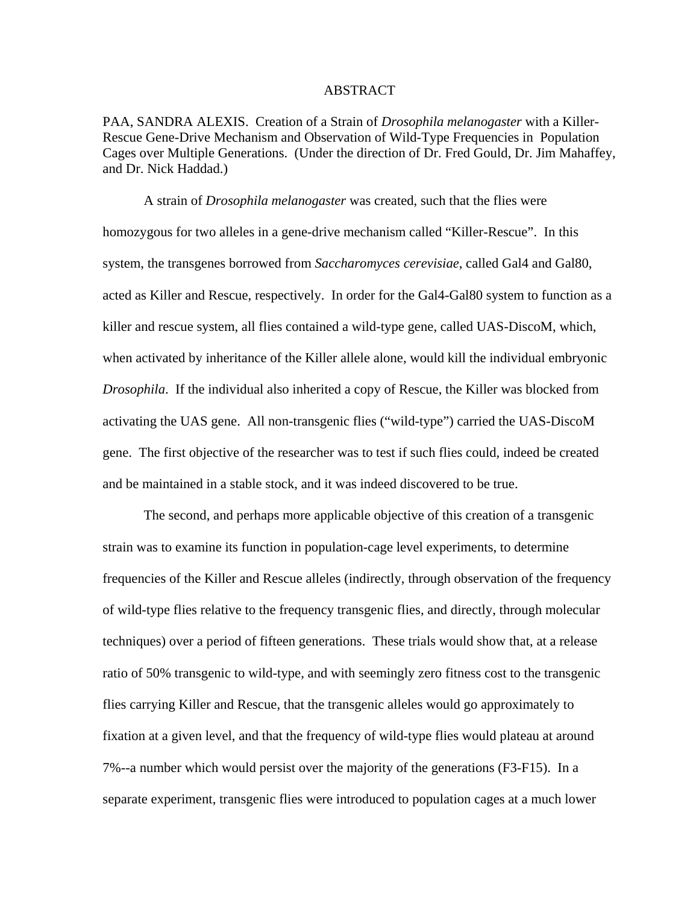# ABSTRACT

PAA, SANDRA ALEXIS. Creation of a Strain of *Drosophila melanogaster* with a Killer-Rescue Gene-Drive Mechanism and Observation of Wild-Type Frequencies in Population Cages over Multiple Generations. (Under the direction of Dr. Fred Gould, Dr. Jim Mahaffey, and Dr. Nick Haddad.)

A strain of *Drosophila melanogaster* was created, such that the flies were homozygous for two alleles in a gene-drive mechanism called "Killer-Rescue". In this system, the transgenes borrowed from *Saccharomyces cerevisiae*, called Gal4 and Gal80, acted as Killer and Rescue, respectively. In order for the Gal4-Gal80 system to function as a killer and rescue system, all flies contained a wild-type gene, called UAS-DiscoM, which, when activated by inheritance of the Killer allele alone, would kill the individual embryonic *Drosophila*. If the individual also inherited a copy of Rescue, the Killer was blocked from activating the UAS gene. All non-transgenic flies ("wild-type") carried the UAS-DiscoM gene. The first objective of the researcher was to test if such flies could, indeed be created and be maintained in a stable stock, and it was indeed discovered to be true.

The second, and perhaps more applicable objective of this creation of a transgenic strain was to examine its function in population-cage level experiments, to determine frequencies of the Killer and Rescue alleles (indirectly, through observation of the frequency of wild-type flies relative to the frequency transgenic flies, and directly, through molecular techniques) over a period of fifteen generations. These trials would show that, at a release ratio of 50% transgenic to wild-type, and with seemingly zero fitness cost to the transgenic flies carrying Killer and Rescue, that the transgenic alleles would go approximately to fixation at a given level, and that the frequency of wild-type flies would plateau at around 7%--a number which would persist over the majority of the generations (F3-F15). In a separate experiment, transgenic flies were introduced to population cages at a much lower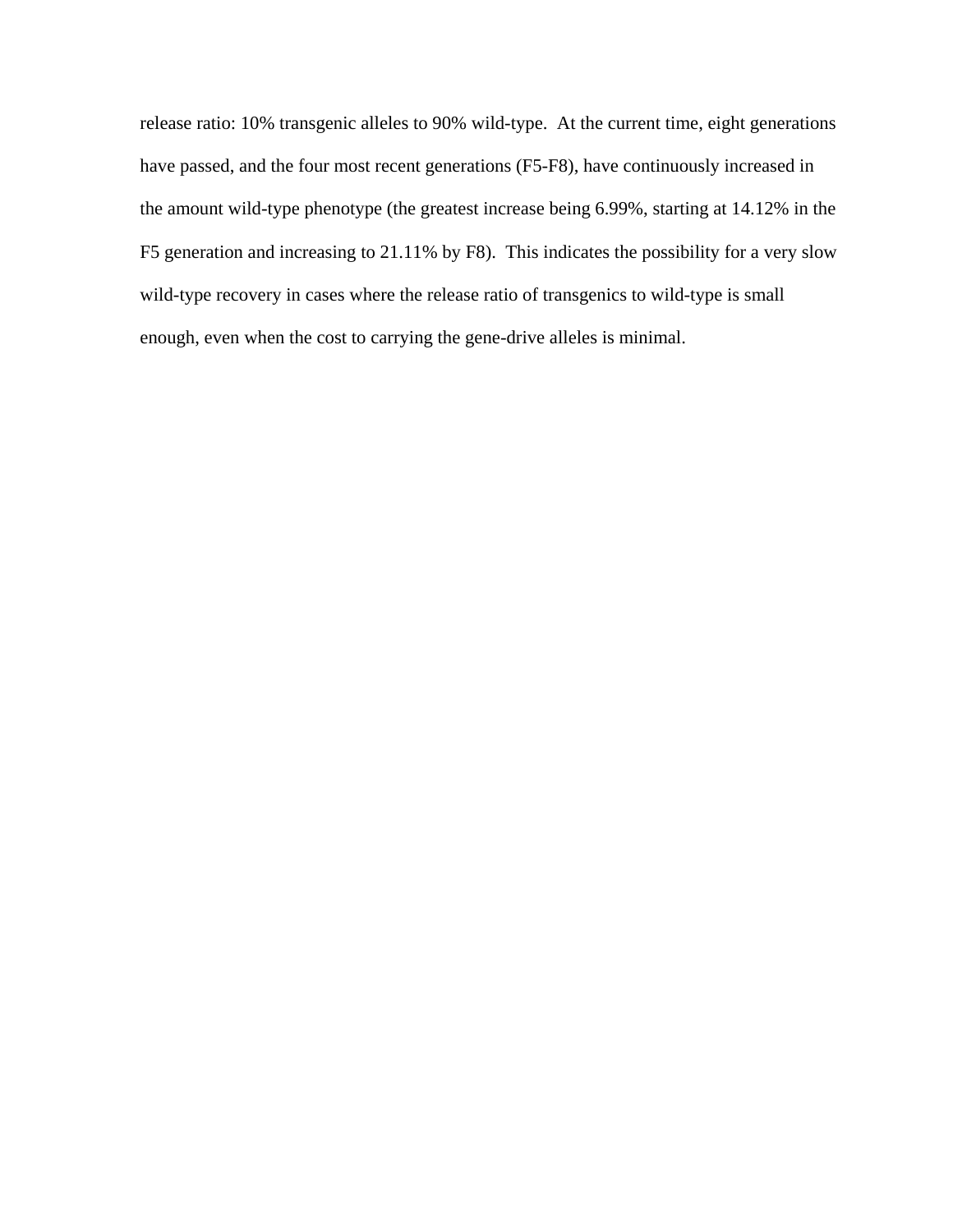release ratio: 10% transgenic alleles to 90% wild-type. At the current time, eight generations have passed, and the four most recent generations (F5-F8), have continuously increased in the amount wild-type phenotype (the greatest increase being 6.99%, starting at 14.12% in the F5 generation and increasing to 21.11% by F8). This indicates the possibility for a very slow wild-type recovery in cases where the release ratio of transgenics to wild-type is small enough, even when the cost to carrying the gene-drive alleles is minimal.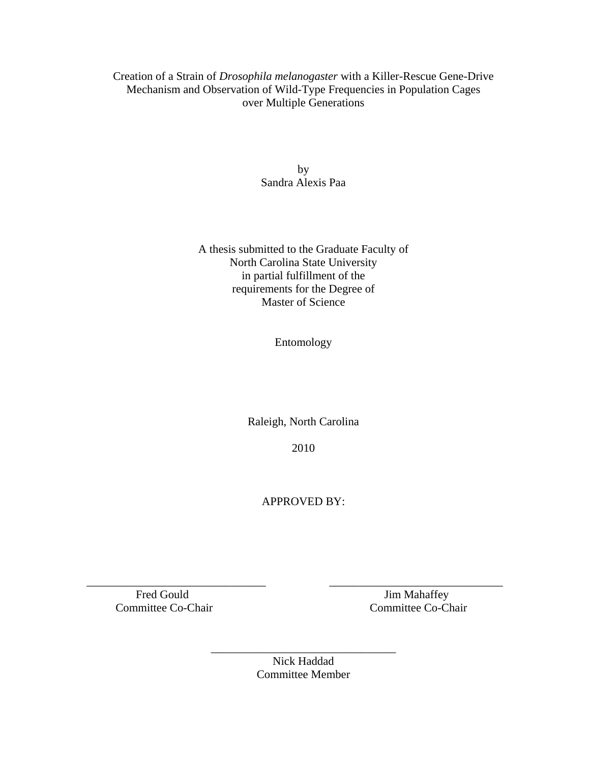Creation of a Strain of *Drosophila melanogaster* with a Killer-Rescue Gene-Drive Mechanism and Observation of Wild-Type Frequencies in Population Cages over Multiple Generations

by
Sandra Alexis Paa

A thesis submitted to the Graduate Faculty of
North Carolina State University
in partial fulfillment of the
requirements for the Degree of
Master of Science

Entomology

Raleigh, North Carolina

2010

APPROVED BY:

_______________________________
Fred Gould
Committee Co-Chair

_______________________________
Jim Mahaffey
Committee Co-Chair

_______________________________
Nick Haddad
Committee Member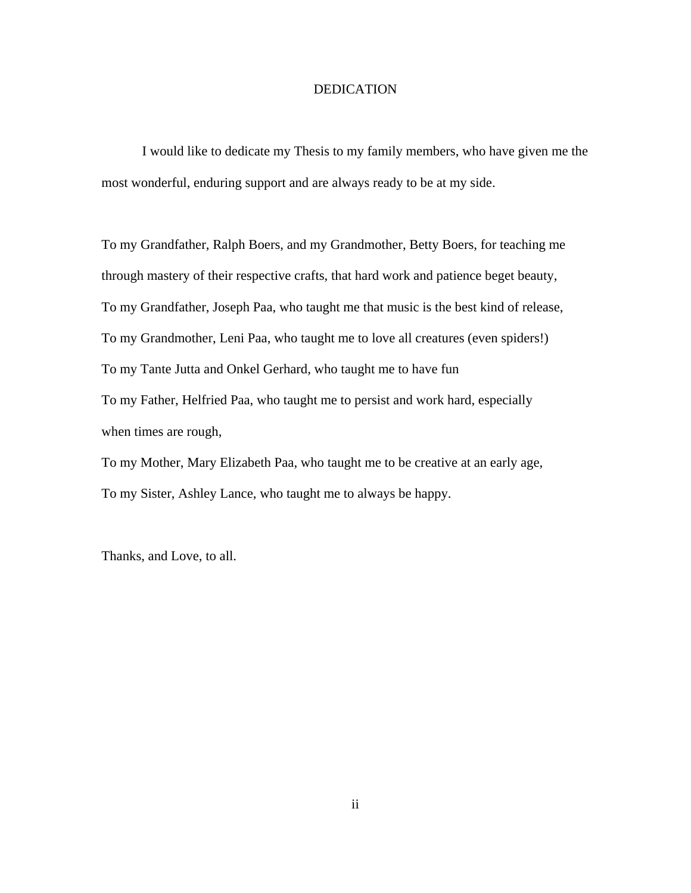# DEDICATION

I would like to dedicate my Thesis to my family members, who have given me the most wonderful, enduring support and are always ready to be at my side.

To my Grandfather, Ralph Boers, and my Grandmother, Betty Boers, for teaching me through mastery of their respective crafts, that hard work and patience beget beauty,
To my Grandfather, Joseph Paa, who taught me that music is the best kind of release,
To my Grandmother, Leni Paa, who taught me to love all creatures (even spiders!)
To my Tante Jutta and Onkel Gerhard, who taught me to have fun
To my Father, Helfried Paa, who taught me to persist and work hard, especially when times are rough,
To my Mother, Mary Elizabeth Paa, who taught me to be creative at an early age,
To my Sister, Ashley Lance, who taught me to always be happy.

Thanks, and Love, to all.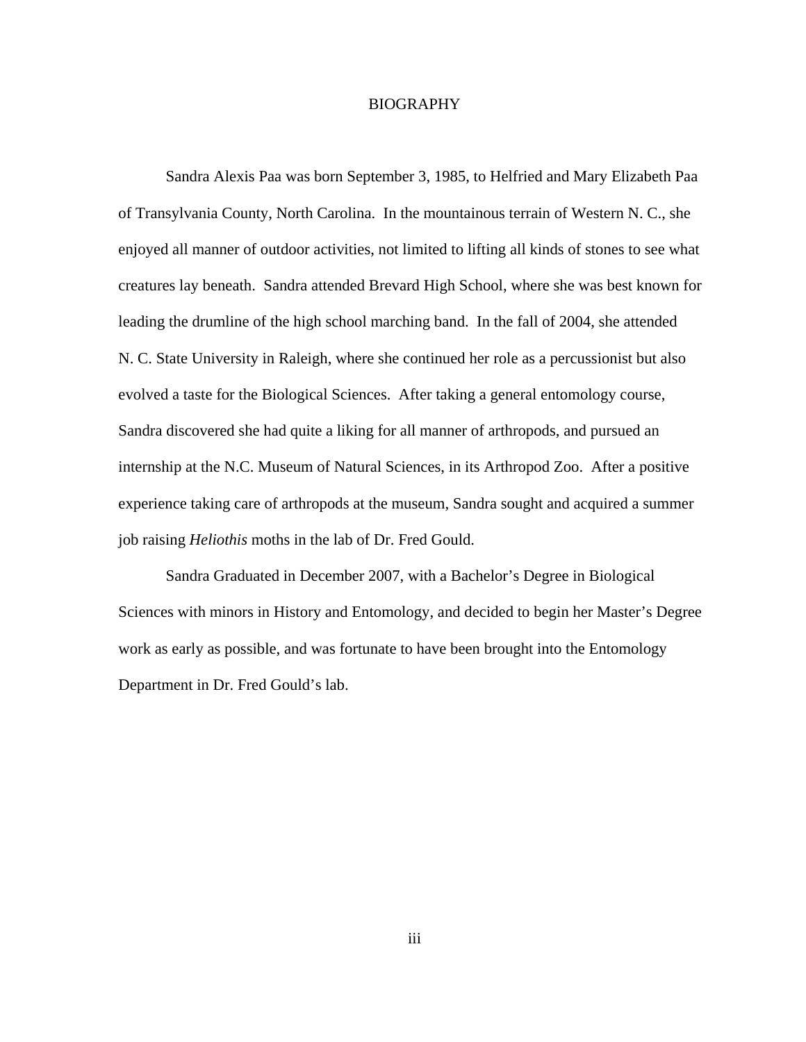# BIOGRAPHY

Sandra Alexis Paa was born September 3, 1985, to Helfried and Mary Elizabeth Paa of Transylvania County, North Carolina. In the mountainous terrain of Western N. C., she enjoyed all manner of outdoor activities, not limited to lifting all kinds of stones to see what creatures lay beneath. Sandra attended Brevard High School, where she was best known for leading the drumline of the high school marching band. In the fall of 2004, she attended N. C. State University in Raleigh, where she continued her role as a percussionist but also evolved a taste for the Biological Sciences. After taking a general entomology course, Sandra discovered she had quite a liking for all manner of arthropods, and pursued an internship at the N.C. Museum of Natural Sciences, in its Arthropod Zoo. After a positive experience taking care of arthropods at the museum, Sandra sought and acquired a summer job raising *Heliothis* moths in the lab of Dr. Fred Gould.

Sandra Graduated in December 2007, with a Bachelor's Degree in Biological Sciences with minors in History and Entomology, and decided to begin her Master's Degree work as early as possible, and was fortunate to have been brought into the Entomology Department in Dr. Fred Gould's lab.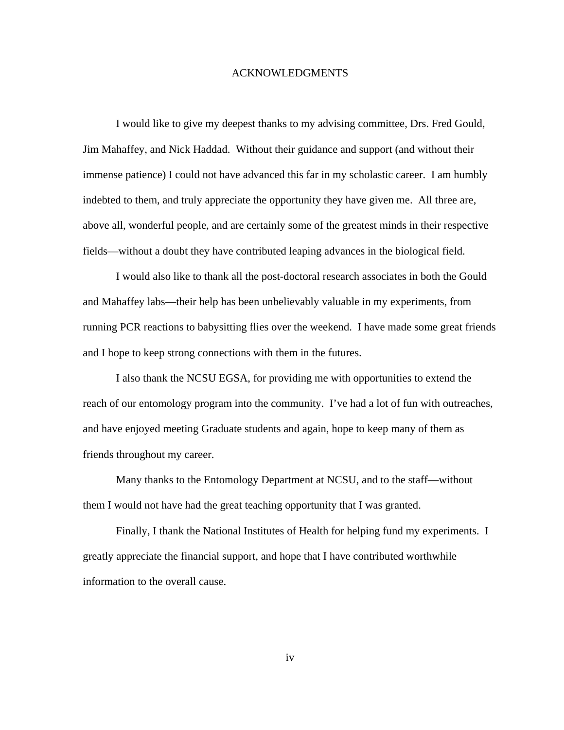# ACKNOWLEDGMENTS

I would like to give my deepest thanks to my advising committee, Drs. Fred Gould, Jim Mahaffey, and Nick Haddad. Without their guidance and support (and without their immense patience) I could not have advanced this far in my scholastic career. I am humbly indebted to them, and truly appreciate the opportunity they have given me. All three are, above all, wonderful people, and are certainly some of the greatest minds in their respective fields—without a doubt they have contributed leaping advances in the biological field.

I would also like to thank all the post-doctoral research associates in both the Gould and Mahaffey labs—their help has been unbelievably valuable in my experiments, from running PCR reactions to babysitting flies over the weekend. I have made some great friends and I hope to keep strong connections with them in the futures.

I also thank the NCSU EGSA, for providing me with opportunities to extend the reach of our entomology program into the community. I've had a lot of fun with outreaches, and have enjoyed meeting Graduate students and again, hope to keep many of them as friends throughout my career.

Many thanks to the Entomology Department at NCSU, and to the staff—without them I would not have had the great teaching opportunity that I was granted.

Finally, I thank the National Institutes of Health for helping fund my experiments. I greatly appreciate the financial support, and hope that I have contributed worthwhile information to the overall cause.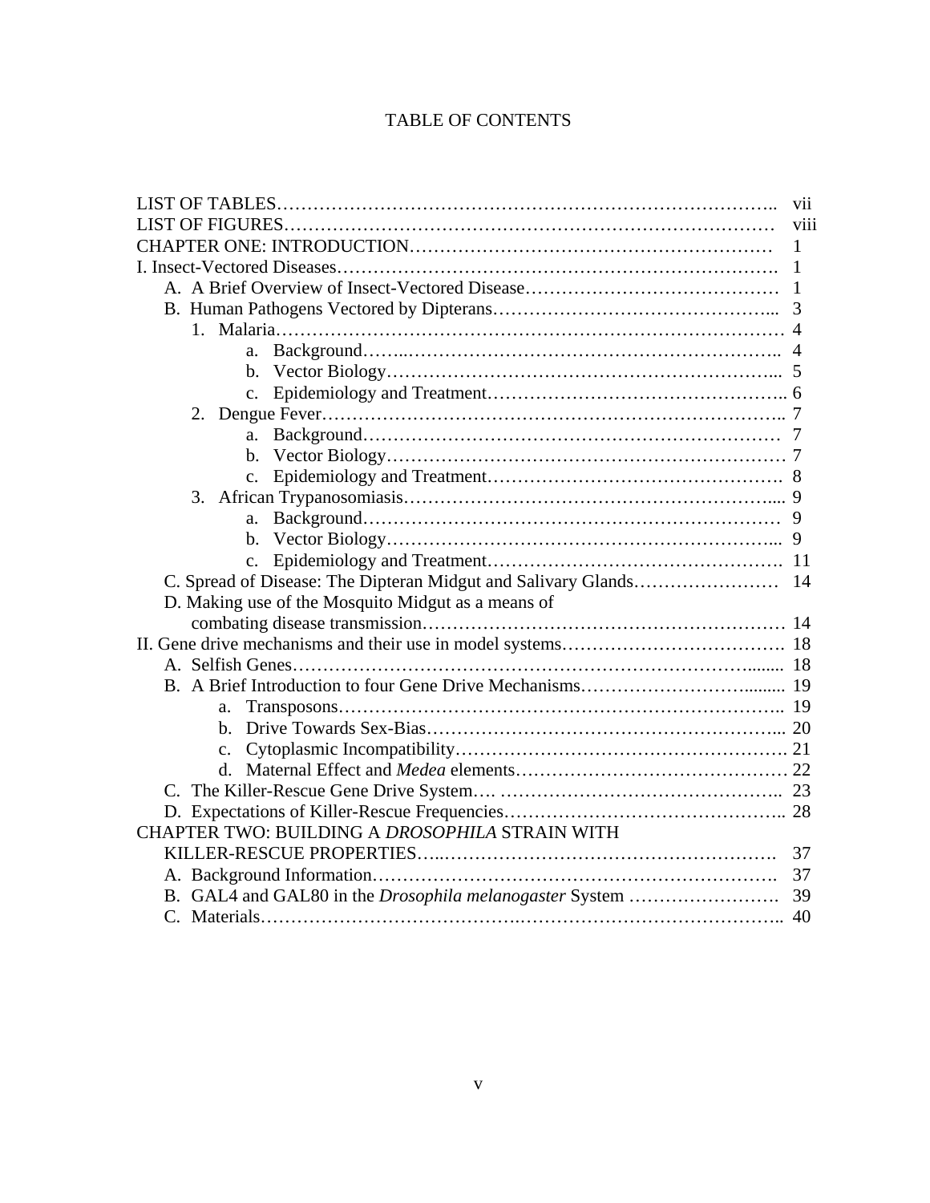# TABLE OF CONTENTS

LIST OF TABLES …… vii
LIST OF FIGURES …… viii
CHAPTER ONE: INTRODUCTION …… 1
I. Insect-Vectored Diseases …… 1
- A. A Brief Overview of Insect-Vectored Disease …… 1
- B. Human Pathogens Vectored by Dipterans …… 3
  - 1. Malaria …… 4
    - a. Background …… 4
    - b. Vector Biology …… 5
    - c. Epidemiology and Treatment …… 6
  - 2. Dengue Fever …… 7
    - a. Background …… 7
    - b. Vector Biology …… 7
    - c. Epidemiology and Treatment …… 8
  - 3. African Trypanosomiasis …… 9
    - a. Background …… 9
    - b. Vector Biology …… 9
    - c. Epidemiology and Treatment …… 11
- C. Spread of Disease: The Dipteran Midgut and Salivary Glands …… 14
- D. Making use of the Mosquito Midgut as a means of combating disease transmission …… 14

II. Gene drive mechanisms and their use in model systems …… 18
- A. Selfish Genes …… 18
- B. A Brief Introduction to four Gene Drive Mechanisms …… 19
  - a. Transposons …… 19
  - b. Drive Towards Sex-Bias …… 20
  - c. Cytoplasmic Incompatibility …… 21
  - d. Maternal Effect and *Medea* elements …… 22
- C. The Killer-Rescue Gene Drive System …… 23
- D. Expectations of Killer-Rescue Frequencies …… 28

CHAPTER TWO: BUILDING A *DROSOPHILA* STRAIN WITH KILLER-RESCUE PROPERTIES …… 37
- A. Background Information …… 37
- B. GAL4 and GAL80 in the *Drosophila melanogaster* System …… 39
- C. Materials …… 40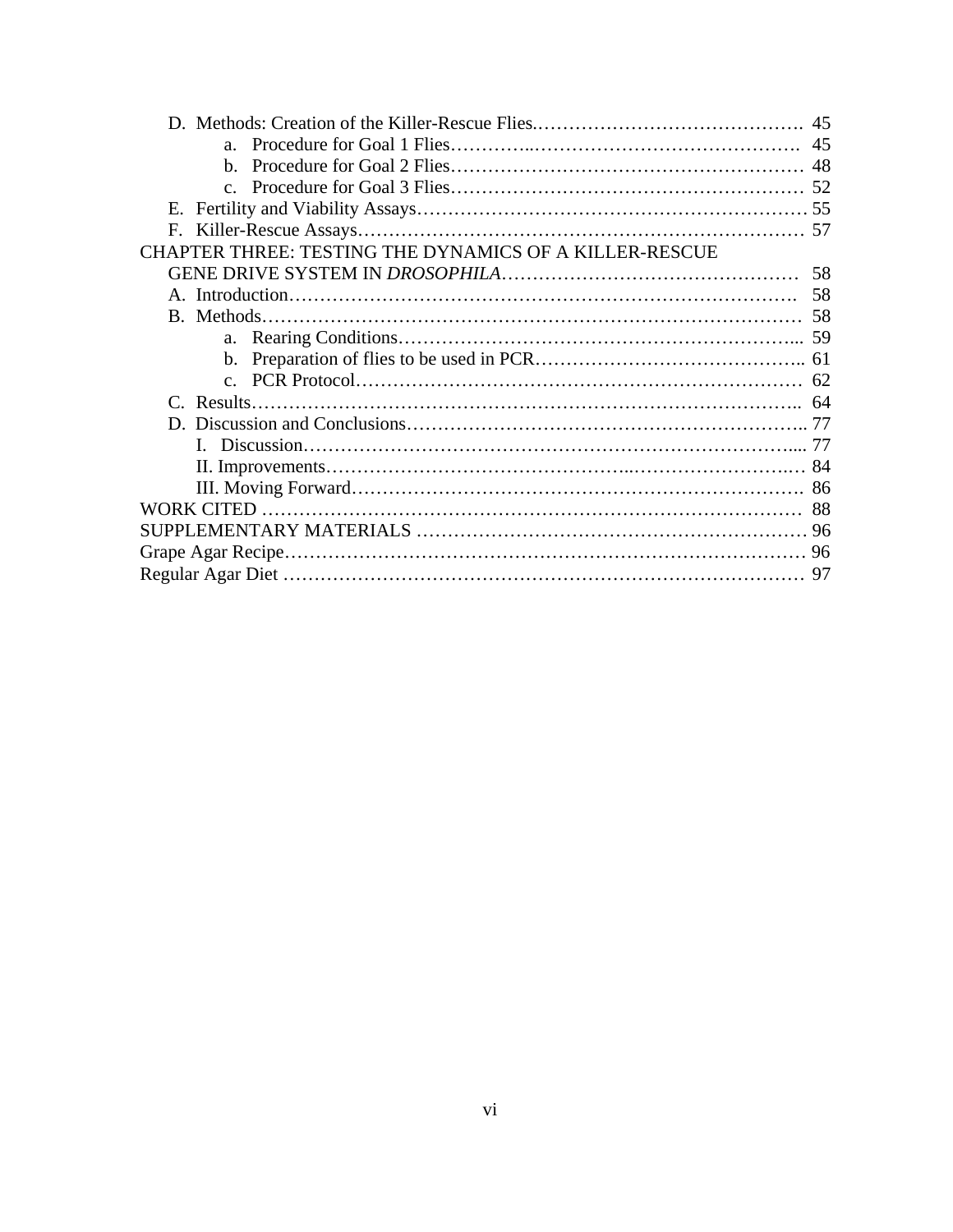- D. Methods: Creation of the Killer-Rescue Flies.……………………………………. 45
    - a. Procedure for Goal 1 Flies…………..……………………………………. 45
    - b. Procedure for Goal 2 Flies………………………………………………… 48
    - c. Procedure for Goal 3 Flies………………………………………………… 52
- E. Fertility and Viability Assays……………………………………………………… 55
- F. Killer-Rescue Assays……………………………………………………………… 57

CHAPTER THREE: TESTING THE DYNAMICS OF A KILLER-RESCUE GENE DRIVE SYSTEM IN *DROSOPHILA*………………………………………… 58

- A. Introduction………………………………………………………………………. 58
- B. Methods…………………………………………………………………………… 58
    - a. Rearing Conditions……………………………………………………... 59
    - b. Preparation of flies to be used in PCR……………….…………………….. 61
    - c. PCR Protocol……………………………………………………………… 62
- C. Results…………………………………………………………………………….. 64
- D. Discussion and Conclusions……………………………………………………….. 77
    - I. Discussion……………………………………………………………………... 77
    - II. Improvements………………………………………..……………………….… 84
    - III. Moving Forward………………………………………………………………. 86

WORK CITED …………………………………………………………………………… 88

SUPPLEMENTARY MATERIALS ……………………………………………………… 96

Grape Agar Recipe………………………………………………………………………… 96

Regular Agar Diet ………………………………………………………………………… 97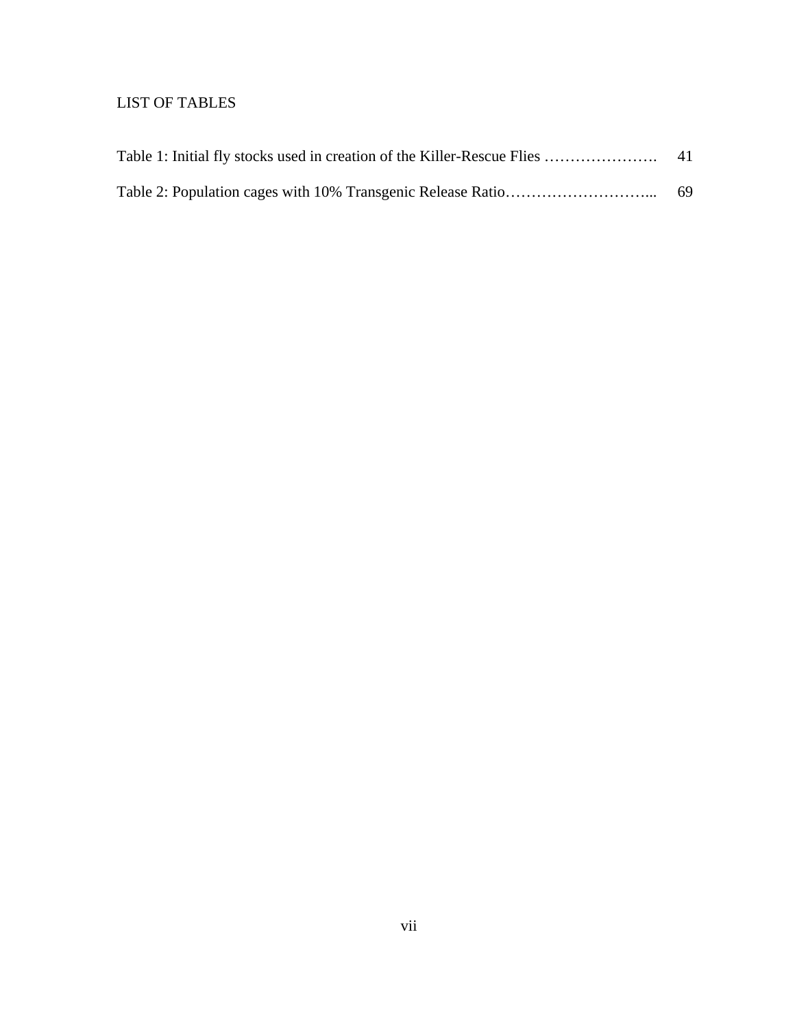## LIST OF TABLES

Table 1: Initial fly stocks used in creation of the Killer-Rescue Flies …………………. 41

Table 2: Population cages with 10% Transgenic Release Ratio………………………... 69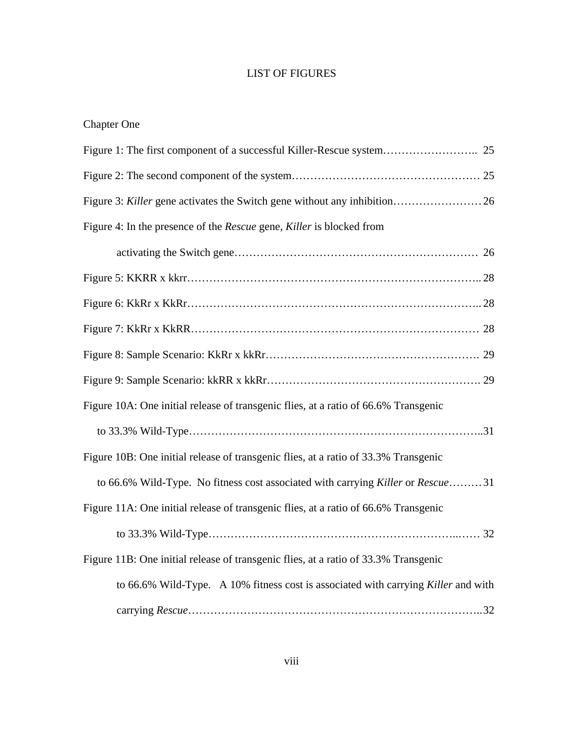# LIST OF FIGURES

Chapter One

Figure 1: The first component of a successful Killer-Rescue system.......................... 25

Figure 2: The second component of the system............................................... 25

Figure 3: *Killer* gene activates the Switch gene without any inhibition........................ 26

Figure 4: In the presence of the *Rescue* gene, *Killer* is blocked from activating the Switch gene............................................................. 26

Figure 5: KKRR x kkrr.......................................................................... 28

Figure 6: KkRr x KkRr.......................................................................... 28

Figure 7: KkRr x KkRR.......................................................................... 28

Figure 8: Sample Scenario: KkRr x kkRr.................................................... 29

Figure 9: Sample Scenario: kkRR x kkRr.................................................... 29

Figure 10A: One initial release of transgenic flies, at a ratio of 66.6% Transgenic to 33.3% Wild-Type.......................................................................31

Figure 10B: One initial release of transgenic flies, at a ratio of 33.3% Transgenic to 66.6% Wild-Type. No fitness cost associated with carrying *Killer* or *Rescue*.........31

Figure 11A: One initial release of transgenic flies, at a ratio of 66.6% Transgenic to 33.3% Wild-Type........................................................... 32

Figure 11B: One initial release of transgenic flies, at a ratio of 33.3% Transgenic to 66.6% Wild-Type. A 10% fitness cost is associated with carrying *Killer* and with carrying *Rescue*.........................................................................32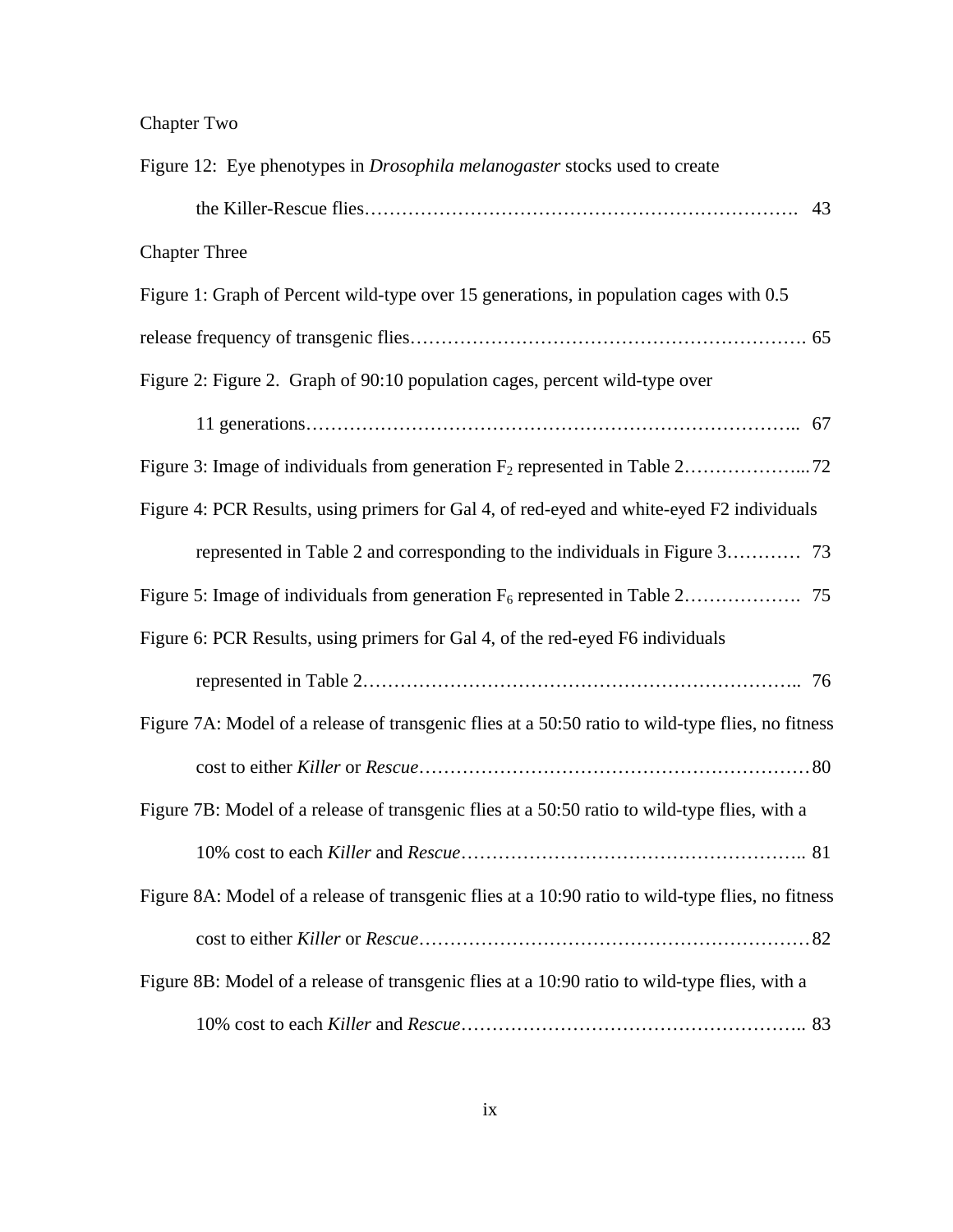Chapter Two

Figure 12: Eye phenotypes in *Drosophila melanogaster* stocks used to create the Killer-Rescue flies……………………………………………………………. 43

Chapter Three

Figure 1: Graph of Percent wild-type over 15 generations, in population cages with 0.5 release frequency of transgenic flies……………………………………………………. 65

Figure 2: Figure 2. Graph of 90:10 population cages, percent wild-type over 11 generations………………………………………………………………….. 67

Figure 3: Image of individuals from generation $F_2$ represented in Table 2………………... 72

Figure 4: PCR Results, using primers for Gal 4, of red-eyed and white-eyed F2 individuals represented in Table 2 and corresponding to the individuals in Figure 3………… 73

Figure 5: Image of individuals from generation $F_6$ represented in Table 2………………. 75

Figure 6: PCR Results, using primers for Gal 4, of the red-eyed F6 individuals represented in Table 2…………………………………………………………….. 76

Figure 7A: Model of a release of transgenic flies at a 50:50 ratio to wild-type flies, no fitness cost to either *Killer* or *Rescue*……………………………………………………… 80

Figure 7B: Model of a release of transgenic flies at a 50:50 ratio to wild-type flies, with a 10% cost to each *Killer* and *Rescue*……………………………………………….. 81

Figure 8A: Model of a release of transgenic flies at a 10:90 ratio to wild-type flies, no fitness cost to either *Killer* or *Rescue*……………………………………………………… 82

Figure 8B: Model of a release of transgenic flies at a 10:90 ratio to wild-type flies, with a 10% cost to each *Killer* and *Rescue*……………………………………………….. 83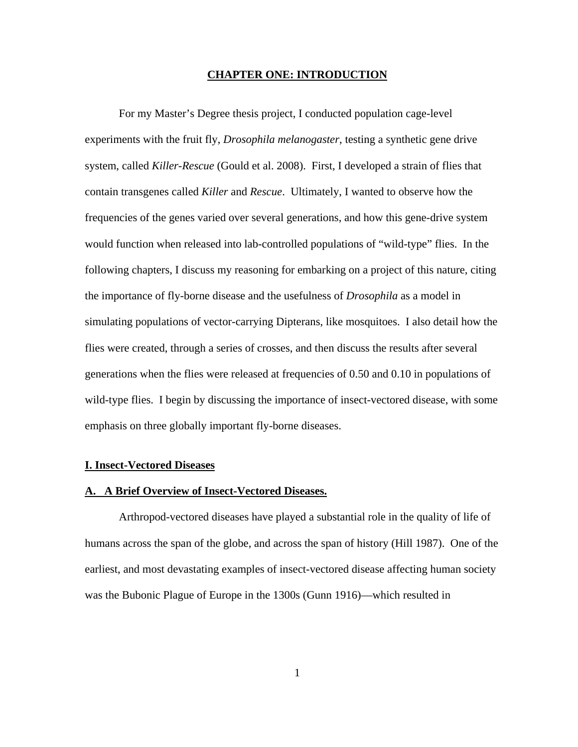# CHAPTER ONE: INTRODUCTION

For my Master's Degree thesis project, I conducted population cage-level experiments with the fruit fly, *Drosophila melanogaster*, testing a synthetic gene drive system, called *Killer-Rescue* (Gould et al. 2008). First, I developed a strain of flies that contain transgenes called *Killer* and *Rescue*. Ultimately, I wanted to observe how the frequencies of the genes varied over several generations, and how this gene-drive system would function when released into lab-controlled populations of "wild-type" flies. In the following chapters, I discuss my reasoning for embarking on a project of this nature, citing the importance of fly-borne disease and the usefulness of *Drosophila* as a model in simulating populations of vector-carrying Dipterans, like mosquitoes. I also detail how the flies were created, through a series of crosses, and then discuss the results after several generations when the flies were released at frequencies of 0.50 and 0.10 in populations of wild-type flies. I begin by discussing the importance of insect-vectored disease, with some emphasis on three globally important fly-borne diseases.

## I. Insect-Vectored Diseases

### A. A Brief Overview of Insect-Vectored Diseases.

Arthropod-vectored diseases have played a substantial role in the quality of life of humans across the span of the globe, and across the span of history (Hill 1987). One of the earliest, and most devastating examples of insect-vectored disease affecting human society was the Bubonic Plague of Europe in the 1300s (Gunn 1916)—which resulted in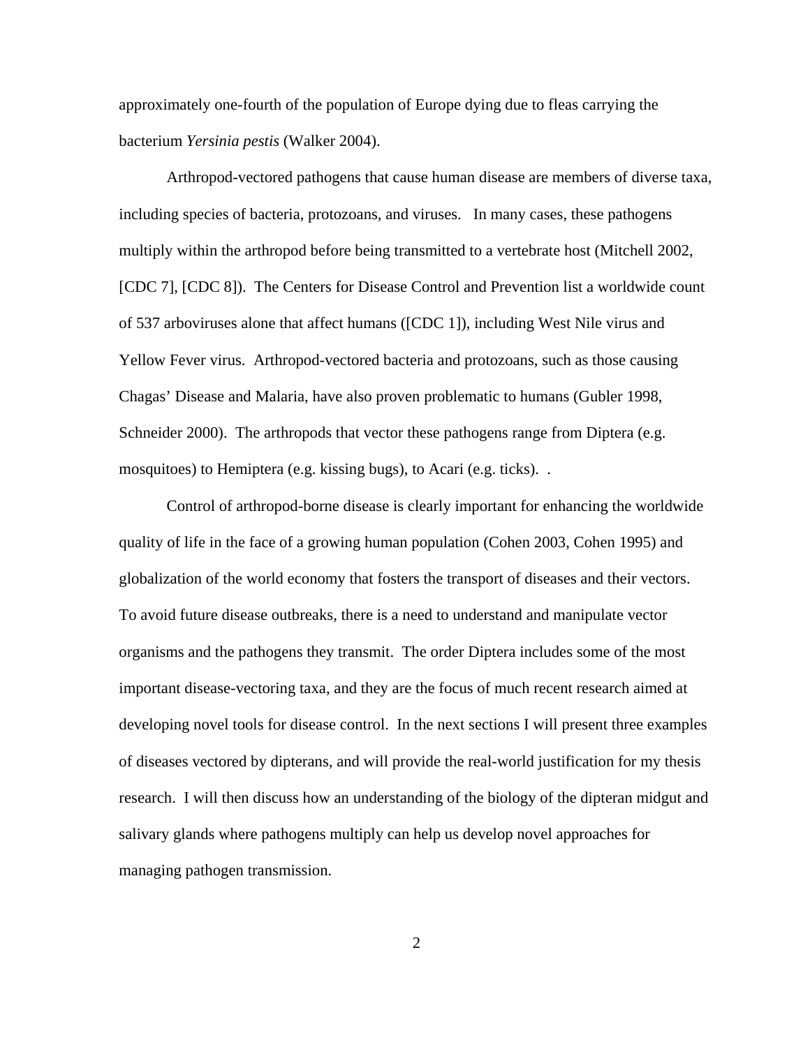approximately one-fourth of the population of Europe dying due to fleas carrying the bacterium *Yersinia pestis* (Walker 2004).

Arthropod-vectored pathogens that cause human disease are members of diverse taxa, including species of bacteria, protozoans, and viruses.  In many cases, these pathogens multiply within the arthropod before being transmitted to a vertebrate host (Mitchell 2002, [CDC 7], [CDC 8]).  The Centers for Disease Control and Prevention list a worldwide count of 537 arboviruses alone that affect humans ([CDC 1]), including West Nile virus and Yellow Fever virus.  Arthropod-vectored bacteria and protozoans, such as those causing Chagas' Disease and Malaria, have also proven problematic to humans (Gubler 1998, Schneider 2000).  The arthropods that vector these pathogens range from Diptera (e.g. mosquitoes) to Hemiptera (e.g. kissing bugs), to Acari (e.g. ticks).  .

Control of arthropod-borne disease is clearly important for enhancing the worldwide quality of life in the face of a growing human population (Cohen 2003, Cohen 1995) and globalization of the world economy that fosters the transport of diseases and their vectors. To avoid future disease outbreaks, there is a need to understand and manipulate vector organisms and the pathogens they transmit.  The order Diptera includes some of the most important disease-vectoring taxa, and they are the focus of much recent research aimed at developing novel tools for disease control.  In the next sections I will present three examples of diseases vectored by dipterans, and will provide the real-world justification for my thesis research.  I will then discuss how an understanding of the biology of the dipteran midgut and salivary glands where pathogens multiply can help us develop novel approaches for managing pathogen transmission.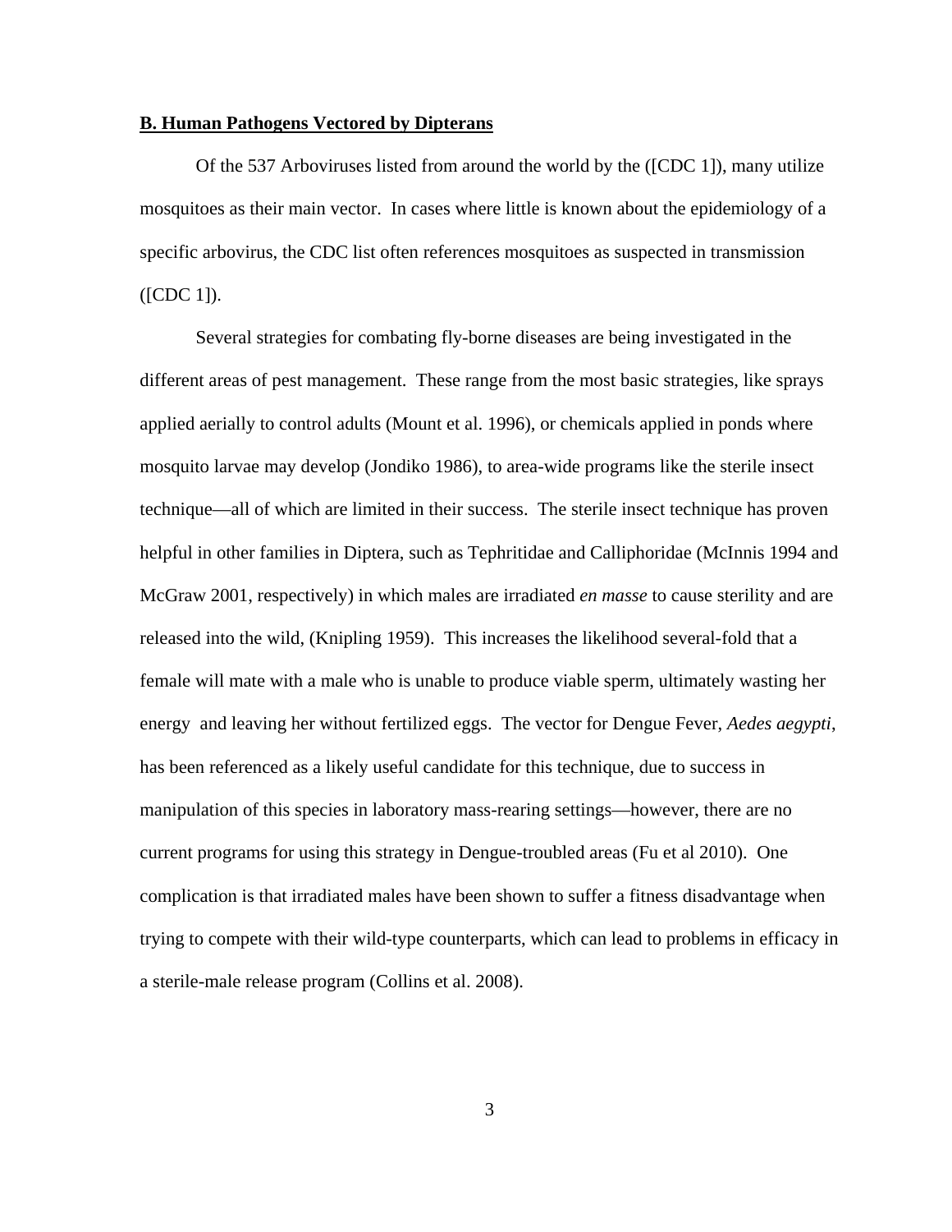**B. Human Pathogens Vectored by Dipterans**

Of the 537 Arboviruses listed from around the world by the ([CDC 1]), many utilize mosquitoes as their main vector. In cases where little is known about the epidemiology of a specific arbovirus, the CDC list often references mosquitoes as suspected in transmission ([CDC 1]).

Several strategies for combating fly-borne diseases are being investigated in the different areas of pest management. These range from the most basic strategies, like sprays applied aerially to control adults (Mount et al. 1996), or chemicals applied in ponds where mosquito larvae may develop (Jondiko 1986), to area-wide programs like the sterile insect technique—all of which are limited in their success. The sterile insect technique has proven helpful in other families in Diptera, such as Tephritidae and Calliphoridae (McInnis 1994 and McGraw 2001, respectively) in which males are irradiated *en masse* to cause sterility and are released into the wild, (Knipling 1959). This increases the likelihood several-fold that a female will mate with a male who is unable to produce viable sperm, ultimately wasting her energy and leaving her without fertilized eggs. The vector for Dengue Fever, *Aedes aegypti*, has been referenced as a likely useful candidate for this technique, due to success in manipulation of this species in laboratory mass-rearing settings—however, there are no current programs for using this strategy in Dengue-troubled areas (Fu et al 2010). One complication is that irradiated males have been shown to suffer a fitness disadvantage when trying to compete with their wild-type counterparts, which can lead to problems in efficacy in a sterile-male release program (Collins et al. 2008).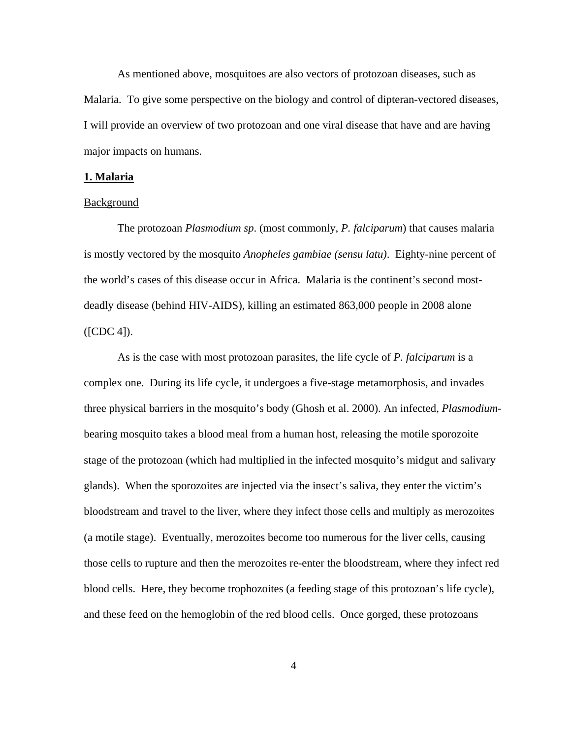As mentioned above, mosquitoes are also vectors of protozoan diseases, such as Malaria. To give some perspective on the biology and control of dipteran-vectored diseases, I will provide an overview of two protozoan and one viral disease that have and are having major impacts on humans.

**1. Malaria**

Background

The protozoan *Plasmodium sp*. (most commonly, *P. falciparum*) that causes malaria is mostly vectored by the mosquito *Anopheles gambiae (sensu latu)*. Eighty-nine percent of the world's cases of this disease occur in Africa. Malaria is the continent's second most-deadly disease (behind HIV-AIDS), killing an estimated 863,000 people in 2008 alone ([CDC 4]).

As is the case with most protozoan parasites, the life cycle of *P. falciparum* is a complex one. During its life cycle, it undergoes a five-stage metamorphosis, and invades three physical barriers in the mosquito's body (Ghosh et al. 2000). An infected, *Plasmodium*-bearing mosquito takes a blood meal from a human host, releasing the motile sporozoite stage of the protozoan (which had multiplied in the infected mosquito's midgut and salivary glands). When the sporozoites are injected via the insect's saliva, they enter the victim's bloodstream and travel to the liver, where they infect those cells and multiply as merozoites (a motile stage). Eventually, merozoites become too numerous for the liver cells, causing those cells to rupture and then the merozoites re-enter the bloodstream, where they infect red blood cells. Here, they become trophozoites (a feeding stage of this protozoan's life cycle), and these feed on the hemoglobin of the red blood cells. Once gorged, these protozoans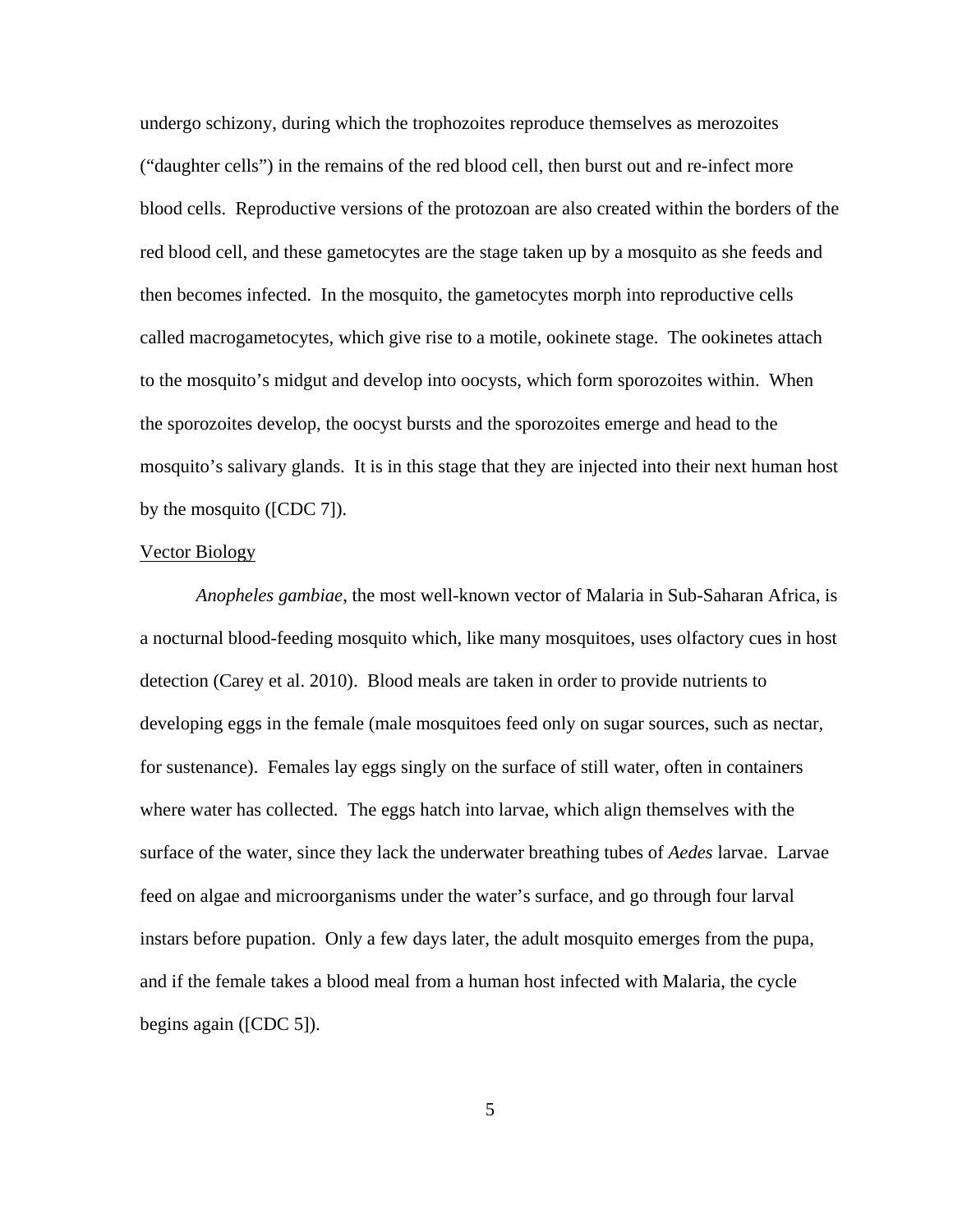undergo schizony, during which the trophozoites reproduce themselves as merozoites ("daughter cells") in the remains of the red blood cell, then burst out and re-infect more blood cells. Reproductive versions of the protozoan are also created within the borders of the red blood cell, and these gametocytes are the stage taken up by a mosquito as she feeds and then becomes infected. In the mosquito, the gametocytes morph into reproductive cells called macrogametocytes, which give rise to a motile, ookinete stage. The ookinetes attach to the mosquito's midgut and develop into oocysts, which form sporozoites within. When the sporozoites develop, the oocyst bursts and the sporozoites emerge and head to the mosquito's salivary glands. It is in this stage that they are injected into their next human host by the mosquito ([CDC 7]).

Vector Biology

*Anopheles gambiae*, the most well-known vector of Malaria in Sub-Saharan Africa, is a nocturnal blood-feeding mosquito which, like many mosquitoes, uses olfactory cues in host detection (Carey et al. 2010). Blood meals are taken in order to provide nutrients to developing eggs in the female (male mosquitoes feed only on sugar sources, such as nectar, for sustenance). Females lay eggs singly on the surface of still water, often in containers where water has collected. The eggs hatch into larvae, which align themselves with the surface of the water, since they lack the underwater breathing tubes of *Aedes* larvae. Larvae feed on algae and microorganisms under the water's surface, and go through four larval instars before pupation. Only a few days later, the adult mosquito emerges from the pupa, and if the female takes a blood meal from a human host infected with Malaria, the cycle begins again ([CDC 5]).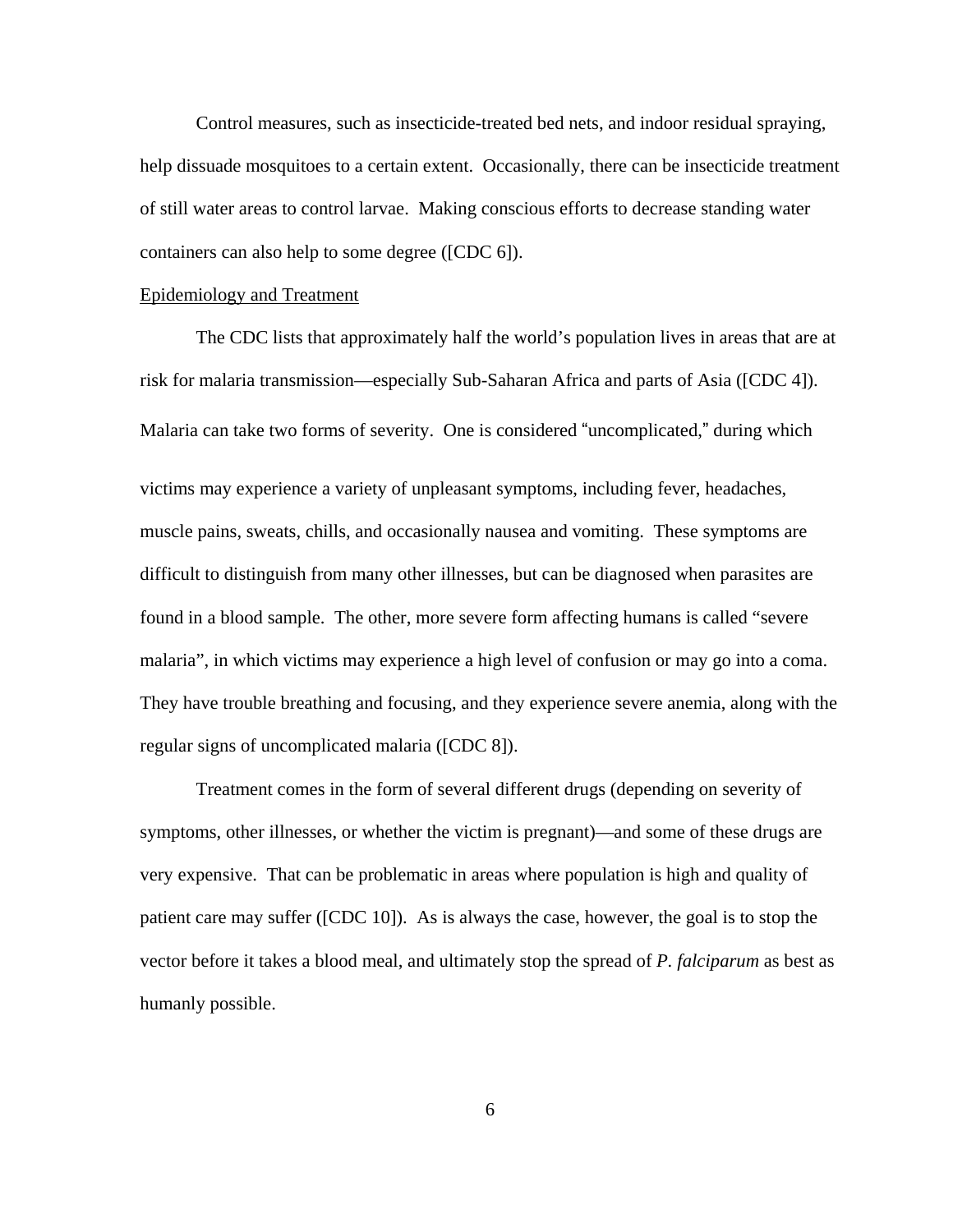Control measures, such as insecticide-treated bed nets, and indoor residual spraying, help dissuade mosquitoes to a certain extent. Occasionally, there can be insecticide treatment of still water areas to control larvae. Making conscious efforts to decrease standing water containers can also help to some degree ([CDC 6]).

Epidemiology and Treatment

The CDC lists that approximately half the world's population lives in areas that are at risk for malaria transmission—especially Sub-Saharan Africa and parts of Asia ([CDC 4]). Malaria can take two forms of severity. One is considered "uncomplicated," during which victims may experience a variety of unpleasant symptoms, including fever, headaches, muscle pains, sweats, chills, and occasionally nausea and vomiting. These symptoms are difficult to distinguish from many other illnesses, but can be diagnosed when parasites are found in a blood sample. The other, more severe form affecting humans is called "severe malaria", in which victims may experience a high level of confusion or may go into a coma. They have trouble breathing and focusing, and they experience severe anemia, along with the regular signs of uncomplicated malaria ([CDC 8]).

Treatment comes in the form of several different drugs (depending on severity of symptoms, other illnesses, or whether the victim is pregnant)—and some of these drugs are very expensive. That can be problematic in areas where population is high and quality of patient care may suffer ([CDC 10]). As is always the case, however, the goal is to stop the vector before it takes a blood meal, and ultimately stop the spread of *P. falciparum* as best as humanly possible.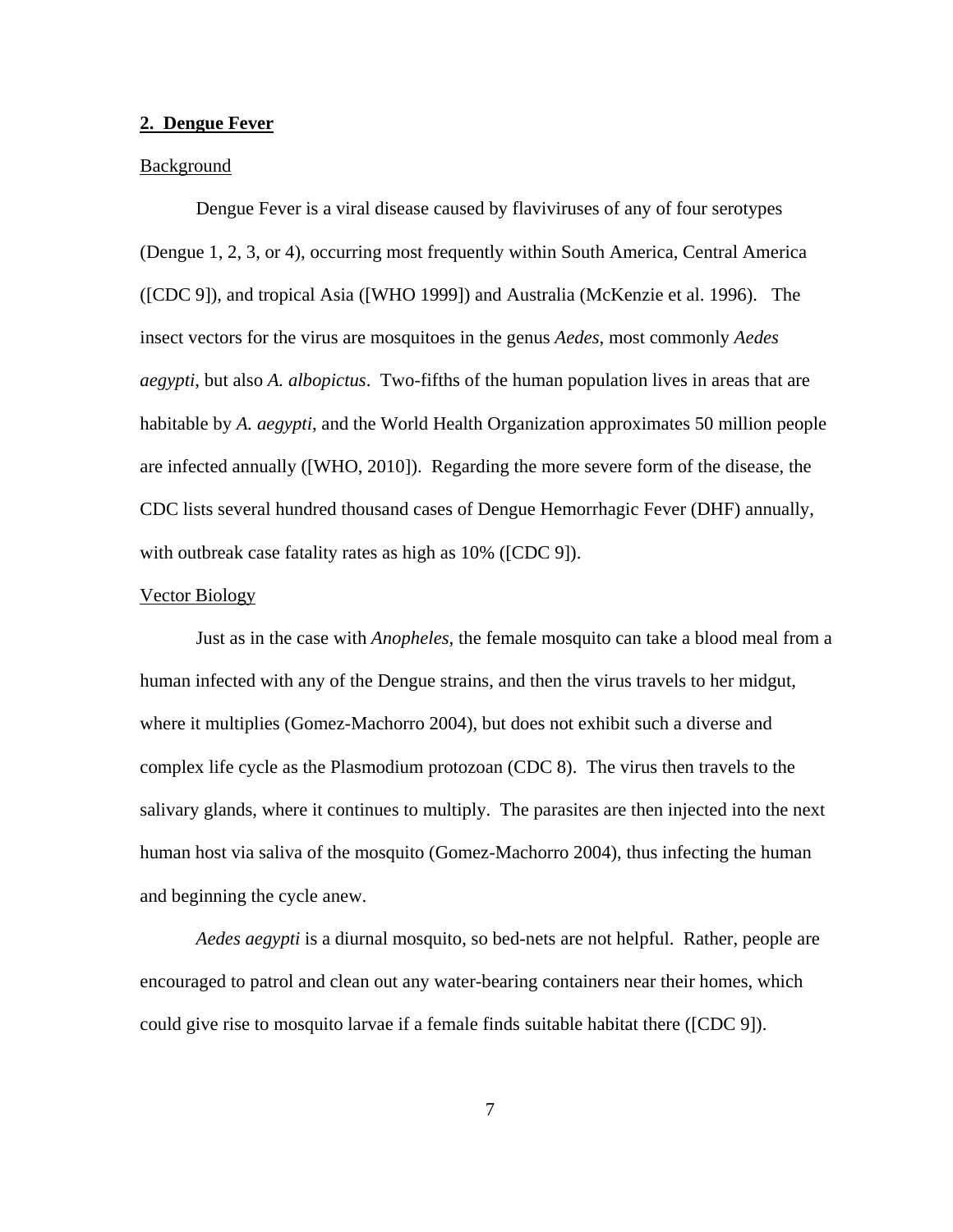## 2. Dengue Fever

Background

Dengue Fever is a viral disease caused by flaviviruses of any of four serotypes (Dengue 1, 2, 3, or 4), occurring most frequently within South America, Central America ([CDC 9]), and tropical Asia ([WHO 1999]) and Australia (McKenzie et al. 1996). The insect vectors for the virus are mosquitoes in the genus *Aedes*, most commonly *Aedes aegypti*, but also *A. albopictus*. Two-fifths of the human population lives in areas that are habitable by *A. aegypti*, and the World Health Organization approximates 50 million people are infected annually ([WHO, 2010]). Regarding the more severe form of the disease, the CDC lists several hundred thousand cases of Dengue Hemorrhagic Fever (DHF) annually, with outbreak case fatality rates as high as 10% ([CDC 9]).

Vector Biology

Just as in the case with *Anopheles*, the female mosquito can take a blood meal from a human infected with any of the Dengue strains, and then the virus travels to her midgut, where it multiplies (Gomez-Machorro 2004), but does not exhibit such a diverse and complex life cycle as the Plasmodium protozoan (CDC 8). The virus then travels to the salivary glands, where it continues to multiply. The parasites are then injected into the next human host via saliva of the mosquito (Gomez-Machorro 2004), thus infecting the human and beginning the cycle anew.

*Aedes aegypti* is a diurnal mosquito, so bed-nets are not helpful. Rather, people are encouraged to patrol and clean out any water-bearing containers near their homes, which could give rise to mosquito larvae if a female finds suitable habitat there ([CDC 9]).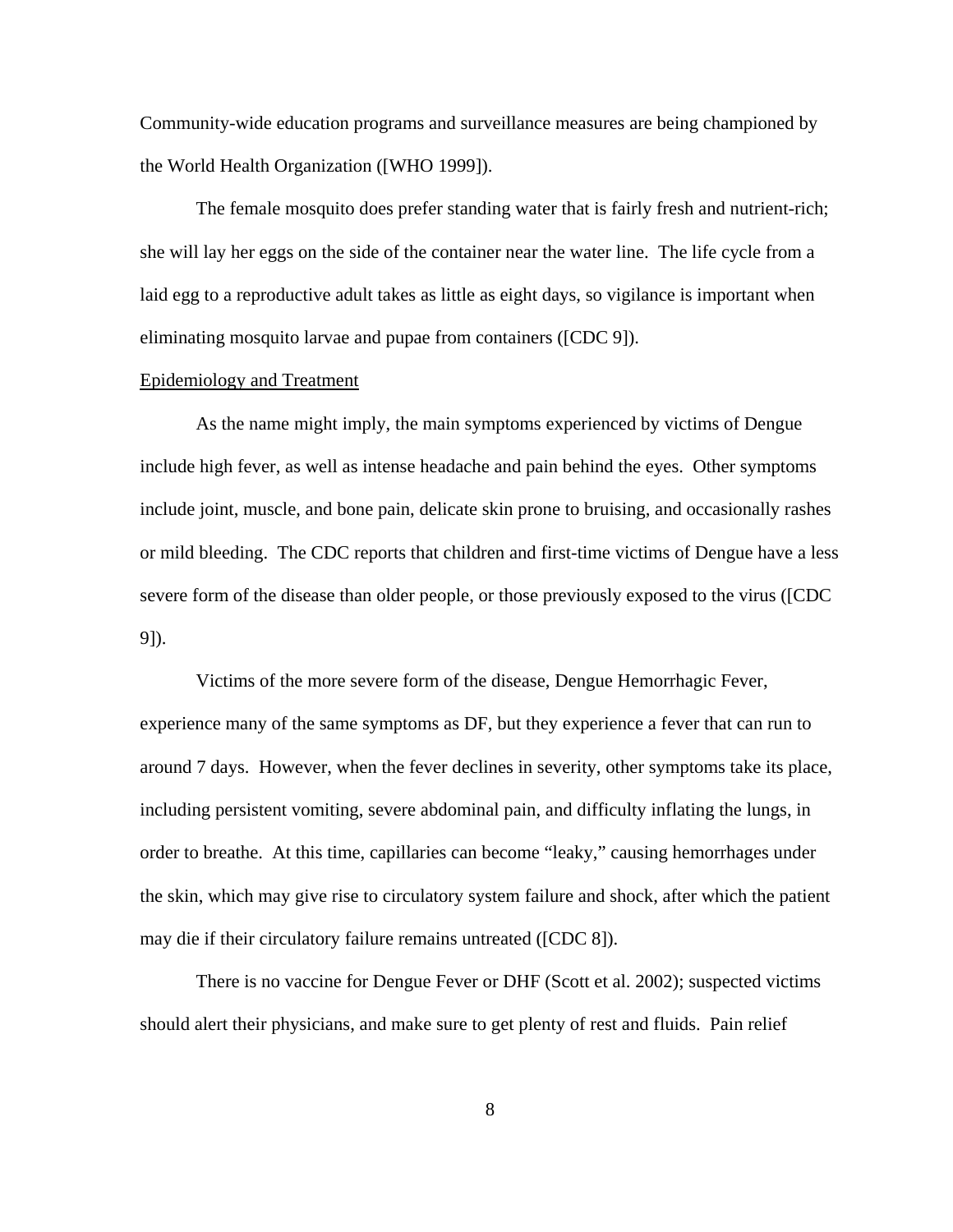Community-wide education programs and surveillance measures are being championed by the World Health Organization ([WHO 1999]).

The female mosquito does prefer standing water that is fairly fresh and nutrient-rich; she will lay her eggs on the side of the container near the water line. The life cycle from a laid egg to a reproductive adult takes as little as eight days, so vigilance is important when eliminating mosquito larvae and pupae from containers ([CDC 9]).

<u>Epidemiology and Treatment</u>

As the name might imply, the main symptoms experienced by victims of Dengue include high fever, as well as intense headache and pain behind the eyes. Other symptoms include joint, muscle, and bone pain, delicate skin prone to bruising, and occasionally rashes or mild bleeding. The CDC reports that children and first-time victims of Dengue have a less severe form of the disease than older people, or those previously exposed to the virus ([CDC 9]).

Victims of the more severe form of the disease, Dengue Hemorrhagic Fever, experience many of the same symptoms as DF, but they experience a fever that can run to around 7 days. However, when the fever declines in severity, other symptoms take its place, including persistent vomiting, severe abdominal pain, and difficulty inflating the lungs, in order to breathe. At this time, capillaries can become "leaky," causing hemorrhages under the skin, which may give rise to circulatory system failure and shock, after which the patient may die if their circulatory failure remains untreated ([CDC 8]).

There is no vaccine for Dengue Fever or DHF (Scott et al. 2002); suspected victims should alert their physicians, and make sure to get plenty of rest and fluids. Pain relief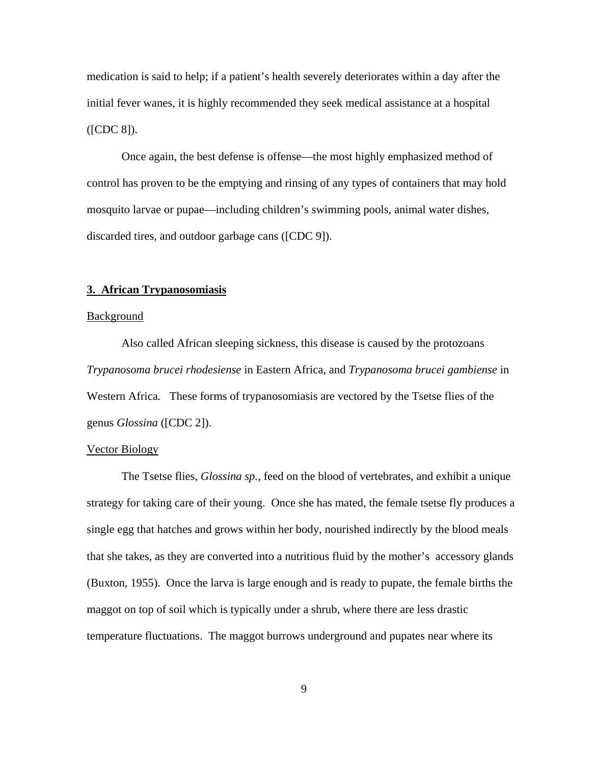medication is said to help; if a patient's health severely deteriorates within a day after the initial fever wanes, it is highly recommended they seek medical assistance at a hospital ([CDC 8]).

Once again, the best defense is offense—the most highly emphasized method of control has proven to be the emptying and rinsing of any types of containers that may hold mosquito larvae or pupae—including children's swimming pools, animal water dishes, discarded tires, and outdoor garbage cans ([CDC 9]).

## 3. African Trypanosomiasis

### Background

Also called African sleeping sickness, this disease is caused by the protozoans *Trypanosoma brucei rhodesiense* in Eastern Africa, and *Trypanosoma brucei gambiense* in Western Africa. These forms of trypanosomiasis are vectored by the Tsetse flies of the genus *Glossina* ([CDC 2]).

### Vector Biology

The Tsetse flies, *Glossina sp.*, feed on the blood of vertebrates, and exhibit a unique strategy for taking care of their young. Once she has mated, the female tsetse fly produces a single egg that hatches and grows within her body, nourished indirectly by the blood meals that she takes, as they are converted into a nutritious fluid by the mother's accessory glands (Buxton, 1955). Once the larva is large enough and is ready to pupate, the female births the maggot on top of soil which is typically under a shrub, where there are less drastic temperature fluctuations. The maggot burrows underground and pupates near where its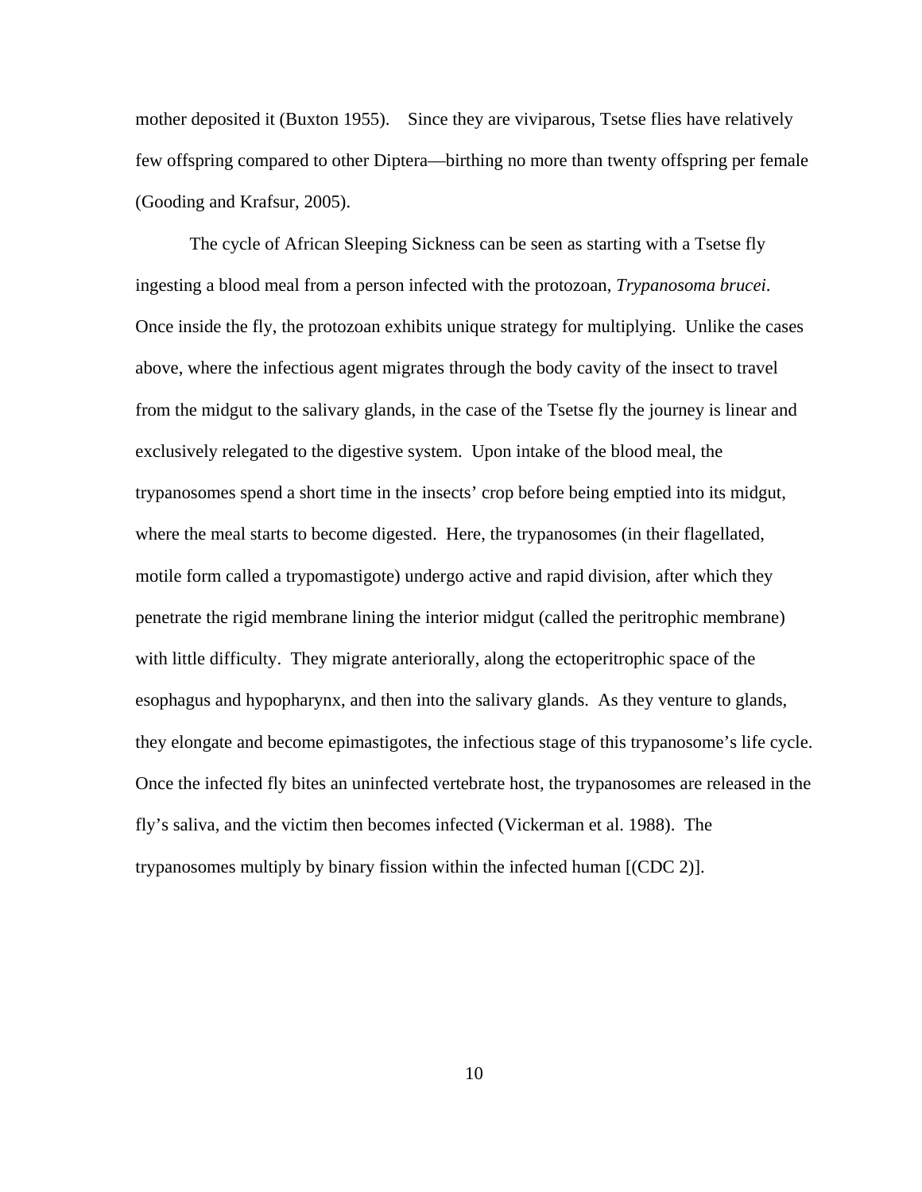mother deposited it (Buxton 1955). Since they are viviparous, Tsetse flies have relatively few offspring compared to other Diptera—birthing no more than twenty offspring per female (Gooding and Krafsur, 2005).

The cycle of African Sleeping Sickness can be seen as starting with a Tsetse fly ingesting a blood meal from a person infected with the protozoan, *Trypanosoma brucei*. Once inside the fly, the protozoan exhibits unique strategy for multiplying. Unlike the cases above, where the infectious agent migrates through the body cavity of the insect to travel from the midgut to the salivary glands, in the case of the Tsetse fly the journey is linear and exclusively relegated to the digestive system. Upon intake of the blood meal, the trypanosomes spend a short time in the insects' crop before being emptied into its midgut, where the meal starts to become digested. Here, the trypanosomes (in their flagellated, motile form called a trypomastigote) undergo active and rapid division, after which they penetrate the rigid membrane lining the interior midgut (called the peritrophic membrane) with little difficulty. They migrate anteriorally, along the ectoperitrophic space of the esophagus and hypopharynx, and then into the salivary glands. As they venture to glands, they elongate and become epimastigotes, the infectious stage of this trypanosome's life cycle. Once the infected fly bites an uninfected vertebrate host, the trypanosomes are released in the fly's saliva, and the victim then becomes infected (Vickerman et al. 1988). The trypanosomes multiply by binary fission within the infected human [(CDC 2)].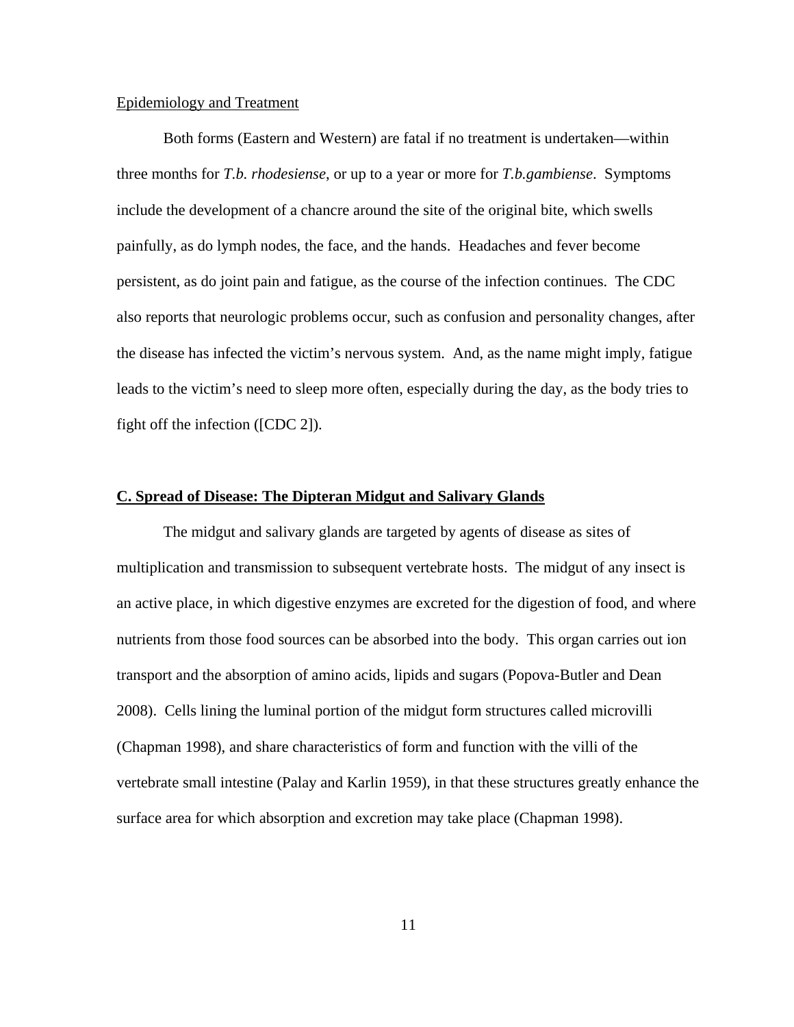Epidemiology and Treatment

Both forms (Eastern and Western) are fatal if no treatment is undertaken—within three months for *T.b. rhodesiense*, or up to a year or more for *T.b.gambiense*. Symptoms include the development of a chancre around the site of the original bite, which swells painfully, as do lymph nodes, the face, and the hands. Headaches and fever become persistent, as do joint pain and fatigue, as the course of the infection continues. The CDC also reports that neurologic problems occur, such as confusion and personality changes, after the disease has infected the victim's nervous system. And, as the name might imply, fatigue leads to the victim's need to sleep more often, especially during the day, as the body tries to fight off the infection ([CDC 2]).

## C. Spread of Disease: The Dipteran Midgut and Salivary Glands

The midgut and salivary glands are targeted by agents of disease as sites of multiplication and transmission to subsequent vertebrate hosts. The midgut of any insect is an active place, in which digestive enzymes are excreted for the digestion of food, and where nutrients from those food sources can be absorbed into the body. This organ carries out ion transport and the absorption of amino acids, lipids and sugars (Popova-Butler and Dean 2008). Cells lining the luminal portion of the midgut form structures called microvilli (Chapman 1998), and share characteristics of form and function with the villi of the vertebrate small intestine (Palay and Karlin 1959), in that these structures greatly enhance the surface area for which absorption and excretion may take place (Chapman 1998).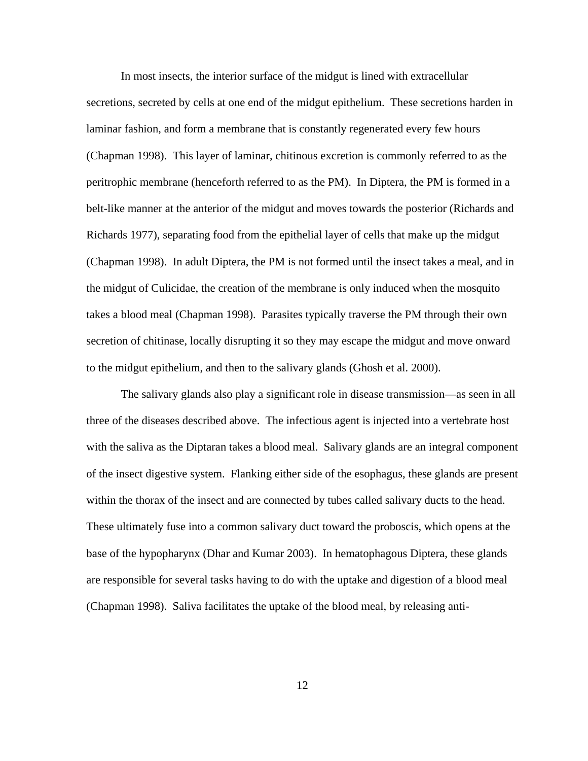In most insects, the interior surface of the midgut is lined with extracellular secretions, secreted by cells at one end of the midgut epithelium. These secretions harden in laminar fashion, and form a membrane that is constantly regenerated every few hours (Chapman 1998). This layer of laminar, chitinous excretion is commonly referred to as the peritrophic membrane (henceforth referred to as the PM). In Diptera, the PM is formed in a belt-like manner at the anterior of the midgut and moves towards the posterior (Richards and Richards 1977), separating food from the epithelial layer of cells that make up the midgut (Chapman 1998). In adult Diptera, the PM is not formed until the insect takes a meal, and in the midgut of Culicidae, the creation of the membrane is only induced when the mosquito takes a blood meal (Chapman 1998). Parasites typically traverse the PM through their own secretion of chitinase, locally disrupting it so they may escape the midgut and move onward to the midgut epithelium, and then to the salivary glands (Ghosh et al. 2000).

The salivary glands also play a significant role in disease transmission—as seen in all three of the diseases described above. The infectious agent is injected into a vertebrate host with the saliva as the Diptaran takes a blood meal. Salivary glands are an integral component of the insect digestive system. Flanking either side of the esophagus, these glands are present within the thorax of the insect and are connected by tubes called salivary ducts to the head. These ultimately fuse into a common salivary duct toward the proboscis, which opens at the base of the hypopharynx (Dhar and Kumar 2003). In hematophagous Diptera, these glands are responsible for several tasks having to do with the uptake and digestion of a blood meal (Chapman 1998). Saliva facilitates the uptake of the blood meal, by releasing anti-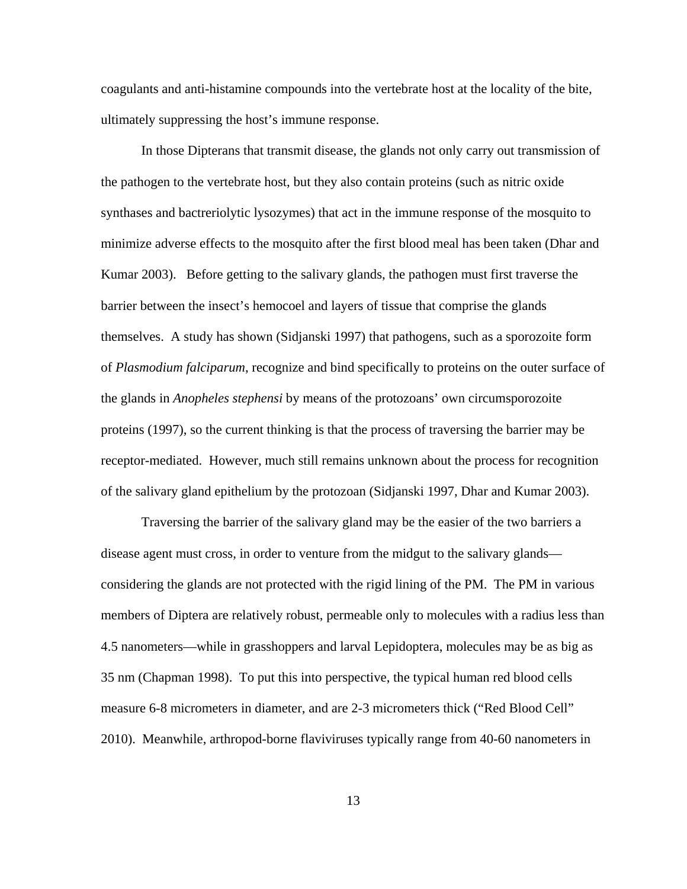coagulants and anti-histamine compounds into the vertebrate host at the locality of the bite, ultimately suppressing the host's immune response.

In those Dipterans that transmit disease, the glands not only carry out transmission of the pathogen to the vertebrate host, but they also contain proteins (such as nitric oxide synthases and bactreriolytic lysozymes) that act in the immune response of the mosquito to minimize adverse effects to the mosquito after the first blood meal has been taken (Dhar and Kumar 2003). Before getting to the salivary glands, the pathogen must first traverse the barrier between the insect's hemocoel and layers of tissue that comprise the glands themselves. A study has shown (Sidjanski 1997) that pathogens, such as a sporozoite form of *Plasmodium falciparum*, recognize and bind specifically to proteins on the outer surface of the glands in *Anopheles stephensi* by means of the protozoans' own circumsporozoite proteins (1997), so the current thinking is that the process of traversing the barrier may be receptor-mediated. However, much still remains unknown about the process for recognition of the salivary gland epithelium by the protozoan (Sidjanski 1997, Dhar and Kumar 2003).

Traversing the barrier of the salivary gland may be the easier of the two barriers a disease agent must cross, in order to venture from the midgut to the salivary glands—considering the glands are not protected with the rigid lining of the PM. The PM in various members of Diptera are relatively robust, permeable only to molecules with a radius less than 4.5 nanometers—while in grasshoppers and larval Lepidoptera, molecules may be as big as 35 nm (Chapman 1998). To put this into perspective, the typical human red blood cells measure 6-8 micrometers in diameter, and are 2-3 micrometers thick ("Red Blood Cell" 2010). Meanwhile, arthropod-borne flaviviruses typically range from 40-60 nanometers in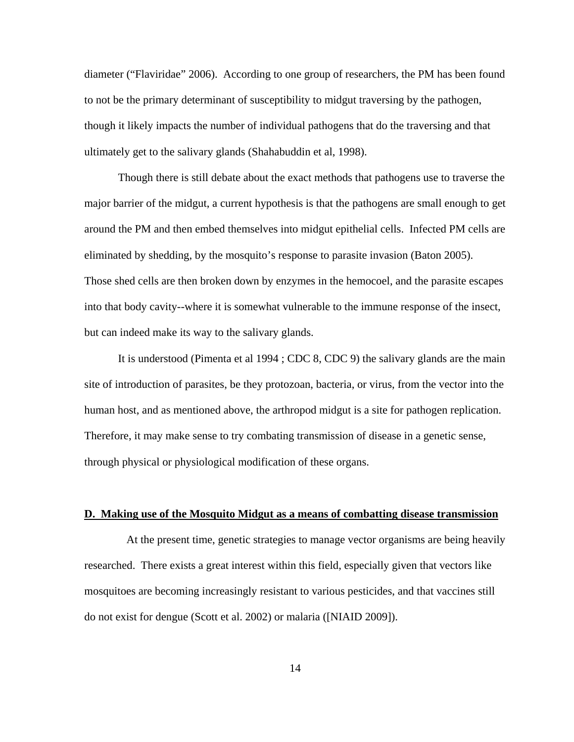diameter (“Flaviridae” 2006). According to one group of researchers, the PM has been found to not be the primary determinant of susceptibility to midgut traversing by the pathogen, though it likely impacts the number of individual pathogens that do the traversing and that ultimately get to the salivary glands (Shahabuddin et al, 1998).

Though there is still debate about the exact methods that pathogens use to traverse the major barrier of the midgut, a current hypothesis is that the pathogens are small enough to get around the PM and then embed themselves into midgut epithelial cells. Infected PM cells are eliminated by shedding, by the mosquito’s response to parasite invasion (Baton 2005). Those shed cells are then broken down by enzymes in the hemocoel, and the parasite escapes into that body cavity--where it is somewhat vulnerable to the immune response of the insect, but can indeed make its way to the salivary glands.

It is understood (Pimenta et al 1994 ; CDC 8, CDC 9) the salivary glands are the main site of introduction of parasites, be they protozoan, bacteria, or virus, from the vector into the human host, and as mentioned above, the arthropod midgut is a site for pathogen replication. Therefore, it may make sense to try combating transmission of disease in a genetic sense, through physical or physiological modification of these organs.

## D. Making use of the Mosquito Midgut as a means of combatting disease transmission

At the present time, genetic strategies to manage vector organisms are being heavily researched. There exists a great interest within this field, especially given that vectors like mosquitoes are becoming increasingly resistant to various pesticides, and that vaccines still do not exist for dengue (Scott et al. 2002) or malaria ([NIAID 2009]).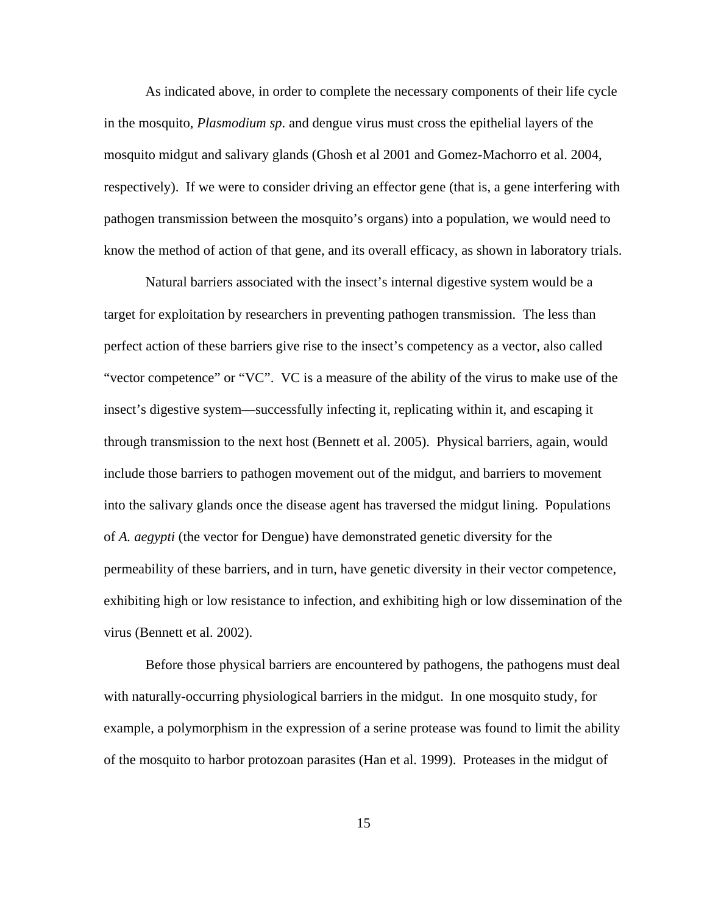As indicated above, in order to complete the necessary components of their life cycle in the mosquito, *Plasmodium sp.* and dengue virus must cross the epithelial layers of the mosquito midgut and salivary glands (Ghosh et al 2001 and Gomez-Machorro et al. 2004, respectively). If we were to consider driving an effector gene (that is, a gene interfering with pathogen transmission between the mosquito's organs) into a population, we would need to know the method of action of that gene, and its overall efficacy, as shown in laboratory trials.

Natural barriers associated with the insect's internal digestive system would be a target for exploitation by researchers in preventing pathogen transmission. The less than perfect action of these barriers give rise to the insect's competency as a vector, also called "vector competence" or "VC". VC is a measure of the ability of the virus to make use of the insect's digestive system—successfully infecting it, replicating within it, and escaping it through transmission to the next host (Bennett et al. 2005). Physical barriers, again, would include those barriers to pathogen movement out of the midgut, and barriers to movement into the salivary glands once the disease agent has traversed the midgut lining. Populations of *A. aegypti* (the vector for Dengue) have demonstrated genetic diversity for the permeability of these barriers, and in turn, have genetic diversity in their vector competence, exhibiting high or low resistance to infection, and exhibiting high or low dissemination of the virus (Bennett et al. 2002).

Before those physical barriers are encountered by pathogens, the pathogens must deal with naturally-occurring physiological barriers in the midgut. In one mosquito study, for example, a polymorphism in the expression of a serine protease was found to limit the ability of the mosquito to harbor protozoan parasites (Han et al. 1999). Proteases in the midgut of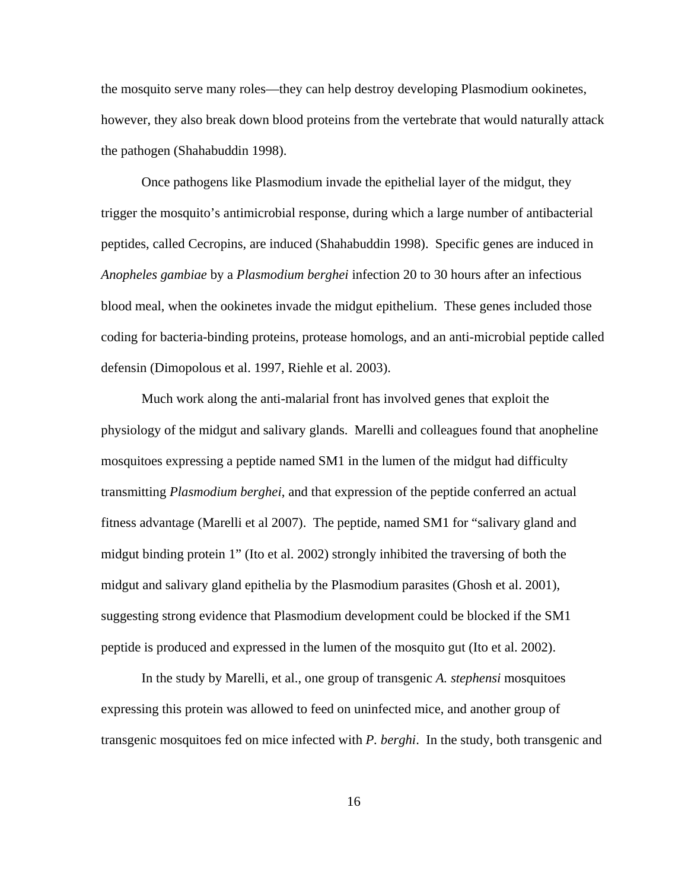the mosquito serve many roles—they can help destroy developing Plasmodium ookinetes, however, they also break down blood proteins from the vertebrate that would naturally attack the pathogen (Shahabuddin 1998).

Once pathogens like Plasmodium invade the epithelial layer of the midgut, they trigger the mosquito's antimicrobial response, during which a large number of antibacterial peptides, called Cecropins, are induced (Shahabuddin 1998). Specific genes are induced in *Anopheles gambiae* by a *Plasmodium berghei* infection 20 to 30 hours after an infectious blood meal, when the ookinetes invade the midgut epithelium. These genes included those coding for bacteria-binding proteins, protease homologs, and an anti-microbial peptide called defensin (Dimopolous et al. 1997, Riehle et al. 2003).

Much work along the anti-malarial front has involved genes that exploit the physiology of the midgut and salivary glands. Marelli and colleagues found that anopheline mosquitoes expressing a peptide named SM1 in the lumen of the midgut had difficulty transmitting *Plasmodium berghei*, and that expression of the peptide conferred an actual fitness advantage (Marelli et al 2007). The peptide, named SM1 for "salivary gland and midgut binding protein 1" (Ito et al. 2002) strongly inhibited the traversing of both the midgut and salivary gland epithelia by the Plasmodium parasites (Ghosh et al. 2001), suggesting strong evidence that Plasmodium development could be blocked if the SM1 peptide is produced and expressed in the lumen of the mosquito gut (Ito et al. 2002).

In the study by Marelli, et al., one group of transgenic *A. stephensi* mosquitoes expressing this protein was allowed to feed on uninfected mice, and another group of transgenic mosquitoes fed on mice infected with *P. berghi*. In the study, both transgenic and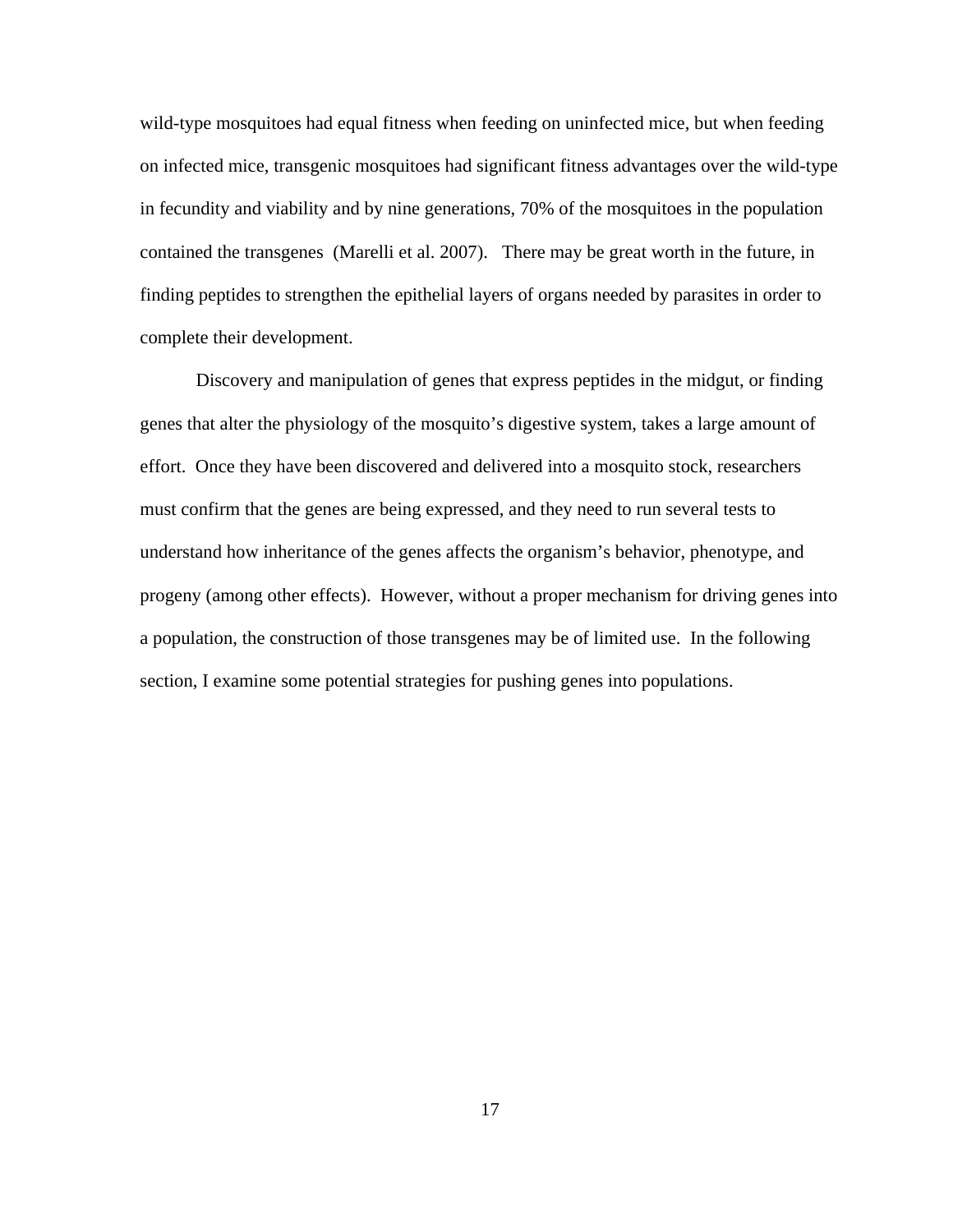wild-type mosquitoes had equal fitness when feeding on uninfected mice, but when feeding on infected mice, transgenic mosquitoes had significant fitness advantages over the wild-type in fecundity and viability and by nine generations, 70% of the mosquitoes in the population contained the transgenes (Marelli et al. 2007). There may be great worth in the future, in finding peptides to strengthen the epithelial layers of organs needed by parasites in order to complete their development.

Discovery and manipulation of genes that express peptides in the midgut, or finding genes that alter the physiology of the mosquito's digestive system, takes a large amount of effort. Once they have been discovered and delivered into a mosquito stock, researchers must confirm that the genes are being expressed, and they need to run several tests to understand how inheritance of the genes affects the organism's behavior, phenotype, and progeny (among other effects). However, without a proper mechanism for driving genes into a population, the construction of those transgenes may be of limited use. In the following section, I examine some potential strategies for pushing genes into populations.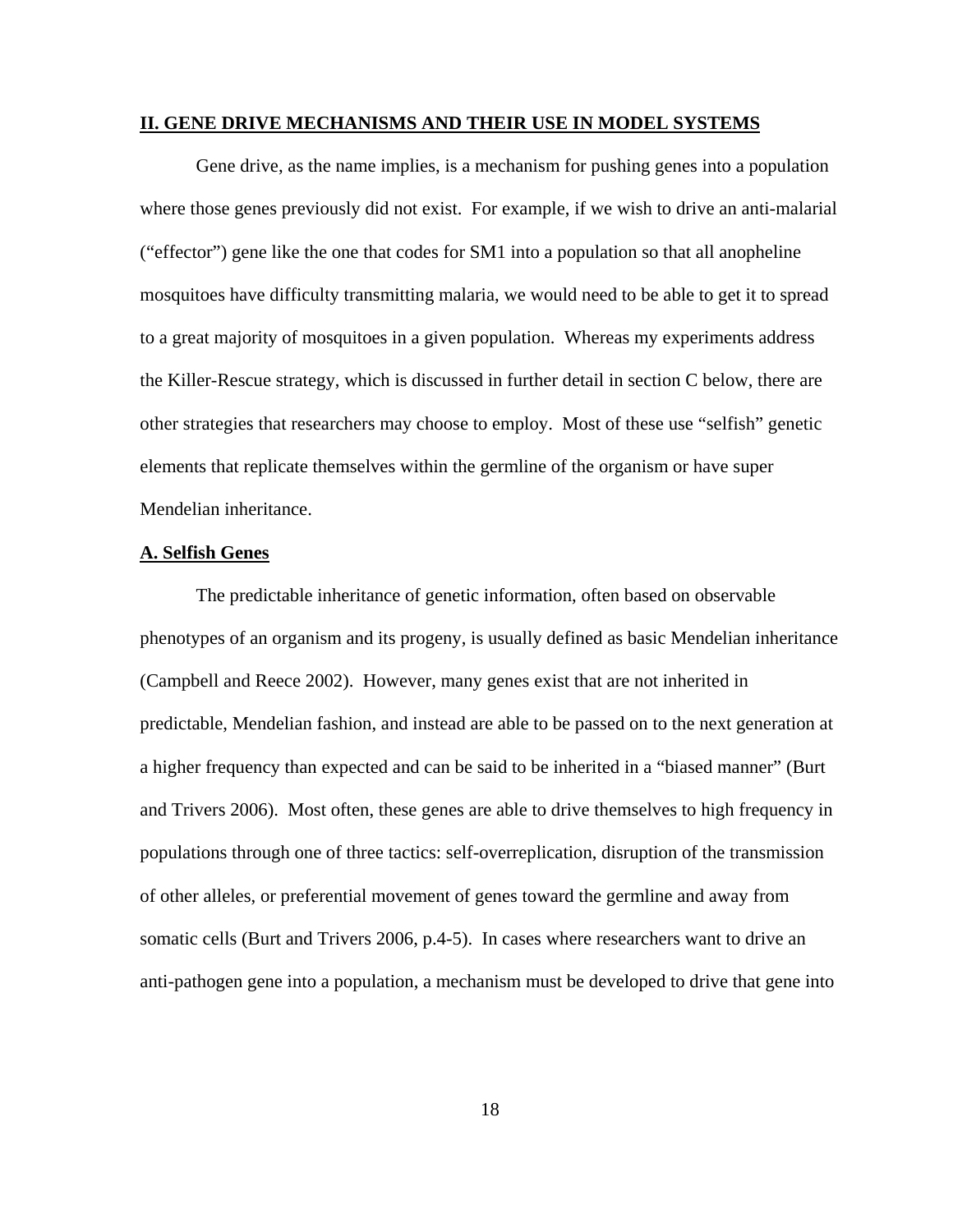## II. GENE DRIVE MECHANISMS AND THEIR USE IN MODEL SYSTEMS

Gene drive, as the name implies, is a mechanism for pushing genes into a population where those genes previously did not exist. For example, if we wish to drive an anti-malarial ("effector") gene like the one that codes for SM1 into a population so that all anopheline mosquitoes have difficulty transmitting malaria, we would need to be able to get it to spread to a great majority of mosquitoes in a given population. Whereas my experiments address the Killer-Rescue strategy, which is discussed in further detail in section C below, there are other strategies that researchers may choose to employ. Most of these use "selfish" genetic elements that replicate themselves within the germline of the organism or have super Mendelian inheritance.

### A. Selfish Genes

The predictable inheritance of genetic information, often based on observable phenotypes of an organism and its progeny, is usually defined as basic Mendelian inheritance (Campbell and Reece 2002). However, many genes exist that are not inherited in predictable, Mendelian fashion, and instead are able to be passed on to the next generation at a higher frequency than expected and can be said to be inherited in a "biased manner" (Burt and Trivers 2006). Most often, these genes are able to drive themselves to high frequency in populations through one of three tactics: self-overreplication, disruption of the transmission of other alleles, or preferential movement of genes toward the germline and away from somatic cells (Burt and Trivers 2006, p.4-5). In cases where researchers want to drive an anti-pathogen gene into a population, a mechanism must be developed to drive that gene into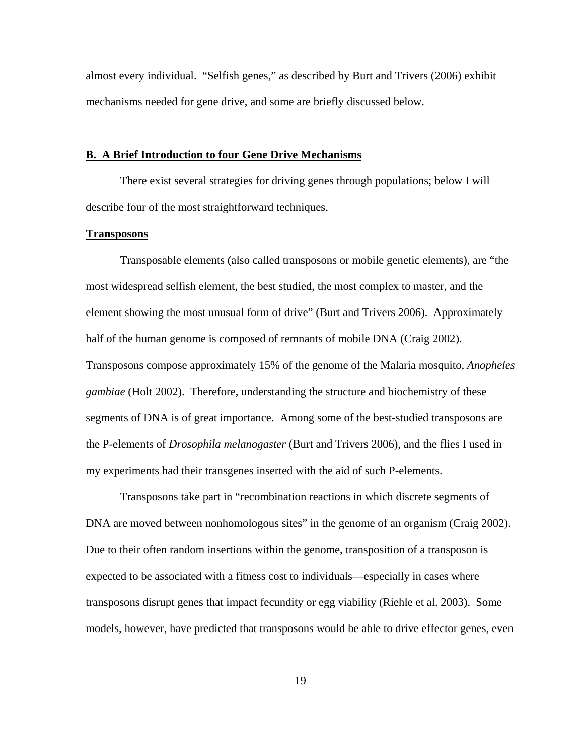almost every individual. "Selfish genes," as described by Burt and Trivers (2006) exhibit mechanisms needed for gene drive, and some are briefly discussed below.

## B. A Brief Introduction to four Gene Drive Mechanisms

There exist several strategies for driving genes through populations; below I will describe four of the most straightforward techniques.

### Transposons

Transposable elements (also called transposons or mobile genetic elements), are "the most widespread selfish element, the best studied, the most complex to master, and the element showing the most unusual form of drive" (Burt and Trivers 2006). Approximately half of the human genome is composed of remnants of mobile DNA (Craig 2002). Transposons compose approximately 15% of the genome of the Malaria mosquito, *Anopheles gambiae* (Holt 2002). Therefore, understanding the structure and biochemistry of these segments of DNA is of great importance. Among some of the best-studied transposons are the P-elements of *Drosophila melanogaster* (Burt and Trivers 2006), and the flies I used in my experiments had their transgenes inserted with the aid of such P-elements.

Transposons take part in "recombination reactions in which discrete segments of DNA are moved between nonhomologous sites" in the genome of an organism (Craig 2002). Due to their often random insertions within the genome, transposition of a transposon is expected to be associated with a fitness cost to individuals—especially in cases where transposons disrupt genes that impact fecundity or egg viability (Riehle et al. 2003). Some models, however, have predicted that transposons would be able to drive effector genes, even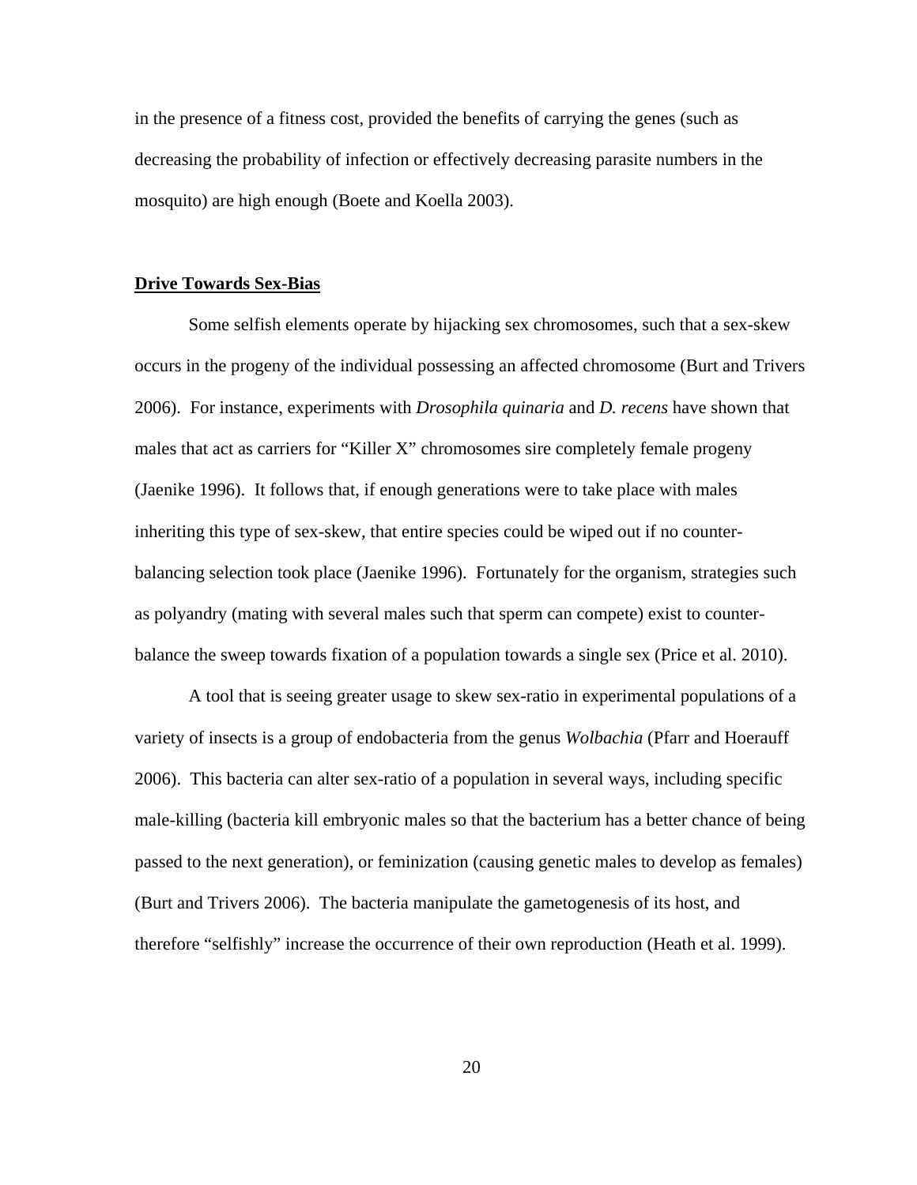in the presence of a fitness cost, provided the benefits of carrying the genes (such as decreasing the probability of infection or effectively decreasing parasite numbers in the mosquito) are high enough (Boete and Koella 2003).

## Drive Towards Sex-Bias

Some selfish elements operate by hijacking sex chromosomes, such that a sex-skew occurs in the progeny of the individual possessing an affected chromosome (Burt and Trivers 2006). For instance, experiments with *Drosophila quinaria* and *D. recens* have shown that males that act as carriers for "Killer X" chromosomes sire completely female progeny (Jaenike 1996). It follows that, if enough generations were to take place with males inheriting this type of sex-skew, that entire species could be wiped out if no counter-balancing selection took place (Jaenike 1996). Fortunately for the organism, strategies such as polyandry (mating with several males such that sperm can compete) exist to counter-balance the sweep towards fixation of a population towards a single sex (Price et al. 2010).

A tool that is seeing greater usage to skew sex-ratio in experimental populations of a variety of insects is a group of endobacteria from the genus *Wolbachia* (Pfarr and Hoerauff 2006). This bacteria can alter sex-ratio of a population in several ways, including specific male-killing (bacteria kill embryonic males so that the bacterium has a better chance of being passed to the next generation), or feminization (causing genetic males to develop as females) (Burt and Trivers 2006). The bacteria manipulate the gametogenesis of its host, and therefore "selfishly" increase the occurrence of their own reproduction (Heath et al. 1999).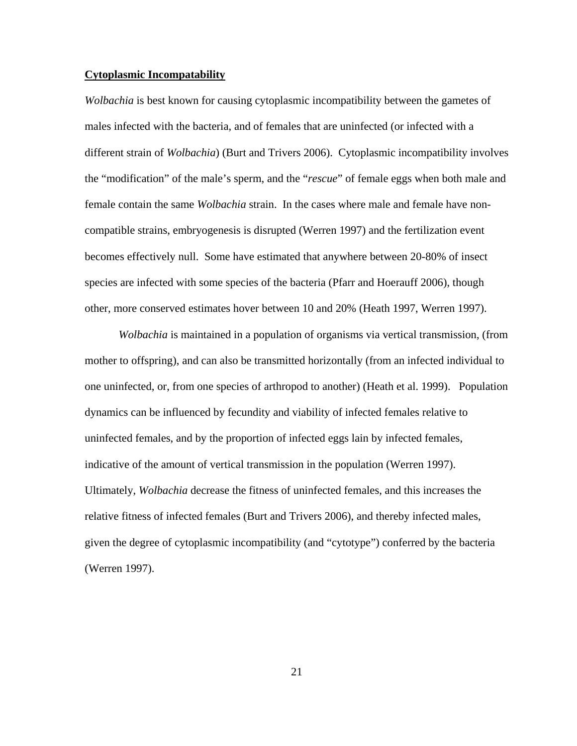**<u>Cytoplasmic Incompatability</u>**

*Wolbachia* is best known for causing cytoplasmic incompatibility between the gametes of males infected with the bacteria, and of females that are uninfected (or infected with a different strain of *Wolbachia*) (Burt and Trivers 2006). Cytoplasmic incompatibility involves the "modification" of the male's sperm, and the "*rescue*" of female eggs when both male and female contain the same *Wolbachia* strain. In the cases where male and female have non-compatible strains, embryogenesis is disrupted (Werren 1997) and the fertilization event becomes effectively null. Some have estimated that anywhere between 20-80% of insect species are infected with some species of the bacteria (Pfarr and Hoerauff 2006), though other, more conserved estimates hover between 10 and 20% (Heath 1997, Werren 1997).

*Wolbachia* is maintained in a population of organisms via vertical transmission, (from mother to offspring), and can also be transmitted horizontally (from an infected individual to one uninfected, or, from one species of arthropod to another) (Heath et al. 1999). Population dynamics can be influenced by fecundity and viability of infected females relative to uninfected females, and by the proportion of infected eggs lain by infected females, indicative of the amount of vertical transmission in the population (Werren 1997). Ultimately, *Wolbachia* decrease the fitness of uninfected females, and this increases the relative fitness of infected females (Burt and Trivers 2006), and thereby infected males, given the degree of cytoplasmic incompatibility (and "cytotype") conferred by the bacteria (Werren 1997).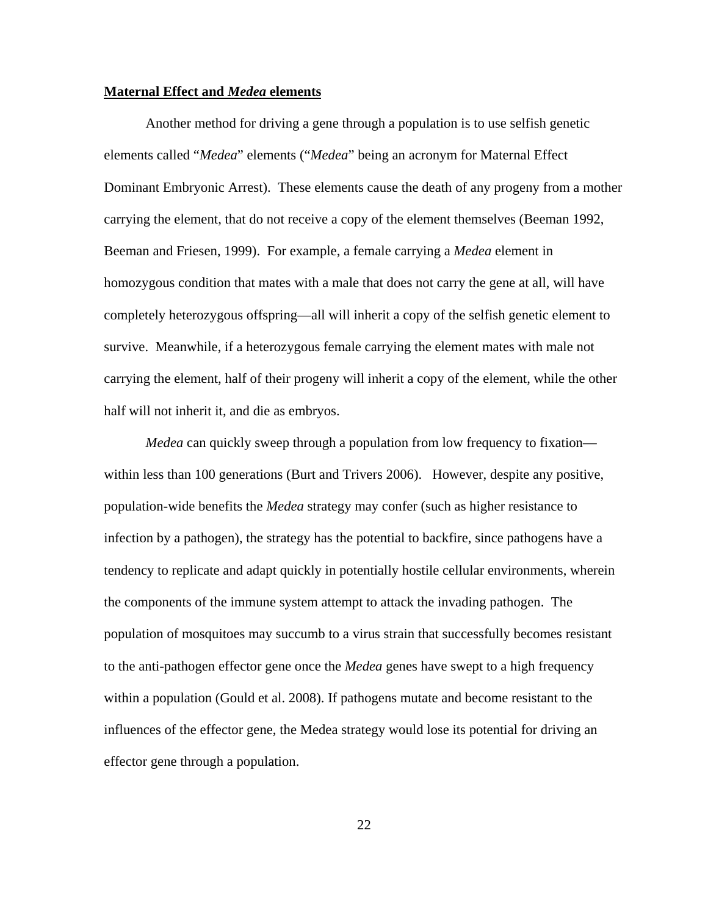## Maternal Effect and *Medea* elements

Another method for driving a gene through a population is to use selfish genetic elements called "*Medea*" elements ("*Medea*" being an acronym for Maternal Effect Dominant Embryonic Arrest). These elements cause the death of any progeny from a mother carrying the element, that do not receive a copy of the element themselves (Beeman 1992, Beeman and Friesen, 1999). For example, a female carrying a *Medea* element in homozygous condition that mates with a male that does not carry the gene at all, will have completely heterozygous offspring—all will inherit a copy of the selfish genetic element to survive. Meanwhile, if a heterozygous female carrying the element mates with male not carrying the element, half of their progeny will inherit a copy of the element, while the other half will not inherit it, and die as embryos.

*Medea* can quickly sweep through a population from low frequency to fixation—within less than 100 generations (Burt and Trivers 2006). However, despite any positive, population-wide benefits the *Medea* strategy may confer (such as higher resistance to infection by a pathogen), the strategy has the potential to backfire, since pathogens have a tendency to replicate and adapt quickly in potentially hostile cellular environments, wherein the components of the immune system attempt to attack the invading pathogen. The population of mosquitoes may succumb to a virus strain that successfully becomes resistant to the anti-pathogen effector gene once the *Medea* genes have swept to a high frequency within a population (Gould et al. 2008). If pathogens mutate and become resistant to the influences of the effector gene, the Medea strategy would lose its potential for driving an effector gene through a population.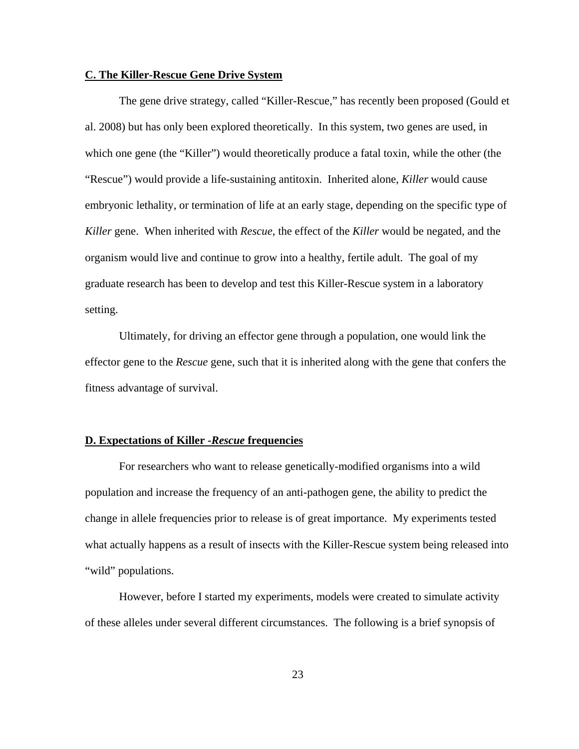## C. The Killer-Rescue Gene Drive System

The gene drive strategy, called "Killer-Rescue," has recently been proposed (Gould et al. 2008) but has only been explored theoretically. In this system, two genes are used, in which one gene (the "Killer") would theoretically produce a fatal toxin, while the other (the "Rescue") would provide a life-sustaining antitoxin. Inherited alone, *Killer* would cause embryonic lethality, or termination of life at an early stage, depending on the specific type of *Killer* gene. When inherited with *Rescue*, the effect of the *Killer* would be negated, and the organism would live and continue to grow into a healthy, fertile adult. The goal of my graduate research has been to develop and test this Killer-Rescue system in a laboratory setting.

Ultimately, for driving an effector gene through a population, one would link the effector gene to the *Rescue* gene, such that it is inherited along with the gene that confers the fitness advantage of survival.

## D. Expectations of Killer -*Rescue* frequencies

For researchers who want to release genetically-modified organisms into a wild population and increase the frequency of an anti-pathogen gene, the ability to predict the change in allele frequencies prior to release is of great importance. My experiments tested what actually happens as a result of insects with the Killer-Rescue system being released into "wild" populations.

However, before I started my experiments, models were created to simulate activity of these alleles under several different circumstances. The following is a brief synopsis of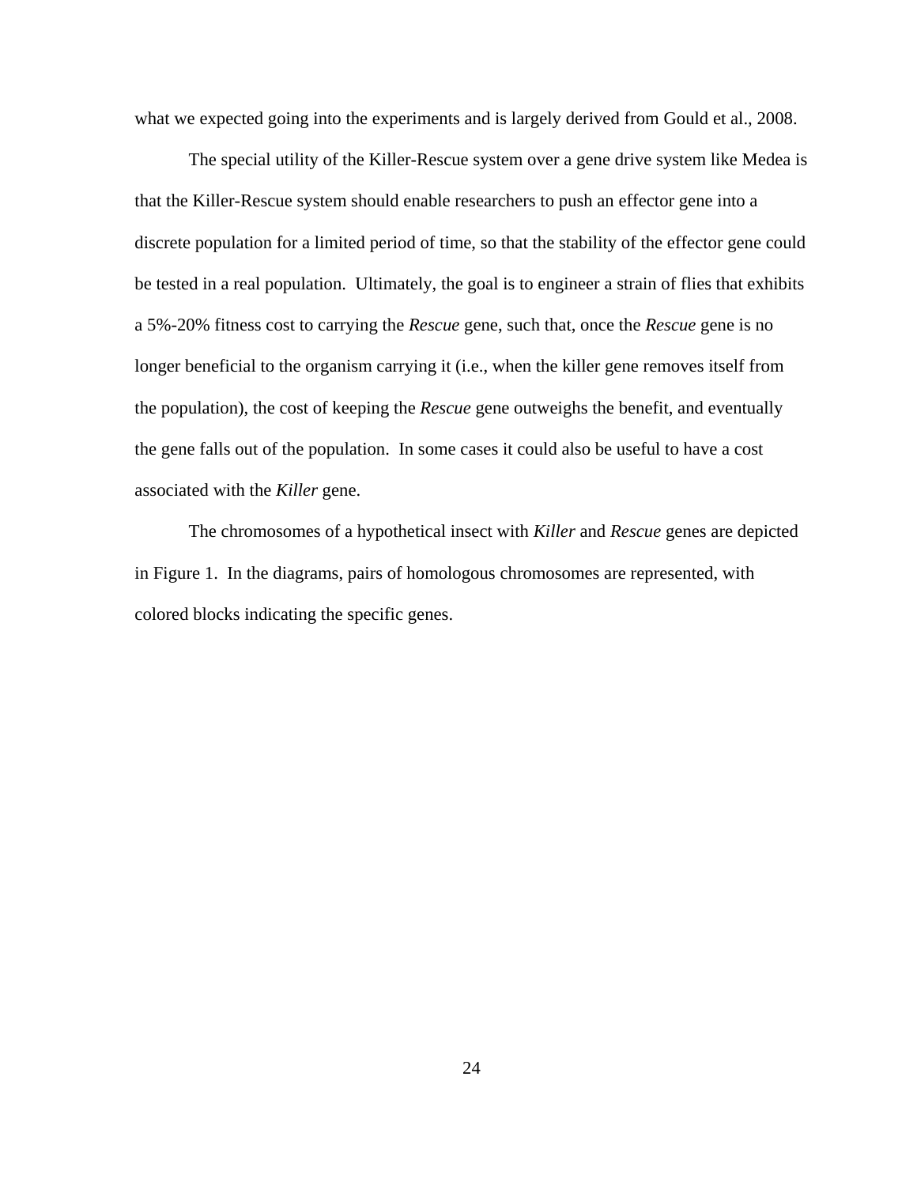what we expected going into the experiments and is largely derived from Gould et al., 2008.

The special utility of the Killer-Rescue system over a gene drive system like Medea is that the Killer-Rescue system should enable researchers to push an effector gene into a discrete population for a limited period of time, so that the stability of the effector gene could be tested in a real population. Ultimately, the goal is to engineer a strain of flies that exhibits a 5%-20% fitness cost to carrying the *Rescue* gene, such that, once the *Rescue* gene is no longer beneficial to the organism carrying it (i.e., when the killer gene removes itself from the population), the cost of keeping the *Rescue* gene outweighs the benefit, and eventually the gene falls out of the population. In some cases it could also be useful to have a cost associated with the *Killer* gene.

The chromosomes of a hypothetical insect with *Killer* and *Rescue* genes are depicted in Figure 1. In the diagrams, pairs of homologous chromosomes are represented, with colored blocks indicating the specific genes.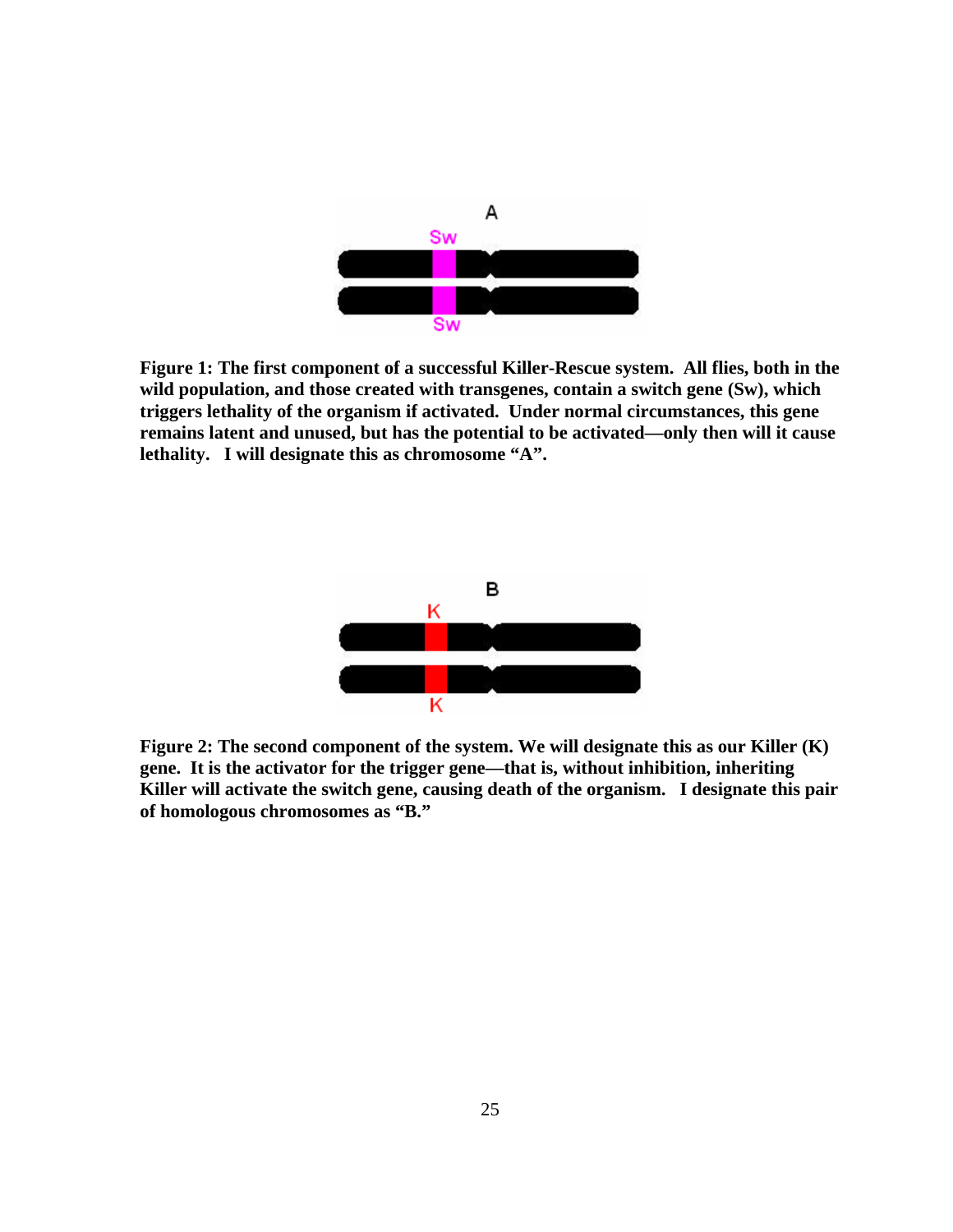**Figure 1: The first component of a successful Killer-Rescue system. All flies, both in the wild population, and those created with transgenes, contain a switch gene (Sw), which triggers lethality of the organism if activated. Under normal circumstances, this gene remains latent and unused, but has the potential to be activated—only then will it cause lethality. I will designate this as chromosome "A".**

**Figure 2: The second component of the system. We will designate this as our Killer (K) gene. It is the activator for the trigger gene—that is, without inhibition, inheriting Killer will activate the switch gene, causing death of the organism. I designate this pair of homologous chromosomes as "B."**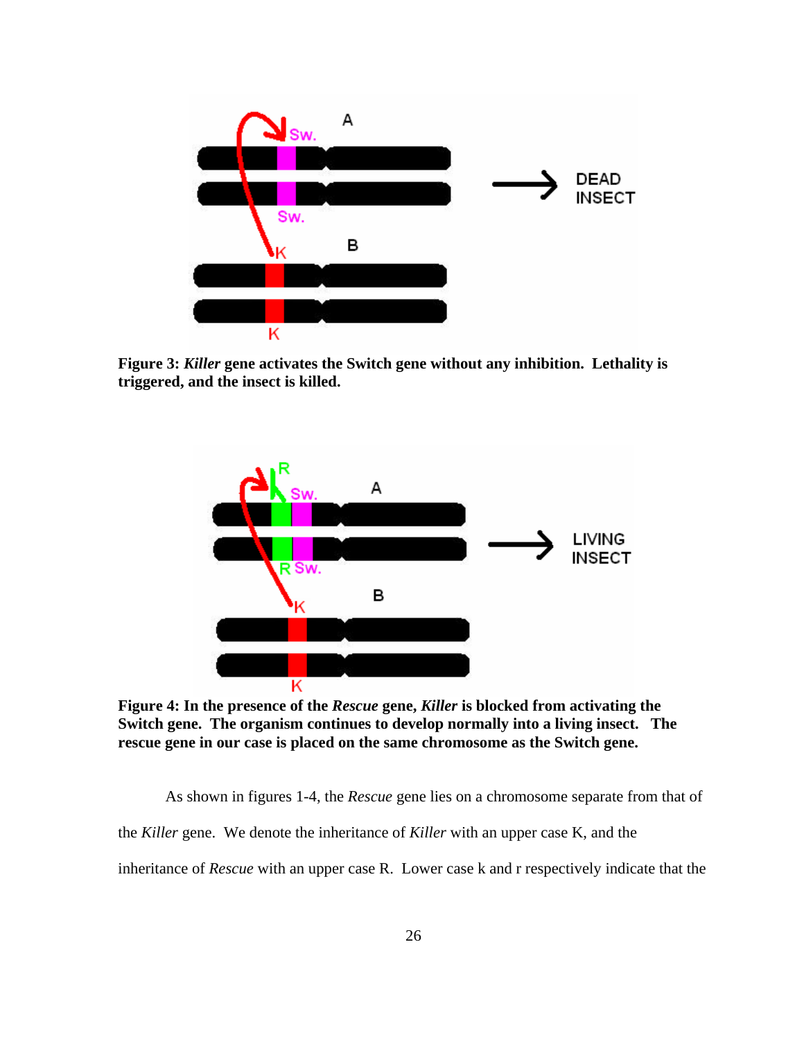**Figure 3:** ***Killer*** **gene activates the Switch gene without any inhibition. Lethality is triggered, and the insect is killed.**

**Figure 4: In the presence of the** ***Rescue*** **gene,** ***Killer*** **is blocked from activating the Switch gene. The organism continues to develop normally into a living insect. The rescue gene in our case is placed on the same chromosome as the Switch gene.**

As shown in figures 1-4, the *Rescue* gene lies on a chromosome separate from that of the *Killer* gene. We denote the inheritance of *Killer* with an upper case K, and the inheritance of *Rescue* with an upper case R. Lower case k and r respectively indicate that the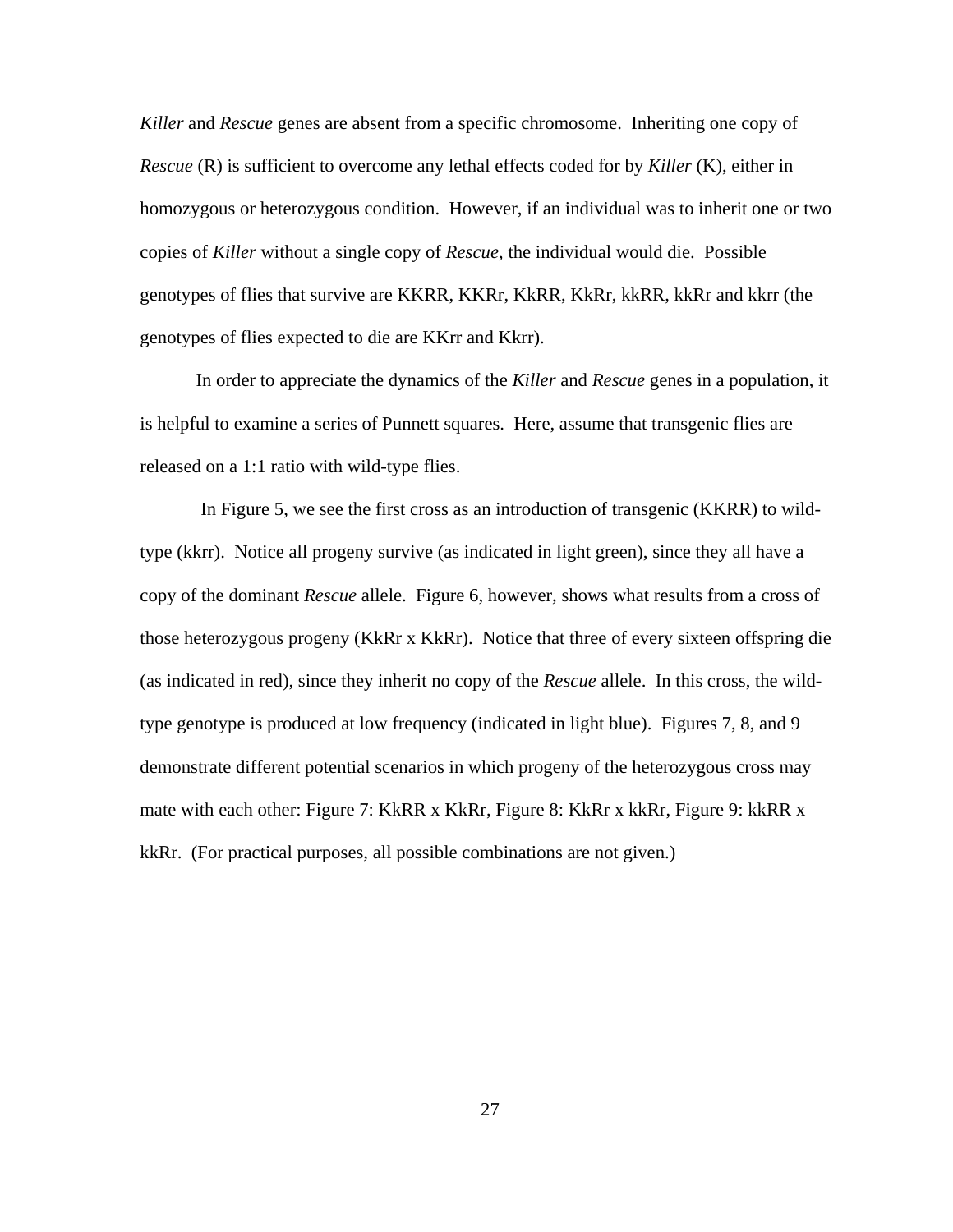*Killer* and *Rescue* genes are absent from a specific chromosome. Inheriting one copy of *Rescue* (R) is sufficient to overcome any lethal effects coded for by *Killer* (K), either in homozygous or heterozygous condition. However, if an individual was to inherit one or two copies of *Killer* without a single copy of *Rescue*, the individual would die. Possible genotypes of flies that survive are KKRR, KKRr, KkRR, KkRr, kkRR, kkRr and kkrr (the genotypes of flies expected to die are KKrr and Kkrr).

In order to appreciate the dynamics of the *Killer* and *Rescue* genes in a population, it is helpful to examine a series of Punnett squares. Here, assume that transgenic flies are released on a 1:1 ratio with wild-type flies.

In Figure 5, we see the first cross as an introduction of transgenic (KKRR) to wild-type (kkrr). Notice all progeny survive (as indicated in light green), since they all have a copy of the dominant *Rescue* allele. Figure 6, however, shows what results from a cross of those heterozygous progeny (KkRr x KkRr). Notice that three of every sixteen offspring die (as indicated in red), since they inherit no copy of the *Rescue* allele. In this cross, the wild-type genotype is produced at low frequency (indicated in light blue). Figures 7, 8, and 9 demonstrate different potential scenarios in which progeny of the heterozygous cross may mate with each other: Figure 7: KkRR x KkRr, Figure 8: KkRr x kkRr, Figure 9: kkRR x kkRr. (For practical purposes, all possible combinations are not given.)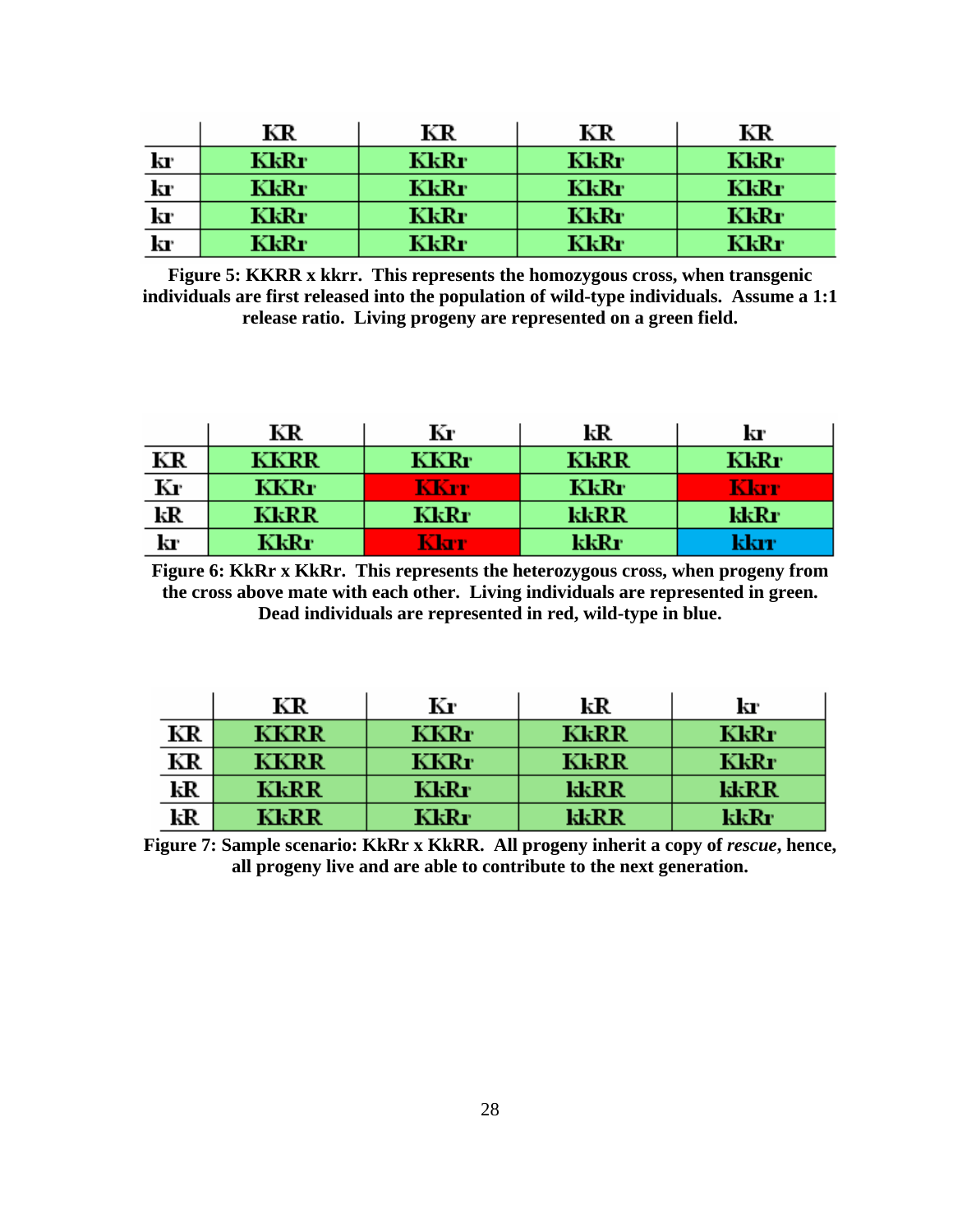| | KR | KR | KR | KR |
|---|---|---|---|---|
| kr | KkRr | KkRr | KkRr | KkRr |
| kr | KkRr | KkRr | KkRr | KkRr |
| kr | KkRr | KkRr | KkRr | KkRr |
| kr | KkRr | KkRr | KkRr | KkRr |

**Figure 5: KKRR x kkrr. This represents the homozygous cross, when transgenic individuals are first released into the population of wild-type individuals. Assume a 1:1 release ratio. Living progeny are represented on a green field.**

| | KR | Kr | kR | kr |
|---|---|---|---|---|
| KR | KKRR | KKRr | KkRR | KkRr |
| Kr | KKRr | KKrr | KkRr | Kkrr |
| kR | KkRR | KkRr | kkRR | kkRr |
| kr | KkRr | Kkrr | kkRr | kkrr |

**Figure 6: KkRr x KkRr. This represents the heterozygous cross, when progeny from the cross above mate with each other. Living individuals are represented in green. Dead individuals are represented in red, wild-type in blue.**

| | KR | Kr | kR | kr |
|---|---|---|---|---|
| KR | KKRR | KKRr | KkRR | KkRr |
| KR | KKRR | KKRr | KkRR | KkRr |
| kR | KkRR | KkRr | kkRR | kkRR |
| kR | KkRR | KkRr | kkRR | kkRr |

**Figure 7: Sample scenario: KkRr x KkRR. All progeny inherit a copy of *rescue*, hence, all progeny live and are able to contribute to the next generation.**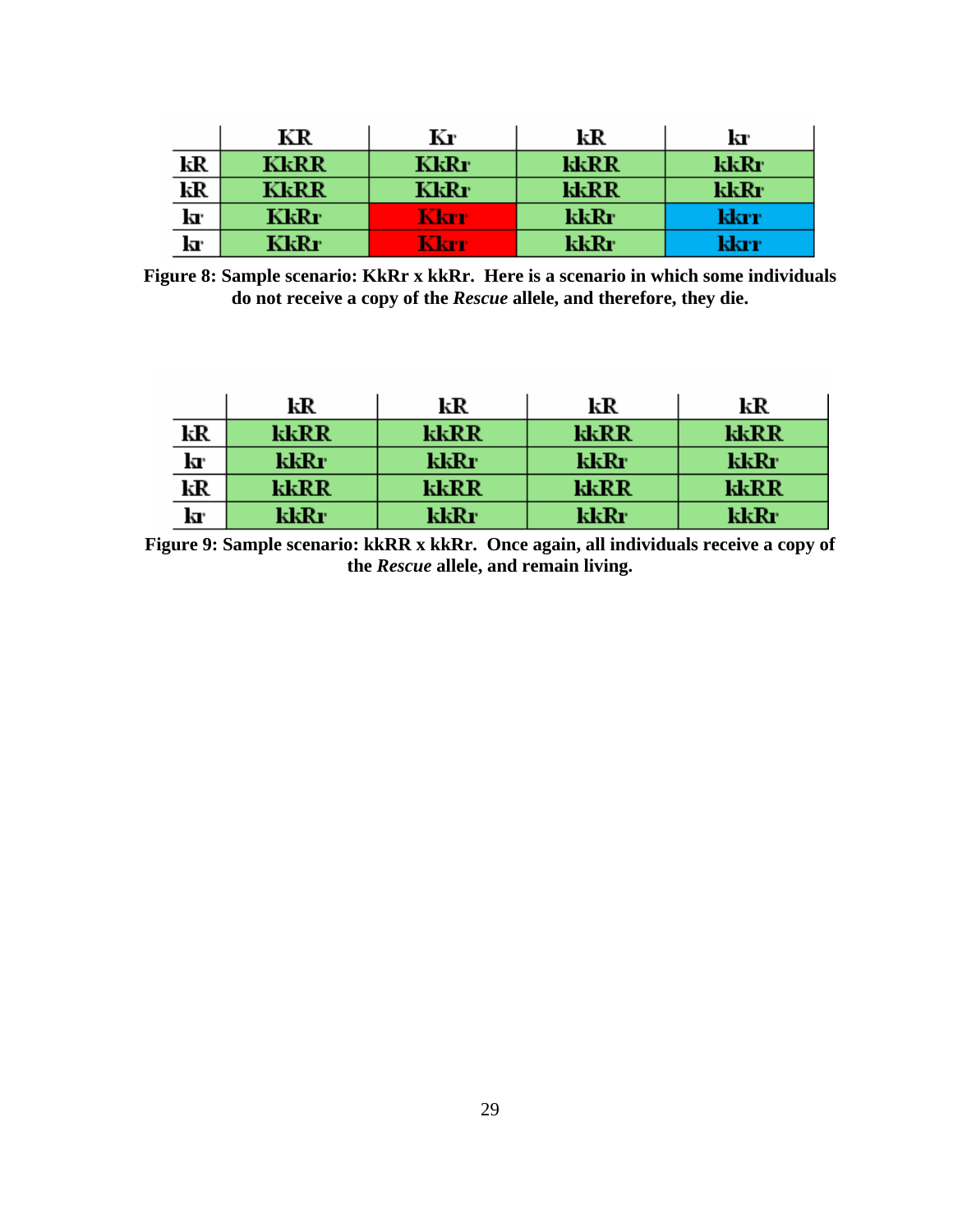|  | KR | Kr | kR | kr |
| --- | --- | --- | --- | --- |
| kR | KkRR | KkRr | kkRR | kkRr |
| kR | KkRR | KkRr | kkRR | kkRr |
| kr | KkRr | Kkrr | kkRr | kkrr |
| kr | KkRr | Kkrr | kkRr | kkrr |

**Figure 8: Sample scenario: KkRr x kkRr. Here is a scenario in which some individuals do not receive a copy of the *Rescue* allele, and therefore, they die.**

|  | kR | kR | kR | kR |
| --- | --- | --- | --- | --- |
| kR | kkRR | kkRR | kkRR | kkRR |
| kr | kkRr | kkRr | kkRr | kkRr |
| kR | kkRR | kkRR | kkRR | kkRR |
| kr | kkRr | kkRr | kkRr | kkRr |

**Figure 9: Sample scenario: kkRR x kkRr. Once again, all individuals receive a copy of the *Rescue* allele, and remain living.**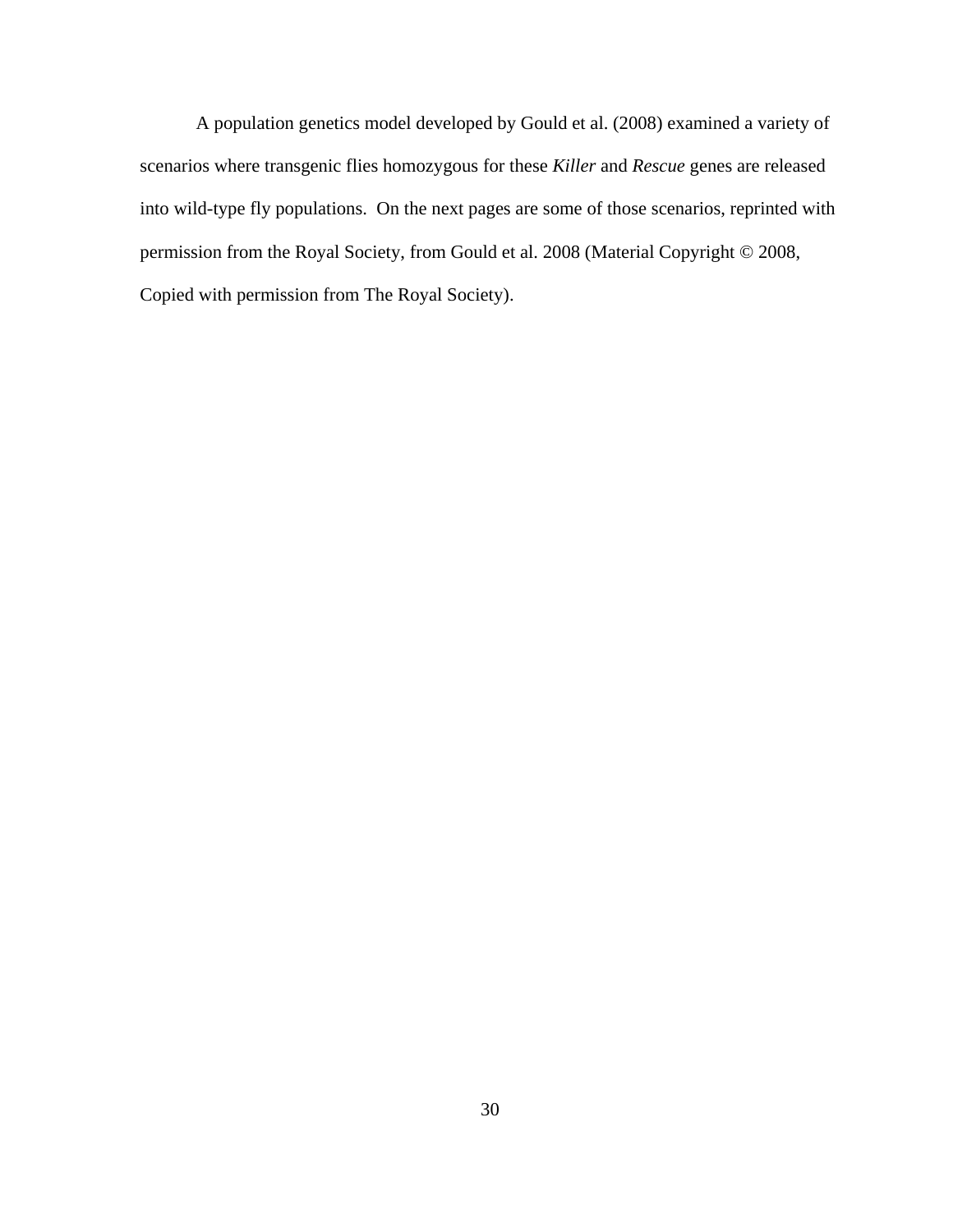A population genetics model developed by Gould et al. (2008) examined a variety of scenarios where transgenic flies homozygous for these *Killer* and *Rescue* genes are released into wild-type fly populations. On the next pages are some of those scenarios, reprinted with permission from the Royal Society, from Gould et al. 2008 (Material Copyright © 2008, Copied with permission from The Royal Society).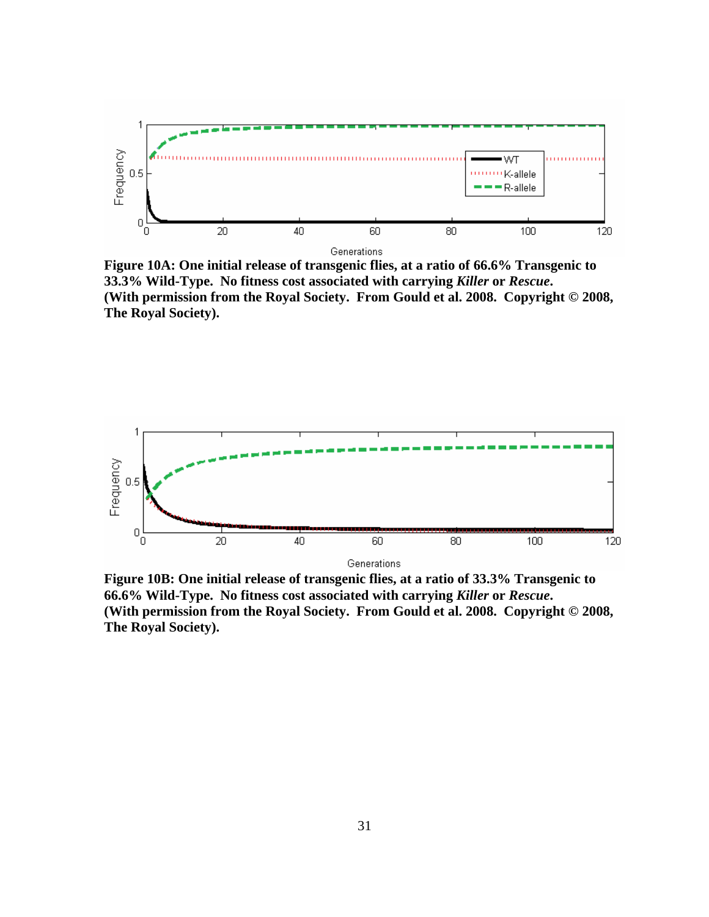**Figure 10A: One initial release of transgenic flies, at a ratio of 66.6% Transgenic to 33.3% Wild-Type. No fitness cost associated with carrying *Killer* or *Rescue*. (With permission from the Royal Society. From Gould et al. 2008. Copyright © 2008, The Royal Society).**

**Figure 10B: One initial release of transgenic flies, at a ratio of 33.3% Transgenic to 66.6% Wild-Type. No fitness cost associated with carrying *Killer* or *Rescue*. (With permission from the Royal Society. From Gould et al. 2008. Copyright © 2008, The Royal Society).**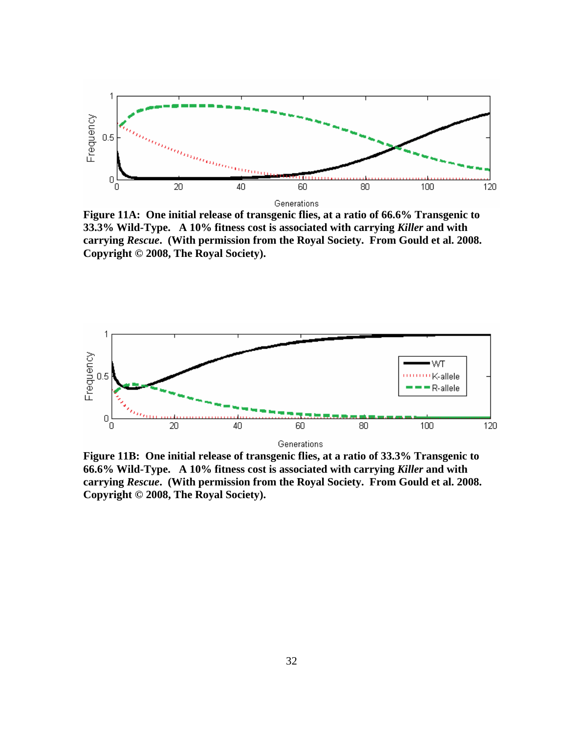**Figure 11A: One initial release of transgenic flies, at a ratio of 66.6% Transgenic to 33.3% Wild-Type. A 10% fitness cost is associated with carrying *Killer* and with carrying *Rescue*. (With permission from the Royal Society. From Gould et al. 2008. Copyright © 2008, The Royal Society).**

**Figure 11B: One initial release of transgenic flies, at a ratio of 33.3% Transgenic to 66.6% Wild-Type. A 10% fitness cost is associated with carrying *Killer* and with carrying *Rescue*. (With permission from the Royal Society. From Gould et al. 2008. Copyright © 2008, The Royal Society).**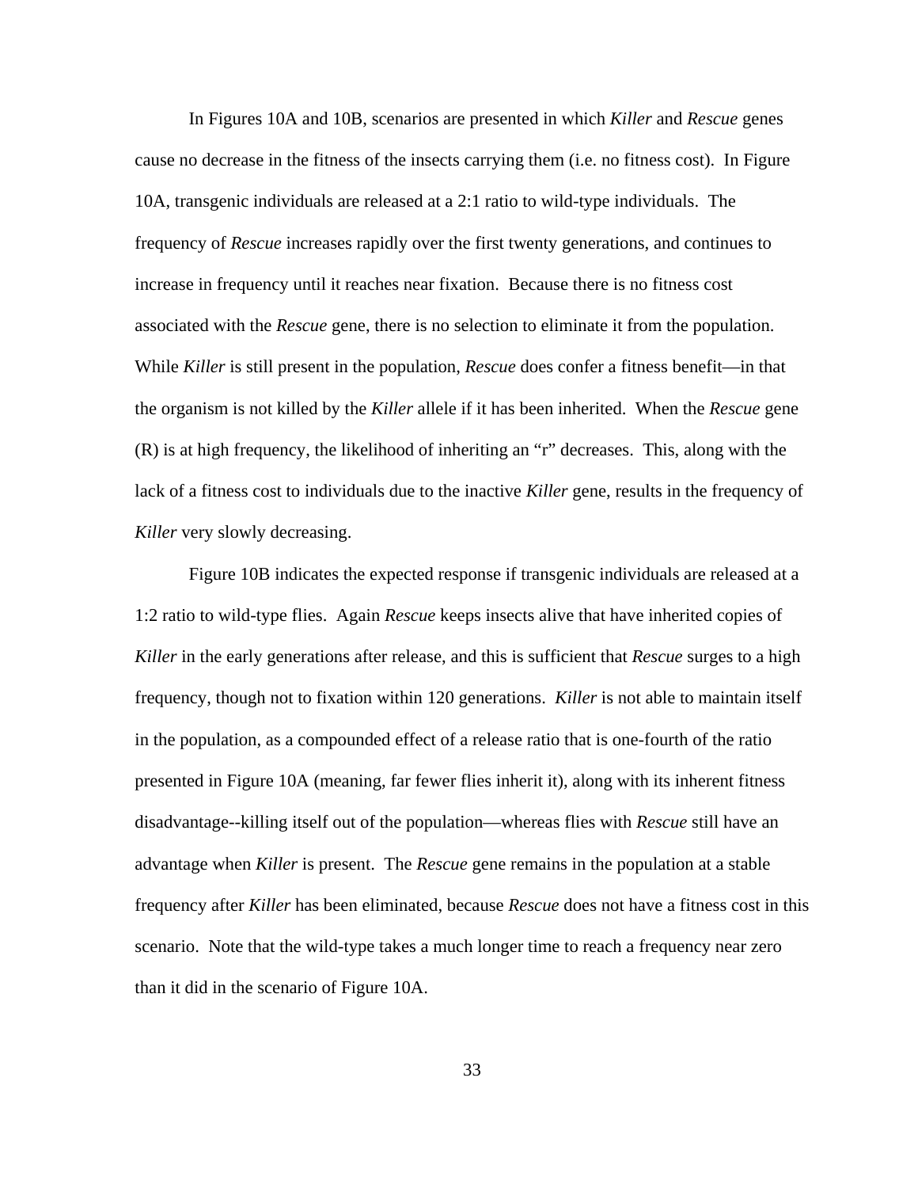In Figures 10A and 10B, scenarios are presented in which *Killer* and *Rescue* genes cause no decrease in the fitness of the insects carrying them (i.e. no fitness cost). In Figure 10A, transgenic individuals are released at a 2:1 ratio to wild-type individuals. The frequency of *Rescue* increases rapidly over the first twenty generations, and continues to increase in frequency until it reaches near fixation. Because there is no fitness cost associated with the *Rescue* gene, there is no selection to eliminate it from the population. While *Killer* is still present in the population, *Rescue* does confer a fitness benefit—in that the organism is not killed by the *Killer* allele if it has been inherited. When the *Rescue* gene (R) is at high frequency, the likelihood of inheriting an "r" decreases. This, along with the lack of a fitness cost to individuals due to the inactive *Killer* gene, results in the frequency of *Killer* very slowly decreasing.

Figure 10B indicates the expected response if transgenic individuals are released at a 1:2 ratio to wild-type flies. Again *Rescue* keeps insects alive that have inherited copies of *Killer* in the early generations after release, and this is sufficient that *Rescue* surges to a high frequency, though not to fixation within 120 generations. *Killer* is not able to maintain itself in the population, as a compounded effect of a release ratio that is one-fourth of the ratio presented in Figure 10A (meaning, far fewer flies inherit it), along with its inherent fitness disadvantage--killing itself out of the population—whereas flies with *Rescue* still have an advantage when *Killer* is present. The *Rescue* gene remains in the population at a stable frequency after *Killer* has been eliminated, because *Rescue* does not have a fitness cost in this scenario. Note that the wild-type takes a much longer time to reach a frequency near zero than it did in the scenario of Figure 10A.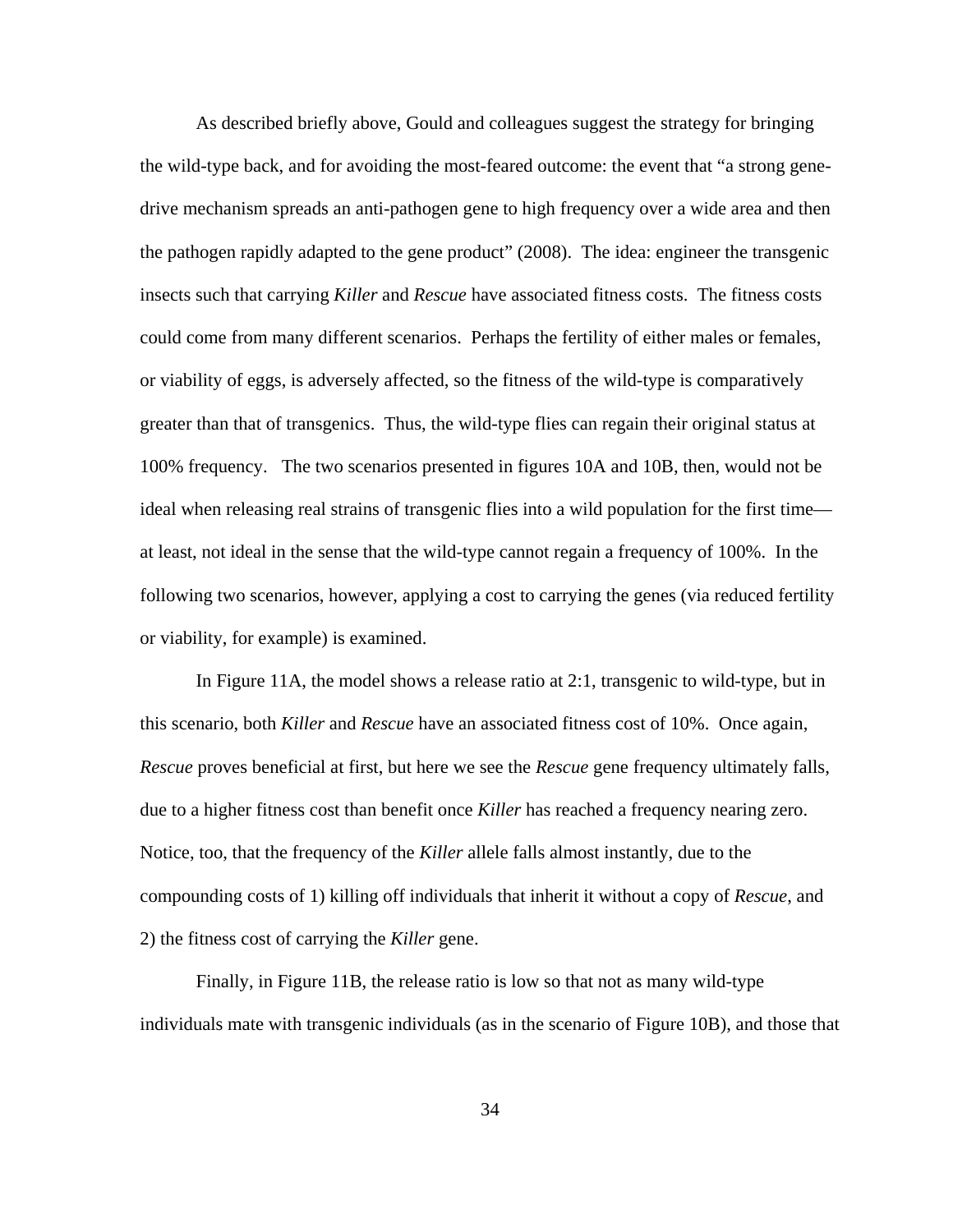As described briefly above, Gould and colleagues suggest the strategy for bringing the wild-type back, and for avoiding the most-feared outcome: the event that "a strong gene-drive mechanism spreads an anti-pathogen gene to high frequency over a wide area and then the pathogen rapidly adapted to the gene product" (2008). The idea: engineer the transgenic insects such that carrying *Killer* and *Rescue* have associated fitness costs. The fitness costs could come from many different scenarios. Perhaps the fertility of either males or females, or viability of eggs, is adversely affected, so the fitness of the wild-type is comparatively greater than that of transgenics. Thus, the wild-type flies can regain their original status at 100% frequency. The two scenarios presented in figures 10A and 10B, then, would not be ideal when releasing real strains of transgenic flies into a wild population for the first time—at least, not ideal in the sense that the wild-type cannot regain a frequency of 100%. In the following two scenarios, however, applying a cost to carrying the genes (via reduced fertility or viability, for example) is examined.

In Figure 11A, the model shows a release ratio at 2:1, transgenic to wild-type, but in this scenario, both *Killer* and *Rescue* have an associated fitness cost of 10%. Once again, *Rescue* proves beneficial at first, but here we see the *Rescue* gene frequency ultimately falls, due to a higher fitness cost than benefit once *Killer* has reached a frequency nearing zero. Notice, too, that the frequency of the *Killer* allele falls almost instantly, due to the compounding costs of 1) killing off individuals that inherit it without a copy of *Rescue*, and 2) the fitness cost of carrying the *Killer* gene.

Finally, in Figure 11B, the release ratio is low so that not as many wild-type individuals mate with transgenic individuals (as in the scenario of Figure 10B), and those that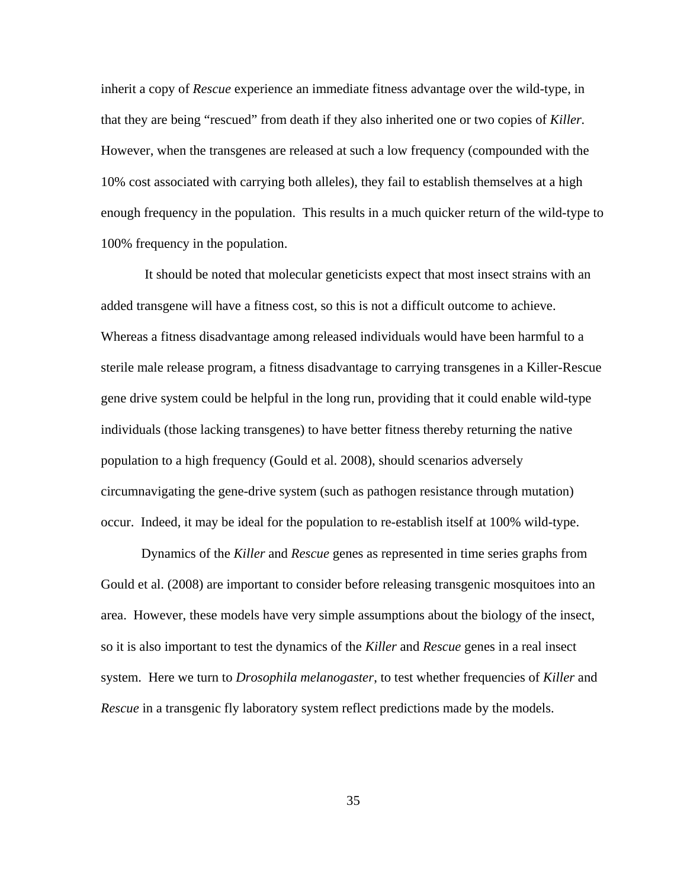inherit a copy of *Rescue* experience an immediate fitness advantage over the wild-type, in that they are being "rescued" from death if they also inherited one or two copies of *Killer.* However, when the transgenes are released at such a low frequency (compounded with the 10% cost associated with carrying both alleles), they fail to establish themselves at a high enough frequency in the population. This results in a much quicker return of the wild-type to 100% frequency in the population.

It should be noted that molecular geneticists expect that most insect strains with an added transgene will have a fitness cost, so this is not a difficult outcome to achieve. Whereas a fitness disadvantage among released individuals would have been harmful to a sterile male release program, a fitness disadvantage to carrying transgenes in a Killer-Rescue gene drive system could be helpful in the long run, providing that it could enable wild-type individuals (those lacking transgenes) to have better fitness thereby returning the native population to a high frequency (Gould et al. 2008), should scenarios adversely circumnavigating the gene-drive system (such as pathogen resistance through mutation) occur. Indeed, it may be ideal for the population to re-establish itself at 100% wild-type.

Dynamics of the *Killer* and *Rescue* genes as represented in time series graphs from Gould et al. (2008) are important to consider before releasing transgenic mosquitoes into an area. However, these models have very simple assumptions about the biology of the insect, so it is also important to test the dynamics of the *Killer* and *Rescue* genes in a real insect system. Here we turn to *Drosophila melanogaster*, to test whether frequencies of *Killer* and *Rescue* in a transgenic fly laboratory system reflect predictions made by the models.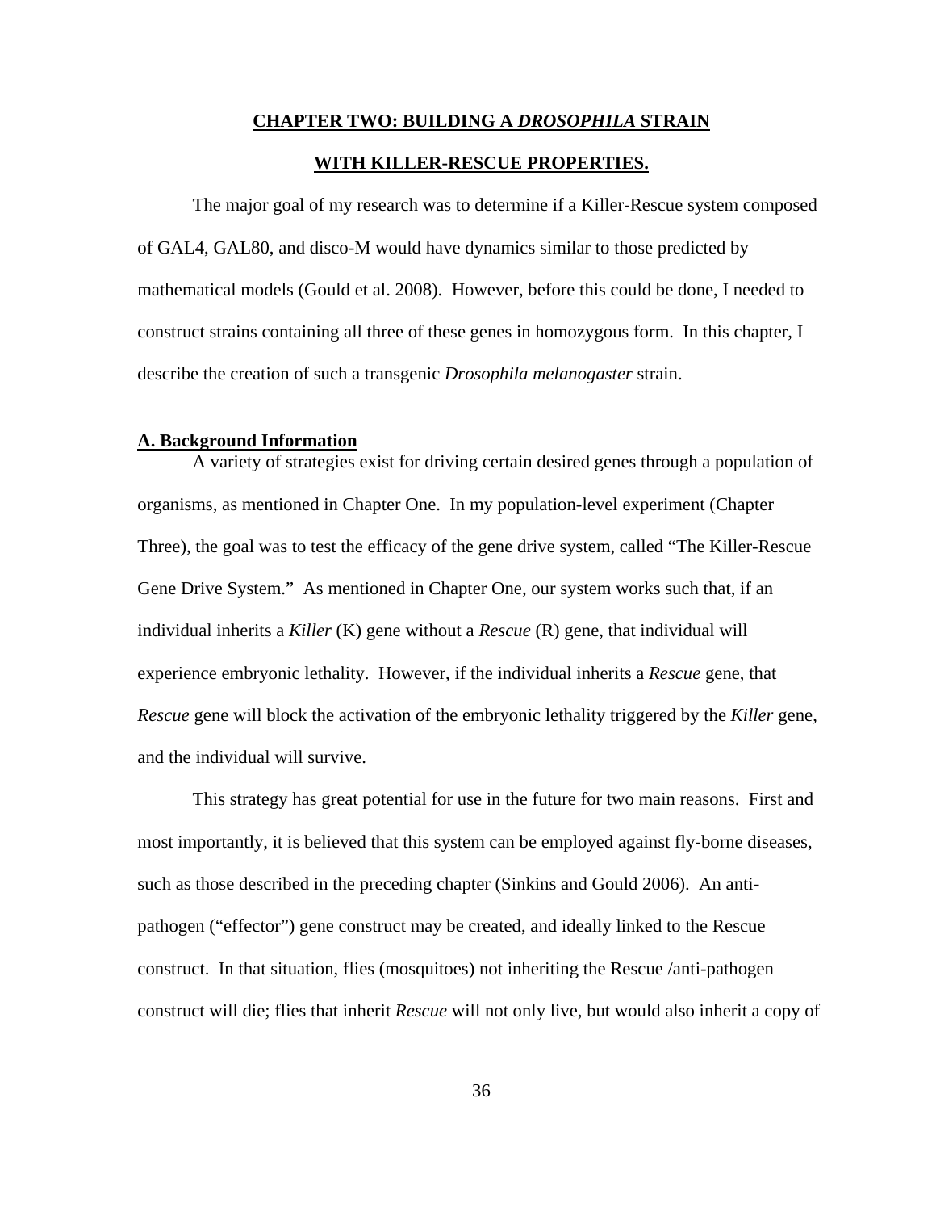# **CHAPTER TWO: BUILDING A *DROSOPHILA* STRAIN WITH KILLER-RESCUE PROPERTIES.**

The major goal of my research was to determine if a Killer-Rescue system composed of GAL4, GAL80, and disco-M would have dynamics similar to those predicted by mathematical models (Gould et al. 2008). However, before this could be done, I needed to construct strains containing all three of these genes in homozygous form. In this chapter, I describe the creation of such a transgenic *Drosophila melanogaster* strain.

## **A. Background Information**

A variety of strategies exist for driving certain desired genes through a population of organisms, as mentioned in Chapter One. In my population-level experiment (Chapter Three), the goal was to test the efficacy of the gene drive system, called "The Killer-Rescue Gene Drive System." As mentioned in Chapter One, our system works such that, if an individual inherits a *Killer* (K) gene without a *Rescue* (R) gene, that individual will experience embryonic lethality. However, if the individual inherits a *Rescue* gene, that *Rescue* gene will block the activation of the embryonic lethality triggered by the *Killer* gene, and the individual will survive.

This strategy has great potential for use in the future for two main reasons. First and most importantly, it is believed that this system can be employed against fly-borne diseases, such as those described in the preceding chapter (Sinkins and Gould 2006). An anti-pathogen ("effector") gene construct may be created, and ideally linked to the Rescue construct. In that situation, flies (mosquitoes) not inheriting the Rescue /anti-pathogen construct will die; flies that inherit *Rescue* will not only live, but would also inherit a copy of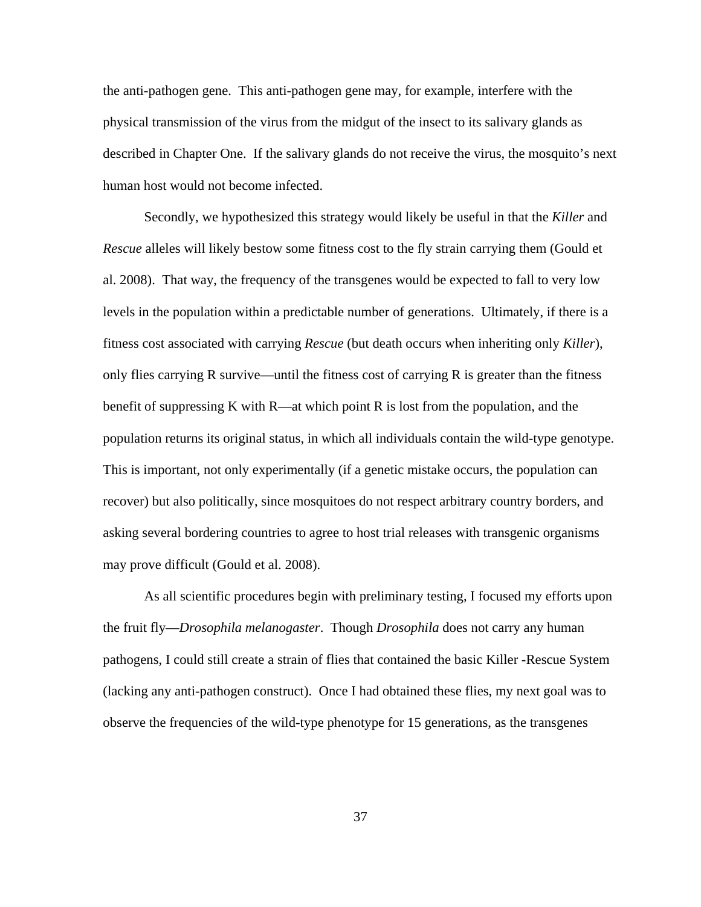the anti-pathogen gene. This anti-pathogen gene may, for example, interfere with the physical transmission of the virus from the midgut of the insect to its salivary glands as described in Chapter One. If the salivary glands do not receive the virus, the mosquito's next human host would not become infected.

Secondly, we hypothesized this strategy would likely be useful in that the *Killer* and *Rescue* alleles will likely bestow some fitness cost to the fly strain carrying them (Gould et al. 2008). That way, the frequency of the transgenes would be expected to fall to very low levels in the population within a predictable number of generations. Ultimately, if there is a fitness cost associated with carrying *Rescue* (but death occurs when inheriting only *Killer*), only flies carrying R survive—until the fitness cost of carrying R is greater than the fitness benefit of suppressing K with R—at which point R is lost from the population, and the population returns its original status, in which all individuals contain the wild-type genotype. This is important, not only experimentally (if a genetic mistake occurs, the population can recover) but also politically, since mosquitoes do not respect arbitrary country borders, and asking several bordering countries to agree to host trial releases with transgenic organisms may prove difficult (Gould et al. 2008).

As all scientific procedures begin with preliminary testing, I focused my efforts upon the fruit fly—*Drosophila melanogaster*. Though *Drosophila* does not carry any human pathogens, I could still create a strain of flies that contained the basic Killer -Rescue System (lacking any anti-pathogen construct). Once I had obtained these flies, my next goal was to observe the frequencies of the wild-type phenotype for 15 generations, as the transgenes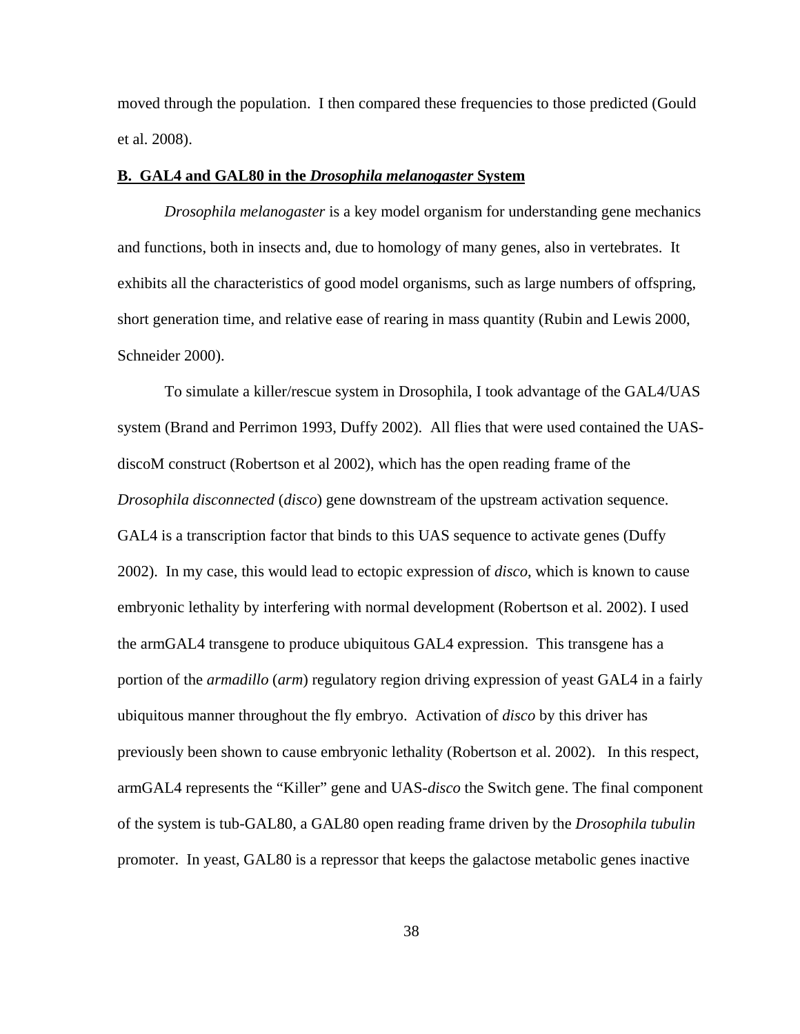moved through the population. I then compared these frequencies to those predicted (Gould et al. 2008).

### B. GAL4 and GAL80 in the *Drosophila melanogaster* System

*Drosophila melanogaster* is a key model organism for understanding gene mechanics and functions, both in insects and, due to homology of many genes, also in vertebrates. It exhibits all the characteristics of good model organisms, such as large numbers of offspring, short generation time, and relative ease of rearing in mass quantity (Rubin and Lewis 2000, Schneider 2000).

To simulate a killer/rescue system in Drosophila, I took advantage of the GAL4/UAS system (Brand and Perrimon 1993, Duffy 2002). All flies that were used contained the UAS-discoM construct (Robertson et al 2002), which has the open reading frame of the *Drosophila disconnected* (*disco*) gene downstream of the upstream activation sequence. GAL4 is a transcription factor that binds to this UAS sequence to activate genes (Duffy 2002). In my case, this would lead to ectopic expression of *disco*, which is known to cause embryonic lethality by interfering with normal development (Robertson et al. 2002). I used the armGAL4 transgene to produce ubiquitous GAL4 expression. This transgene has a portion of the *armadillo* (*arm*) regulatory region driving expression of yeast GAL4 in a fairly ubiquitous manner throughout the fly embryo. Activation of *disco* by this driver has previously been shown to cause embryonic lethality (Robertson et al. 2002). In this respect, armGAL4 represents the "Killer" gene and UAS-*disco* the Switch gene. The final component of the system is tub-GAL80, a GAL80 open reading frame driven by the *Drosophila tubulin* promoter. In yeast, GAL80 is a repressor that keeps the galactose metabolic genes inactive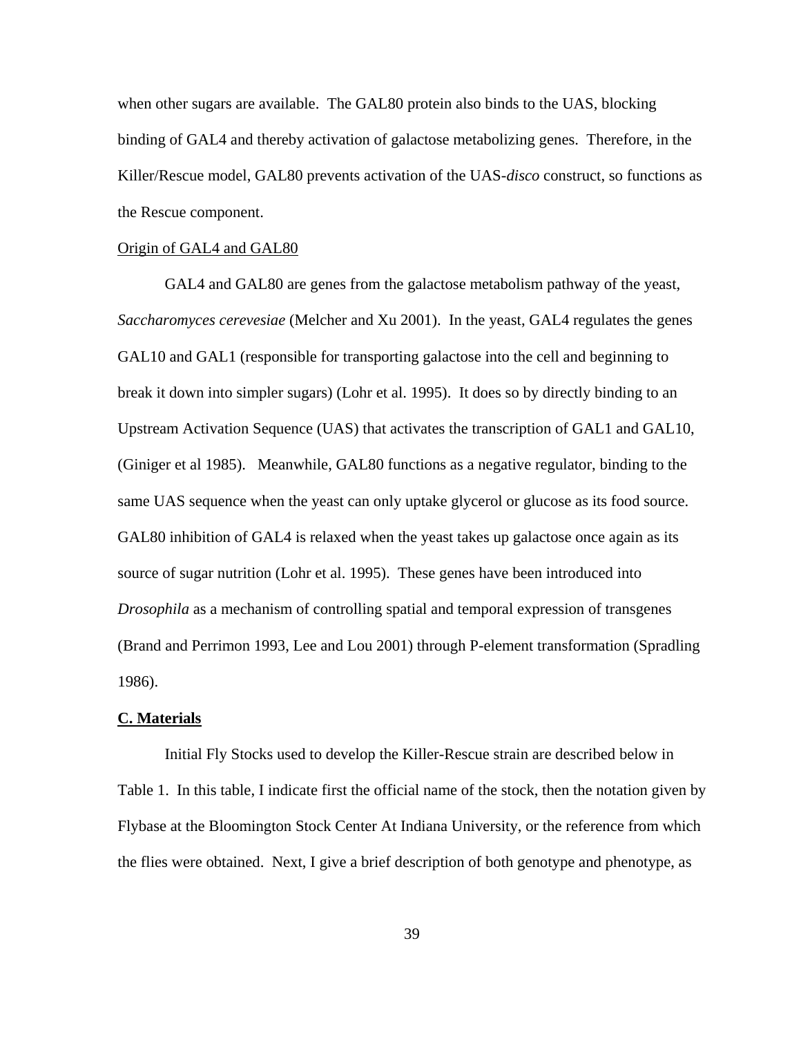when other sugars are available. The GAL80 protein also binds to the UAS, blocking binding of GAL4 and thereby activation of galactose metabolizing genes. Therefore, in the Killer/Rescue model, GAL80 prevents activation of the UAS-*disco* construct, so functions as the Rescue component.

<u>Origin of GAL4 and GAL80</u>

GAL4 and GAL80 are genes from the galactose metabolism pathway of the yeast, *Saccharomyces cerevesiae* (Melcher and Xu 2001). In the yeast, GAL4 regulates the genes GAL10 and GAL1 (responsible for transporting galactose into the cell and beginning to break it down into simpler sugars) (Lohr et al. 1995). It does so by directly binding to an Upstream Activation Sequence (UAS) that activates the transcription of GAL1 and GAL10, (Giniger et al 1985). Meanwhile, GAL80 functions as a negative regulator, binding to the same UAS sequence when the yeast can only uptake glycerol or glucose as its food source. GAL80 inhibition of GAL4 is relaxed when the yeast takes up galactose once again as its source of sugar nutrition (Lohr et al. 1995). These genes have been introduced into *Drosophila* as a mechanism of controlling spatial and temporal expression of transgenes (Brand and Perrimon 1993, Lee and Lou 2001) through P-element transformation (Spradling 1986).

## C. Materials

Initial Fly Stocks used to develop the Killer-Rescue strain are described below in Table 1. In this table, I indicate first the official name of the stock, then the notation given by Flybase at the Bloomington Stock Center At Indiana University, or the reference from which the flies were obtained. Next, I give a brief description of both genotype and phenotype, as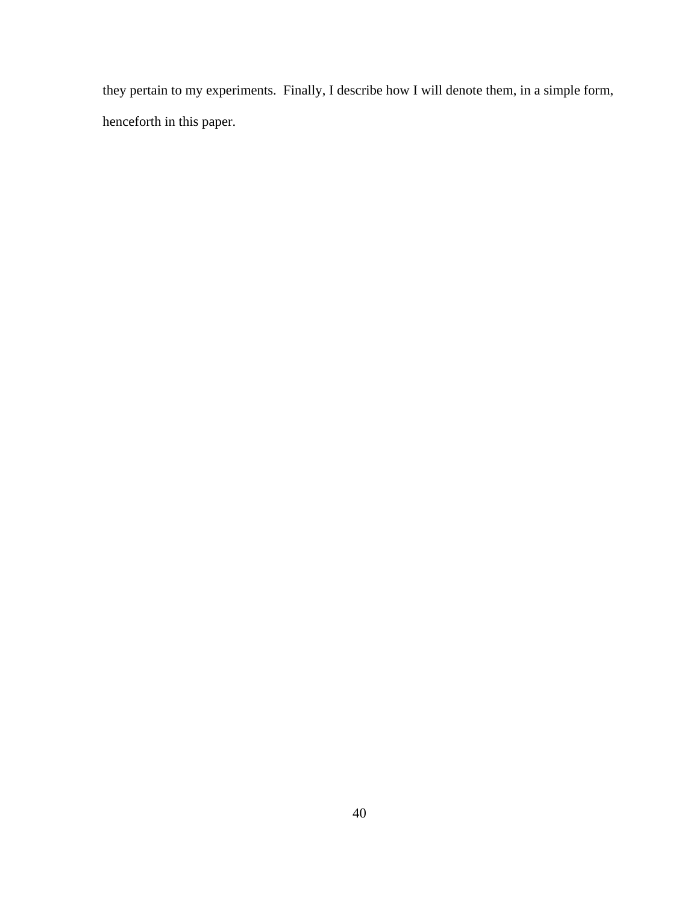they pertain to my experiments.  Finally, I describe how I will denote them, in a simple form, henceforth in this paper.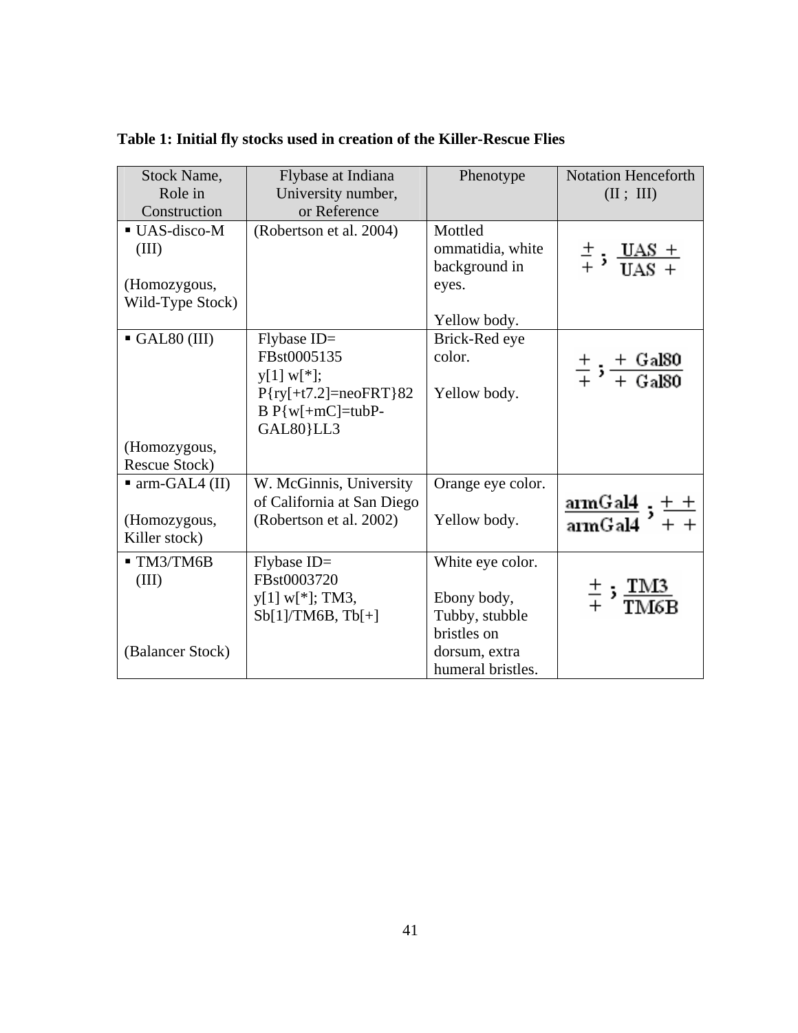**Table 1: Initial fly stocks used in creation of the Killer-Rescue Flies**

| Stock Name, Role in Construction | Flybase at Indiana University number, or Reference | Phenotype | Notation Henceforth (II ; III) |
|---|---|---|---|
| ▪ UAS-disco-M (III)<br><br>(Homozygous, Wild-Type Stock) | (Robertson et al. 2004) | Mottled ommatidia, white background in eyes.<br><br>Yellow body. | $\frac{+}{+}\,;\ \frac{UAS\ \ +}{UAS\ \ +}$ |
| ▪ GAL80 (III)<br><br>(Homozygous, Rescue Stock) | Flybase ID= FBst0005135 y[1] w[*]; P{ry[+t7.2]=neoFRT}82B P{w[+mC]=tubP-GAL80}LL3 | Brick-Red eye color.<br><br>Yellow body. | $\frac{+}{+}\,;\ \frac{+\ \ Gal80}{+\ \ Gal80}$ |
| ▪ arm-GAL4 (II)<br><br>(Homozygous, Killer stock) | W. McGinnis, University of California at San Diego (Robertson et al. 2002) | Orange eye color.<br><br>Yellow body. | $\frac{armGal4}{armGal4}\,;\ \frac{+\ \ +}{+\ \ +}$ |
| ▪ TM3/TM6B (III)<br><br>(Balancer Stock) | Flybase ID= FBst0003720 y[1] w[*]; TM3, Sb[1]/TM6B, Tb[+] | White eye color.<br><br>Ebony body, Tubby, stubble bristles on dorsum, extra humeral bristles. | $\frac{+}{+}\,;\ \frac{TM3}{TM6B}$ |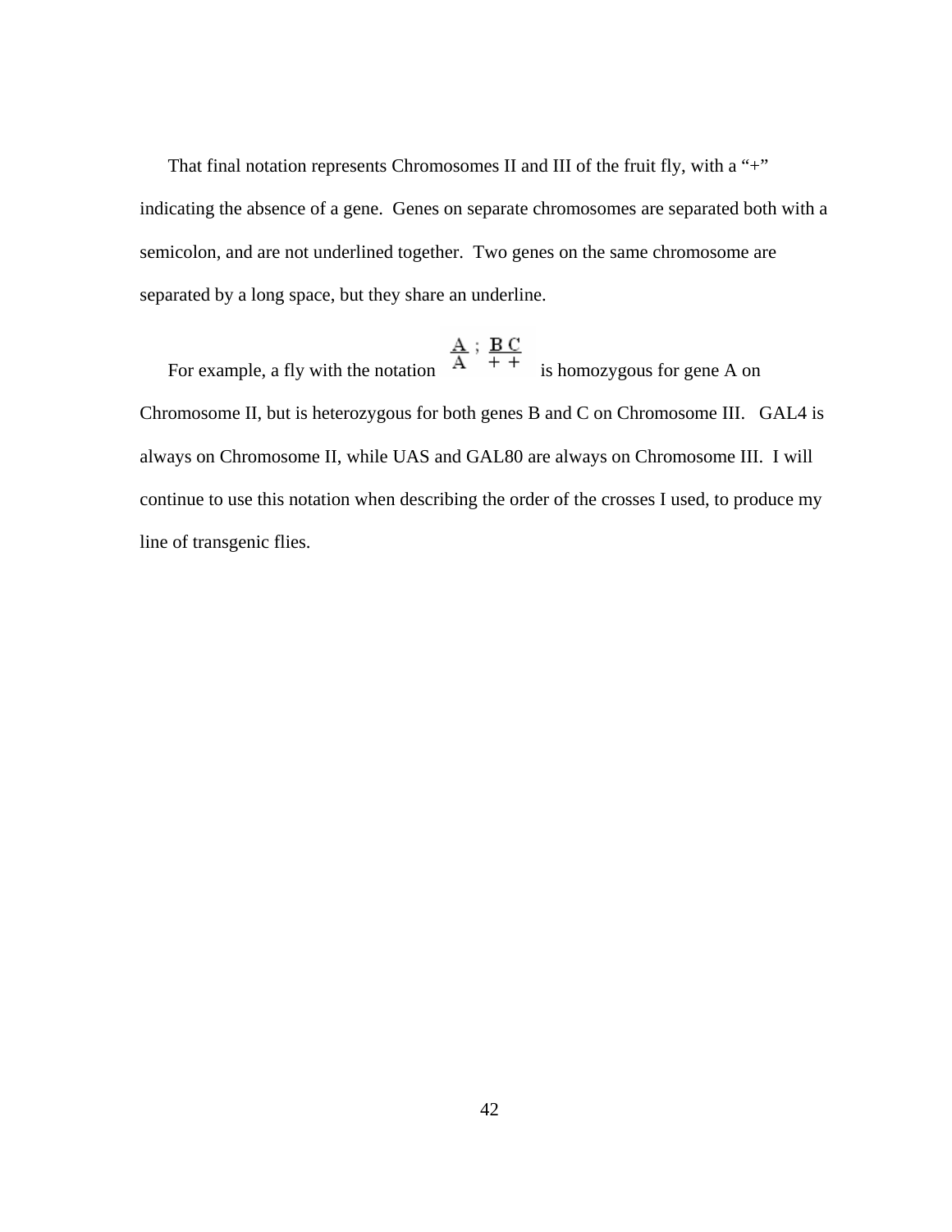That final notation represents Chromosomes II and III of the fruit fly, with a "+" indicating the absence of a gene. Genes on separate chromosomes are separated both with a semicolon, and are not underlined together. Two genes on the same chromosome are separated by a long space, but they share an underline.

For example, a fly with the notation $\frac{A}{A}\,;\,\frac{B\;\;C}{+\;\;+}$ is homozygous for gene A on Chromosome II, but is heterozygous for both genes B and C on Chromosome III. GAL4 is always on Chromosome II, while UAS and GAL80 are always on Chromosome III. I will continue to use this notation when describing the order of the crosses I used, to produce my line of transgenic flies.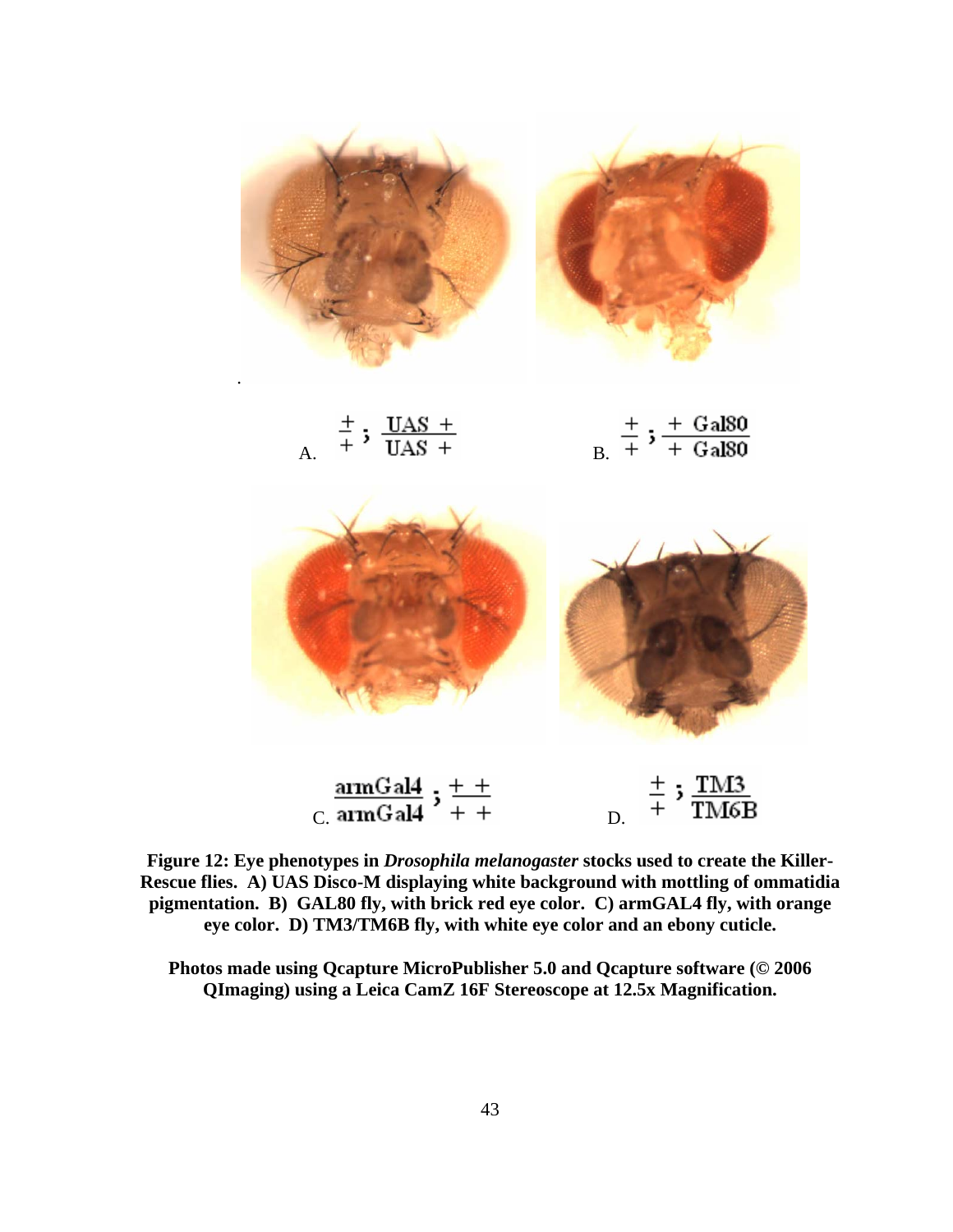A. $\frac{+}{+}$ ; $\frac{UAS\ +}{UAS\ +}$

B. $\frac{+}{+}$ ; $\frac{+\ Gal80}{+\ Gal80}$

C. $\frac{armGal4}{armGal4}$ ; $\frac{+\ +}{+\ +}$

D. $\frac{+}{+}$ ; $\frac{TM3}{TM6B}$

**Figure 12: Eye phenotypes in *Drosophila melanogaster* stocks used to create the Killer-Rescue flies. A) UAS Disco-M displaying white background with mottling of ommatidia pigmentation. B) GAL80 fly, with brick red eye color. C) armGAL4 fly, with orange eye color. D) TM3/TM6B fly, with white eye color and an ebony cuticle.**

**Photos made using Qcapture MicroPublisher 5.0 and Qcapture software (© 2006 QImaging) using a Leica CamZ 16F Stereoscope at 12.5x Magnification.**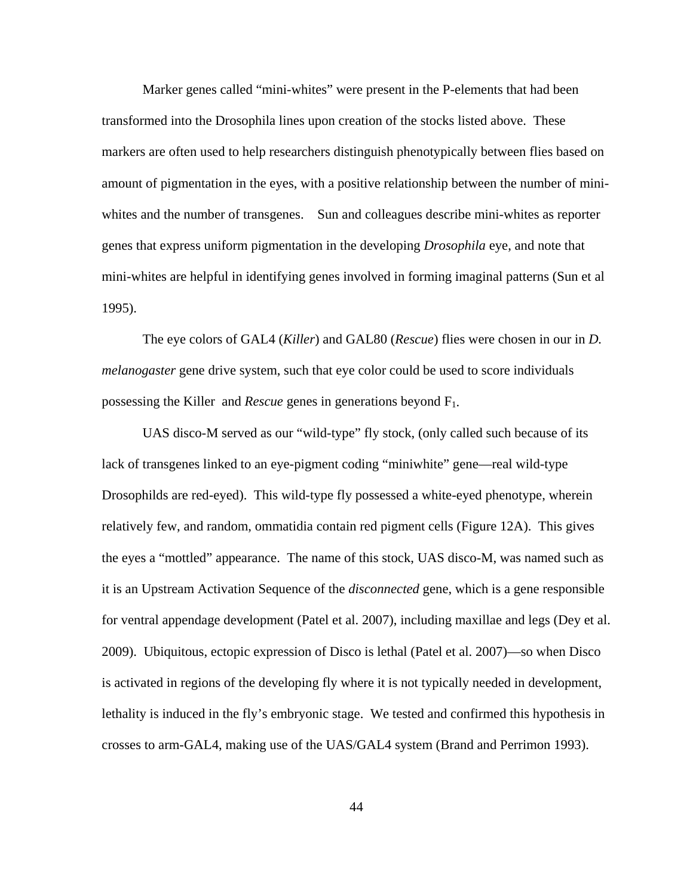Marker genes called "mini-whites" were present in the P-elements that had been transformed into the Drosophila lines upon creation of the stocks listed above. These markers are often used to help researchers distinguish phenotypically between flies based on amount of pigmentation in the eyes, with a positive relationship between the number of mini-whites and the number of transgenes. Sun and colleagues describe mini-whites as reporter genes that express uniform pigmentation in the developing *Drosophila* eye, and note that mini-whites are helpful in identifying genes involved in forming imaginal patterns (Sun et al 1995).

The eye colors of GAL4 (*Killer*) and GAL80 (*Rescue*) flies were chosen in our in *D. melanogaster* gene drive system, such that eye color could be used to score individuals possessing the Killer and *Rescue* genes in generations beyond $F_1$.

UAS disco-M served as our "wild-type" fly stock, (only called such because of its lack of transgenes linked to an eye-pigment coding "miniwhite" gene—real wild-type Drosophilds are red-eyed). This wild-type fly possessed a white-eyed phenotype, wherein relatively few, and random, ommatidia contain red pigment cells (Figure 12A). This gives the eyes a "mottled" appearance. The name of this stock, UAS disco-M, was named such as it is an Upstream Activation Sequence of the *disconnected* gene, which is a gene responsible for ventral appendage development (Patel et al. 2007), including maxillae and legs (Dey et al. 2009). Ubiquitous, ectopic expression of Disco is lethal (Patel et al. 2007)—so when Disco is activated in regions of the developing fly where it is not typically needed in development, lethality is induced in the fly's embryonic stage. We tested and confirmed this hypothesis in crosses to arm-GAL4, making use of the UAS/GAL4 system (Brand and Perrimon 1993).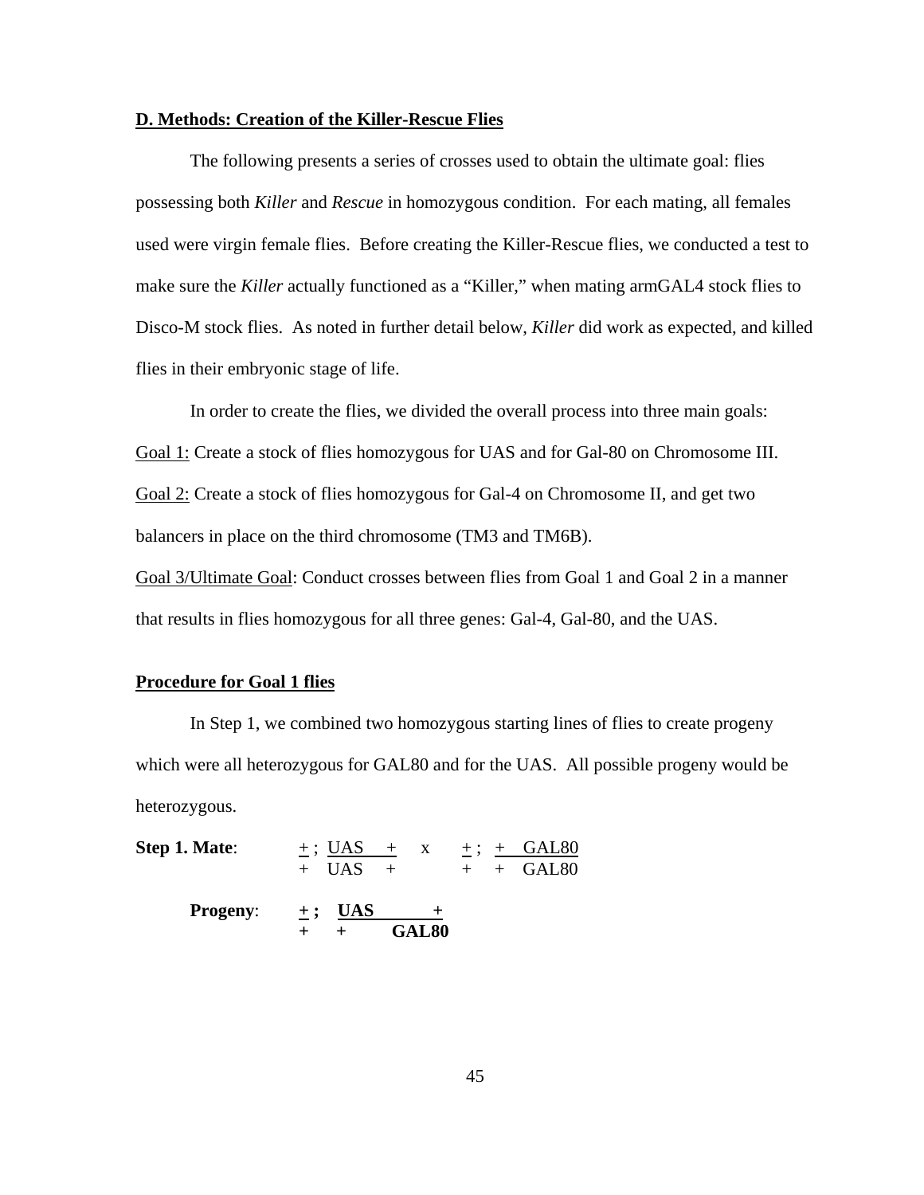**D. Methods: Creation of the Killer-Rescue Flies**

The following presents a series of crosses used to obtain the ultimate goal: flies possessing both *Killer* and *Rescue* in homozygous condition. For each mating, all females used were virgin female flies. Before creating the Killer-Rescue flies, we conducted a test to make sure the *Killer* actually functioned as a "Killer," when mating armGAL4 stock flies to Disco-M stock flies. As noted in further detail below, *Killer* did work as expected, and killed flies in their embryonic stage of life.

In order to create the flies, we divided the overall process into three main goals:

Goal 1: Create a stock of flies homozygous for UAS and for Gal-80 on Chromosome III.

Goal 2: Create a stock of flies homozygous for Gal-4 on Chromosome II, and get two balancers in place on the third chromosome (TM3 and TM6B).

Goal 3/Ultimate Goal: Conduct crosses between flies from Goal 1 and Goal 2 in a manner that results in flies homozygous for all three genes: Gal-4, Gal-80, and the UAS.

**Procedure for Goal 1 flies**

In Step 1, we combined two homozygous starting lines of flies to create progeny which were all heterozygous for GAL80 and for the UAS. All possible progeny would be heterozygous.

```
Step 1. Mate:     + ;  UAS   +     x     + ;  +   GAL80
                  +    UAS   +           +    +   GAL80

     Progeny:     + ;  UAS         +
                  +    +       GAL80
```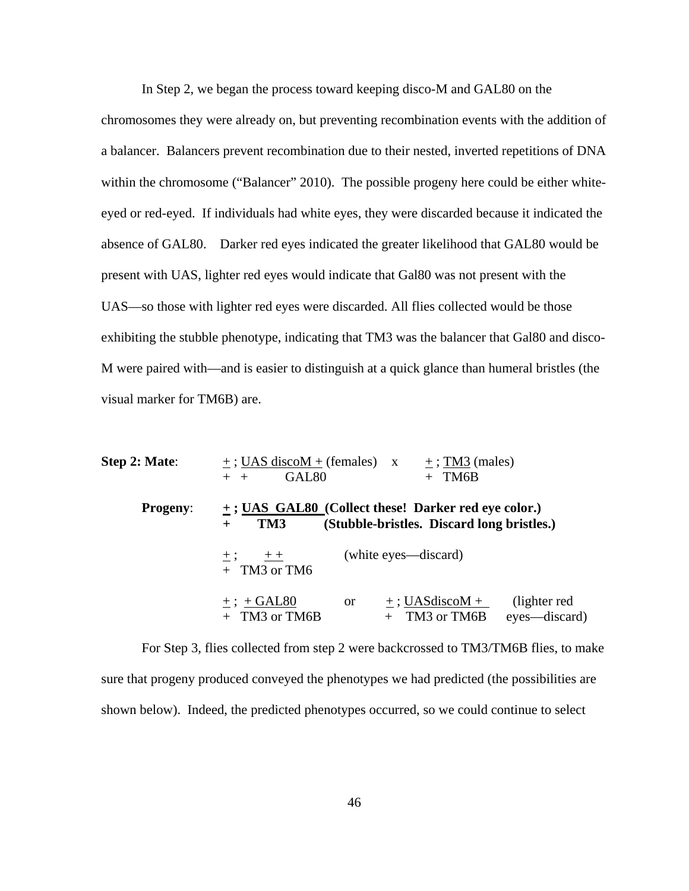In Step 2, we began the process toward keeping disco-M and GAL80 on the chromosomes they were already on, but preventing recombination events with the addition of a balancer. Balancers prevent recombination due to their nested, inverted repetitions of DNA within the chromosome (“Balancer” 2010). The possible progeny here could be either white-eyed or red-eyed. If individuals had white eyes, they were discarded because it indicated the absence of GAL80. Darker red eyes indicated the greater likelihood that GAL80 would be present with UAS, lighter red eyes would indicate that Gal80 was not present with the UAS—so those with lighter red eyes were discarded. All flies collected would be those exhibiting the stubble phenotype, indicating that TM3 was the balancer that Gal80 and disco-M were paired with—and is easier to distinguish at a quick glance than humeral bristles (the visual marker for TM6B) are.

**Step 2: Mate**:

```
 + ; UAS discoM + (females)   x    + ; TM3 (males)
 +   +        GAL80                 +   TM6B
```

**Progeny**:

```
 + ; UAS  GAL80   (Collect these!  Darker red eye color.)
 +        TM3     (Stubble-bristles.  Discard long bristles.)

 + ;    + +             (white eyes—discard)
 +   TM3 or TM6

 + ;  + GAL80      or    + ; UASdiscoM +      (lighter red
 +   TM3 or TM6B         +   TM3 or TM6B      eyes—discard)
```

For Step 3, flies collected from step 2 were backcrossed to TM3/TM6B flies, to make sure that progeny produced conveyed the phenotypes we had predicted (the possibilities are shown below). Indeed, the predicted phenotypes occurred, so we could continue to select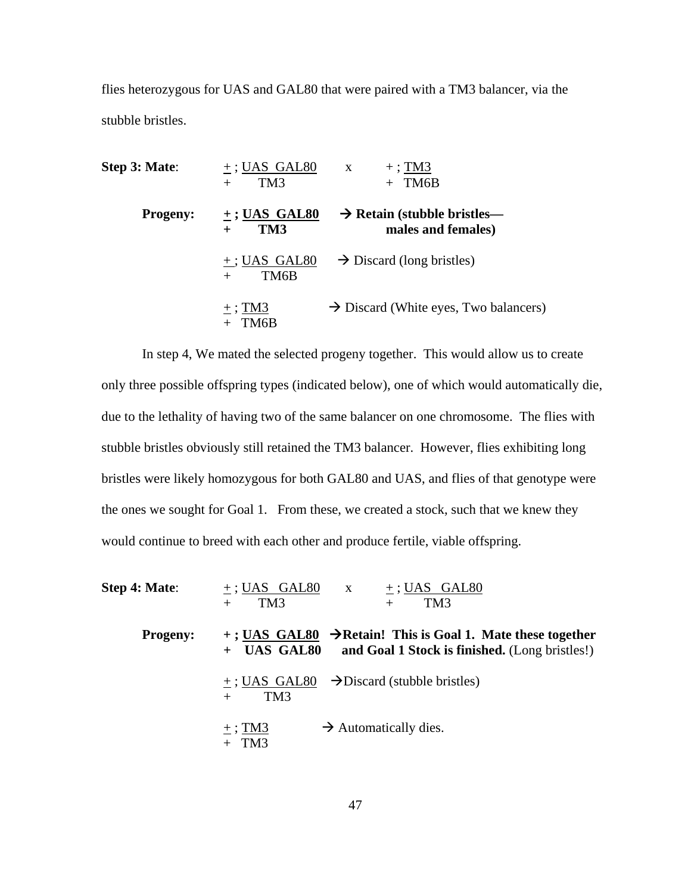flies heterozygous for UAS and GAL80 that were paired with a TM3 balancer, via the stubble bristles.

**Step 3: Mate**: + ; UAS GAL80 / + TM3 x + ; TM3 / + TM6B

**Progeny:**

- **+ ; UAS GAL80 / + TM3** → **Retain (stubble bristles—males and females)**
- + ; UAS GAL80 / + TM6B → Discard (long bristles)
- + ; TM3 / + TM6B → Discard (White eyes, Two balancers)

In step 4, We mated the selected progeny together. This would allow us to create only three possible offspring types (indicated below), one of which would automatically die, due to the lethality of having two of the same balancer on one chromosome. The flies with stubble bristles obviously still retained the TM3 balancer. However, flies exhibiting long bristles were likely homozygous for both GAL80 and UAS, and flies of that genotype were the ones we sought for Goal 1. From these, we created a stock, such that we knew they would continue to breed with each other and produce fertile, viable offspring.

**Step 4: Mate**: + ; UAS GAL80 / + TM3 x + ; UAS GAL80 / + TM3

**Progeny:**

- **+ ; UAS GAL80 / + UAS GAL80** → **Retain! This is Goal 1. Mate these together and Goal 1 Stock is finished.** (Long bristles!)
- + ; UAS GAL80 / + TM3 → Discard (stubble bristles)
- + ; TM3 / + TM3 → Automatically dies.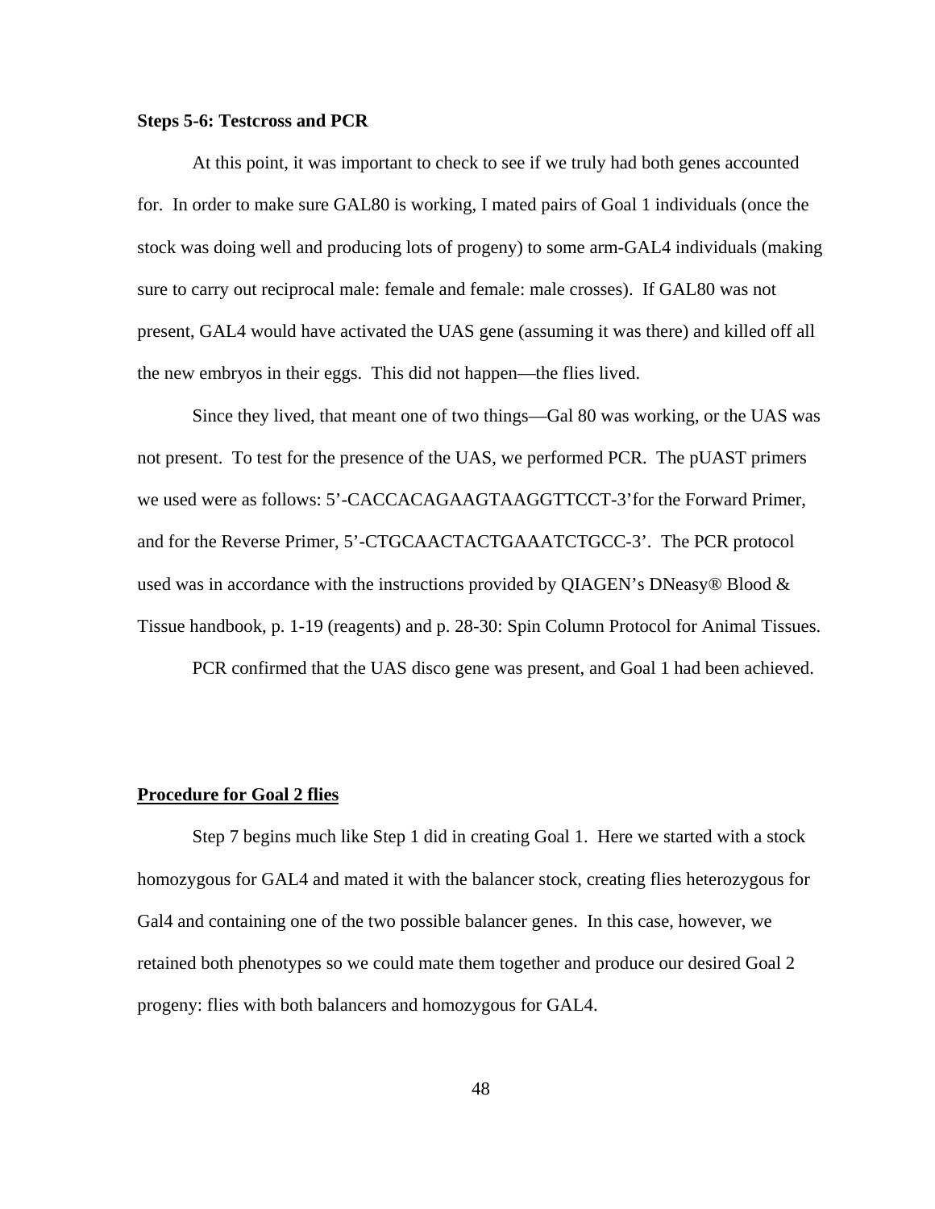**Steps 5-6: Testcross and PCR**

At this point, it was important to check to see if we truly had both genes accounted for. In order to make sure GAL80 is working, I mated pairs of Goal 1 individuals (once the stock was doing well and producing lots of progeny) to some arm-GAL4 individuals (making sure to carry out reciprocal male: female and female: male crosses). If GAL80 was not present, GAL4 would have activated the UAS gene (assuming it was there) and killed off all the new embryos in their eggs. This did not happen—the flies lived.

Since they lived, that meant one of two things—Gal 80 was working, or the UAS was not present. To test for the presence of the UAS, we performed PCR. The pUAST primers we used were as follows: 5'-CACCACAGAAGTAAGGTTCCT-3'for the Forward Primer, and for the Reverse Primer, 5'-CTGCAACTACTGAAATCTGCC-3'. The PCR protocol used was in accordance with the instructions provided by QIAGEN's DNeasy® Blood & Tissue handbook, p. 1-19 (reagents) and p. 28-30: Spin Column Protocol for Animal Tissues.

PCR confirmed that the UAS disco gene was present, and Goal 1 had been achieved.

**Procedure for Goal 2 flies**

Step 7 begins much like Step 1 did in creating Goal 1. Here we started with a stock homozygous for GAL4 and mated it with the balancer stock, creating flies heterozygous for Gal4 and containing one of the two possible balancer genes. In this case, however, we retained both phenotypes so we could mate them together and produce our desired Goal 2 progeny: flies with both balancers and homozygous for GAL4.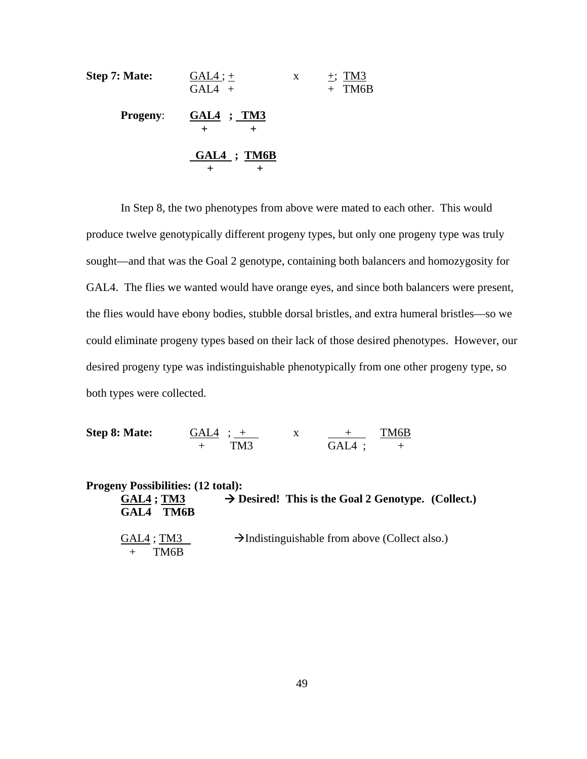**Step 7: Mate:** $\frac{\text{GAL4}}{\text{GAL4}}$ ; $\frac{+}{+}$ x $\frac{+}{+}$ ; $\frac{\text{TM3}}{\text{TM6B}}$

**Progeny**:

**$\frac{\text{GAL4}}{+}$ ; $\frac{\text{TM3}}{+}$**

**$\frac{\text{GAL4}}{+}$ ; $\frac{\text{TM6B}}{+}$**

In Step 8, the two phenotypes from above were mated to each other. This would produce twelve genotypically different progeny types, but only one progeny type was truly sought—and that was the Goal 2 genotype, containing both balancers and homozygosity for GAL4. The flies we wanted would have orange eyes, and since both balancers were present, the flies would have ebony bodies, stubble dorsal bristles, and extra humeral bristles—so we could eliminate progeny types based on their lack of those desired phenotypes. However, our desired progeny type was indistinguishable phenotypically from one other progeny type, so both types were collected.

**Step 8: Mate:** $\frac{\text{GAL4}}{+}$ ; $\frac{+}{\text{TM3}}$ x $\frac{+}{\text{GAL4}}$ ; $\frac{\text{TM6B}}{+}$

**Progeny Possibilities: (12 total):**

**$\frac{\text{GAL4}}{\text{GAL4}}$ ; $\frac{\text{TM3}}{\text{TM6B}}$** → **Desired! This is the Goal 2 Genotype. (Collect.)**

$\frac{\text{GAL4}}{+}$ ; $\frac{\text{TM3}}{\text{TM6B}}$ → Indistinguishable from above (Collect also.)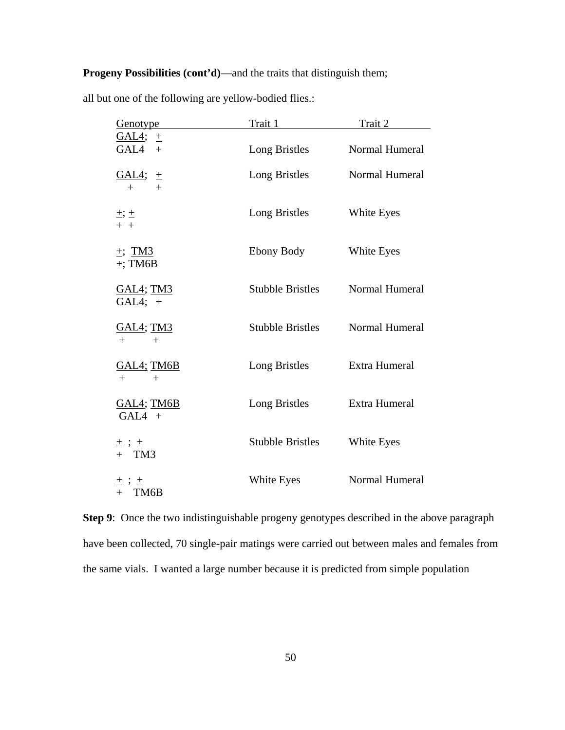**Progeny Possibilities (cont'd)**—and the traits that distinguish them;

all but one of the following are yellow-bodied flies.:

| Genotype | Trait 1 | Trait 2 |
|---|---|---|
| GAL4; + / GAL4 + | Long Bristles | Normal Humeral |
| GAL4; + / + + | Long Bristles | Normal Humeral |
| +; + / + + | Long Bristles | White Eyes |
| +; TM3 / +; TM6B | Ebony Body | White Eyes |
| GAL4; TM3 / GAL4; + | Stubble Bristles | Normal Humeral |
| GAL4; TM3 / + + | Stubble Bristles | Normal Humeral |
| GAL4; TM6B / + + | Long Bristles | Extra Humeral |
| GAL4; TM6B / GAL4 + | Long Bristles | Extra Humeral |
| + ; + / + TM3 | Stubble Bristles | White Eyes |
| + ; + / + TM6B | White Eyes | Normal Humeral |

**Step 9**: Once the two indistinguishable progeny genotypes described in the above paragraph have been collected, 70 single-pair matings were carried out between males and females from the same vials. I wanted a large number because it is predicted from simple population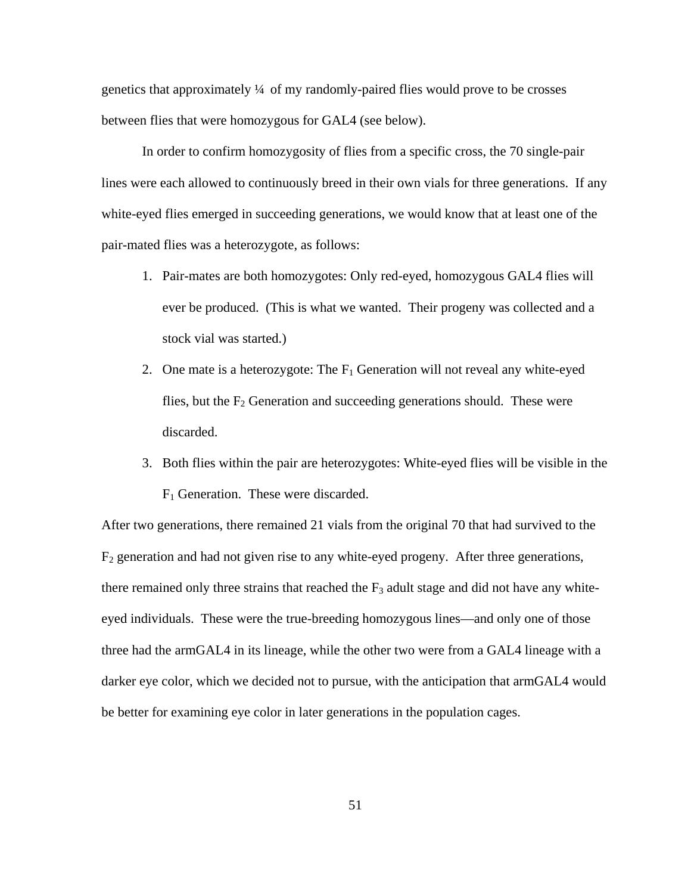genetics that approximately ¼ of my randomly-paired flies would prove to be crosses between flies that were homozygous for GAL4 (see below).

In order to confirm homozygosity of flies from a specific cross, the 70 single-pair lines were each allowed to continuously breed in their own vials for three generations. If any white-eyed flies emerged in succeeding generations, we would know that at least one of the pair-mated flies was a heterozygote, as follows:

1. Pair-mates are both homozygotes: Only red-eyed, homozygous GAL4 flies will ever be produced. (This is what we wanted. Their progeny was collected and a stock vial was started.)
2. One mate is a heterozygote: The $F_1$ Generation will not reveal any white-eyed flies, but the $F_2$ Generation and succeeding generations should. These were discarded.
3. Both flies within the pair are heterozygotes: White-eyed flies will be visible in the $F_1$ Generation. These were discarded.

After two generations, there remained 21 vials from the original 70 that had survived to the $F_2$ generation and had not given rise to any white-eyed progeny. After three generations, there remained only three strains that reached the $F_3$ adult stage and did not have any white-eyed individuals. These were the true-breeding homozygous lines—and only one of those three had the armGAL4 in its lineage, while the other two were from a GAL4 lineage with a darker eye color, which we decided not to pursue, with the anticipation that armGAL4 would be better for examining eye color in later generations in the population cages.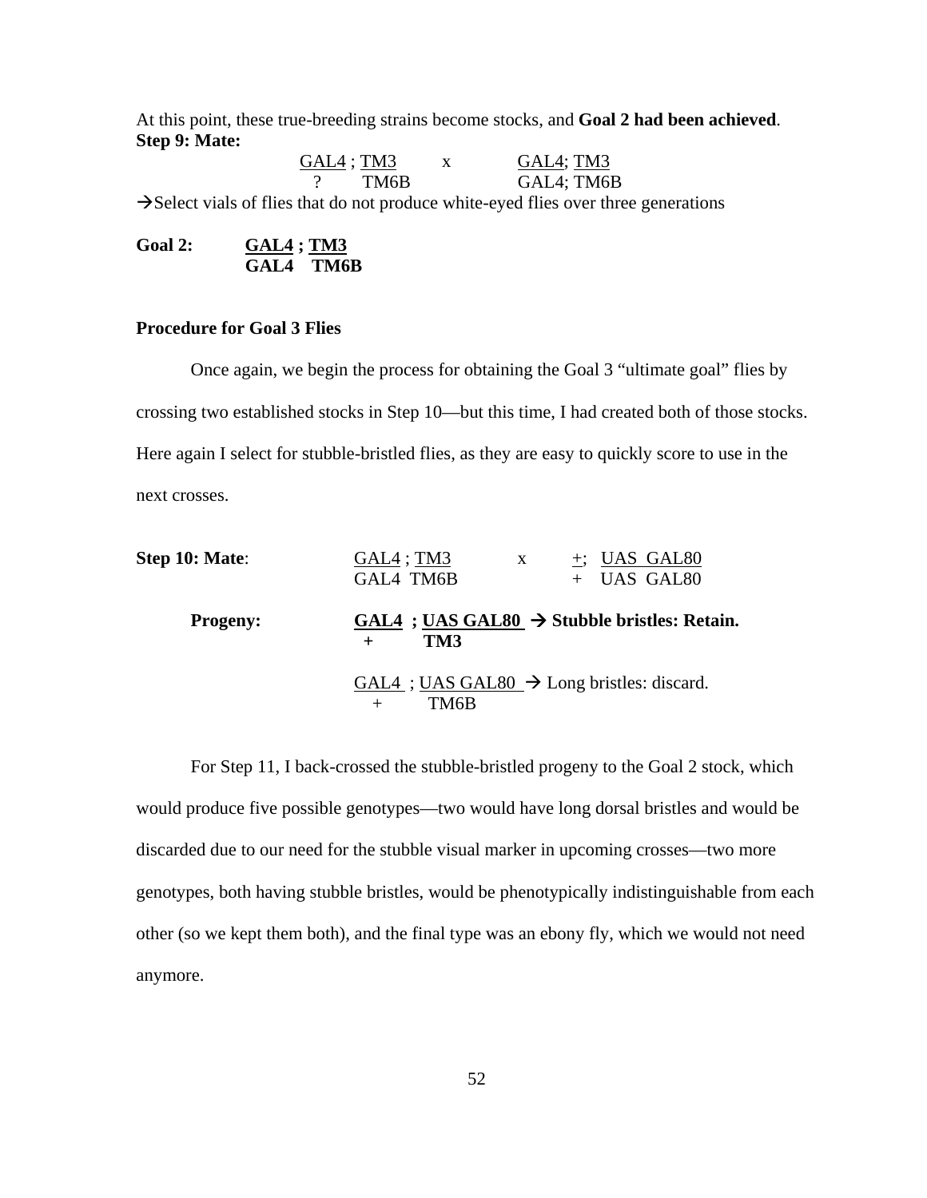At this point, these true-breeding strains become stocks, and **Goal 2 had been achieved**.

**Step 9: Mate:**

| GAL4 ; TM3 | x | GAL4; TM3 |
|---|---|---|
| ? TM6B | | GAL4; TM6B |

→Select vials of flies that do not produce white-eyed flies over three generations

**Goal 2:** **GAL4 ; TM3**
**GAL4 TM6B**

**Procedure for Goal 3 Flies**

Once again, we begin the process for obtaining the Goal 3 "ultimate goal" flies by crossing two established stocks in Step 10—but this time, I had created both of those stocks. Here again I select for stubble-bristled flies, as they are easy to quickly score to use in the next crosses.

**Step 10: Mate**:

| GAL4 ; TM3 | x | +; UAS GAL80 |
|---|---|---|
| GAL4 TM6B | | + UAS GAL80 |

**Progeny:**

**GAL4 ; UAS GAL80 → Stubble bristles: Retain.**
**+ TM3**

GAL4 ; UAS GAL80 → Long bristles: discard.
\+ TM6B

For Step 11, I back-crossed the stubble-bristled progeny to the Goal 2 stock, which would produce five possible genotypes—two would have long dorsal bristles and would be discarded due to our need for the stubble visual marker in upcoming crosses—two more genotypes, both having stubble bristles, would be phenotypically indistinguishable from each other (so we kept them both), and the final type was an ebony fly, which we would not need anymore.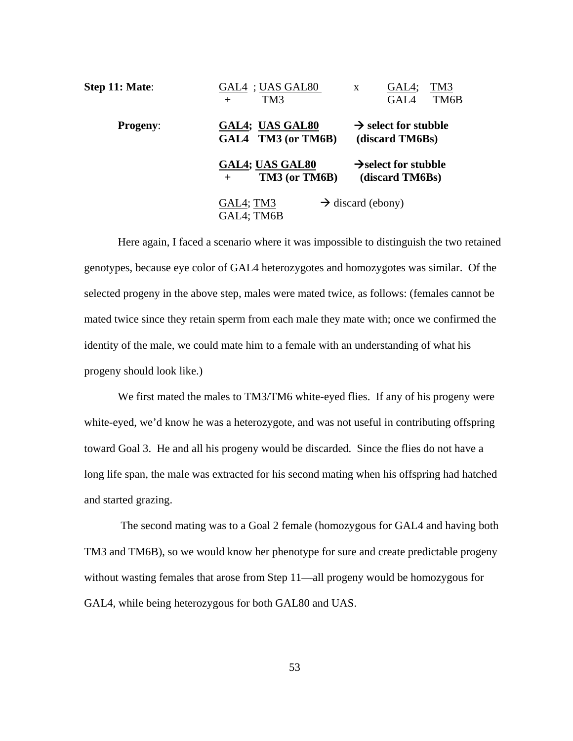**Step 11: Mate**:

| | | | |
|---|---|---|---|
| | GAL4 ; UAS GAL80 / + TM3 | x | GAL4; TM3 / GAL4 TM6B |
| **Progeny**: | **GAL4; UAS GAL80 / GAL4 TM3 (or TM6B)** | | **→ select for stubble (discard TM6Bs)** |
| | **GAL4; UAS GAL80 / + TM3 (or TM6B)** | | **→select for stubble (discard TM6Bs)** |
| | GAL4; TM3 / GAL4; TM6B | | → discard (ebony) |

Here again, I faced a scenario where it was impossible to distinguish the two retained genotypes, because eye color of GAL4 heterozygotes and homozygotes was similar. Of the selected progeny in the above step, males were mated twice, as follows: (females cannot be mated twice since they retain sperm from each male they mate with; once we confirmed the identity of the male, we could mate him to a female with an understanding of what his progeny should look like.)

We first mated the males to TM3/TM6 white-eyed flies. If any of his progeny were white-eyed, we'd know he was a heterozygote, and was not useful in contributing offspring toward Goal 3. He and all his progeny would be discarded. Since the flies do not have a long life span, the male was extracted for his second mating when his offspring had hatched and started grazing.

The second mating was to a Goal 2 female (homozygous for GAL4 and having both TM3 and TM6B), so we would know her phenotype for sure and create predictable progeny without wasting females that arose from Step 11—all progeny would be homozygous for GAL4, while being heterozygous for both GAL80 and UAS.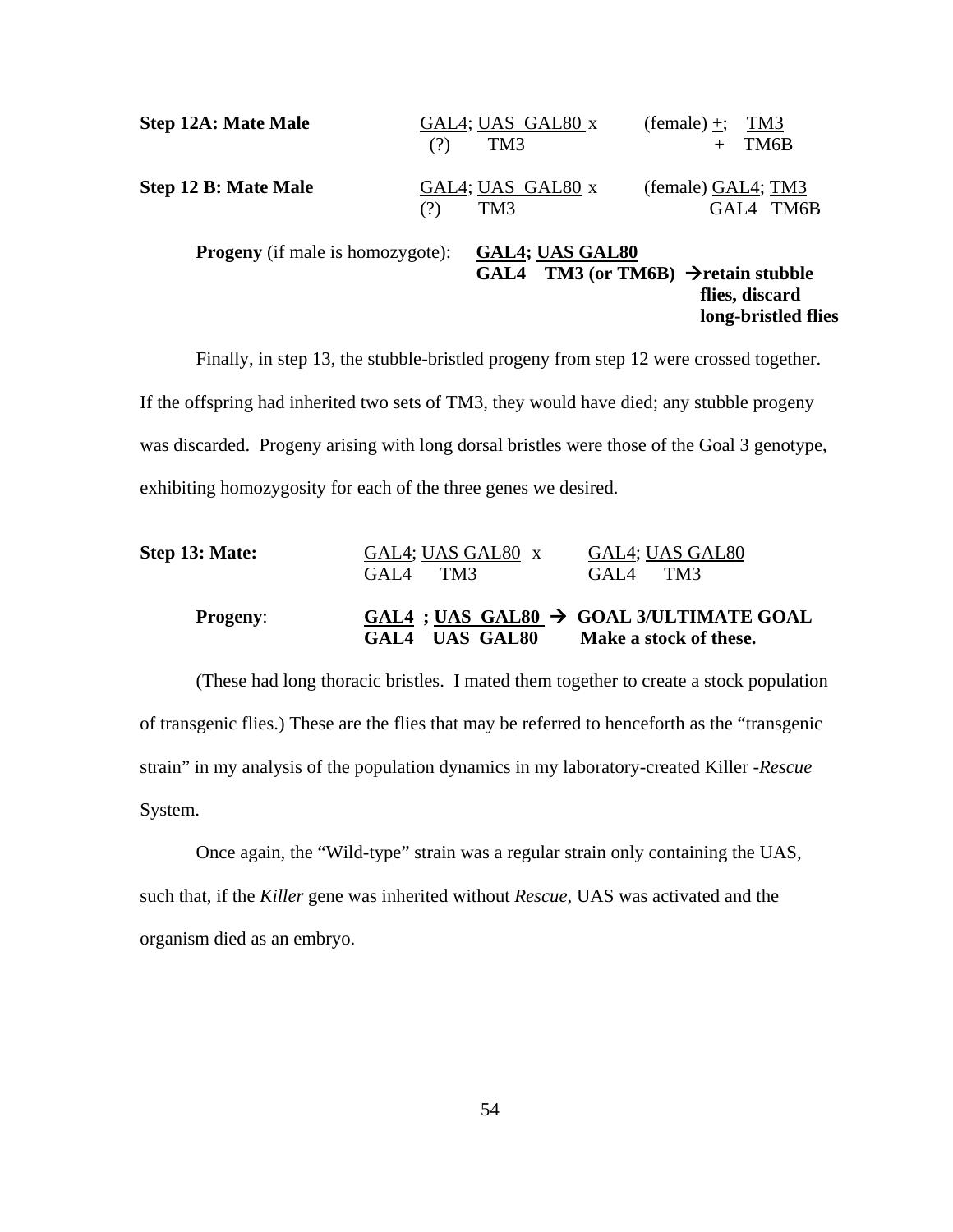**Step 12A: Mate Male** GAL4; UAS GAL80 x (female) +; TM3
(?) TM3 + TM6B

**Step 12 B: Mate Male** GAL4; UAS GAL80 x (female) GAL4; TM3
(?) TM3 GAL4 TM6B

**Progeny** (if male is homozygote): **GAL4; UAS GAL80**
**GAL4 TM3 (or TM6B) → retain stubble flies, discard long-bristled flies**

Finally, in step 13, the stubble-bristled progeny from step 12 were crossed together. If the offspring had inherited two sets of TM3, they would have died; any stubble progeny was discarded. Progeny arising with long dorsal bristles were those of the Goal 3 genotype, exhibiting homozygosity for each of the three genes we desired.

**Step 13: Mate:** GAL4; UAS GAL80 x GAL4; UAS GAL80
GAL4 TM3 GAL4 TM3

**Progeny**: **GAL4 ; UAS GAL80 → GOAL 3/ULTIMATE GOAL**
**GAL4 UAS GAL80 Make a stock of these.**

(These had long thoracic bristles. I mated them together to create a stock population of transgenic flies.) These are the flies that may be referred to henceforth as the "transgenic strain" in my analysis of the population dynamics in my laboratory-created Killer -*Rescue* System.

Once again, the "Wild-type" strain was a regular strain only containing the UAS, such that, if the *Killer* gene was inherited without *Rescue*, UAS was activated and the organism died as an embryo.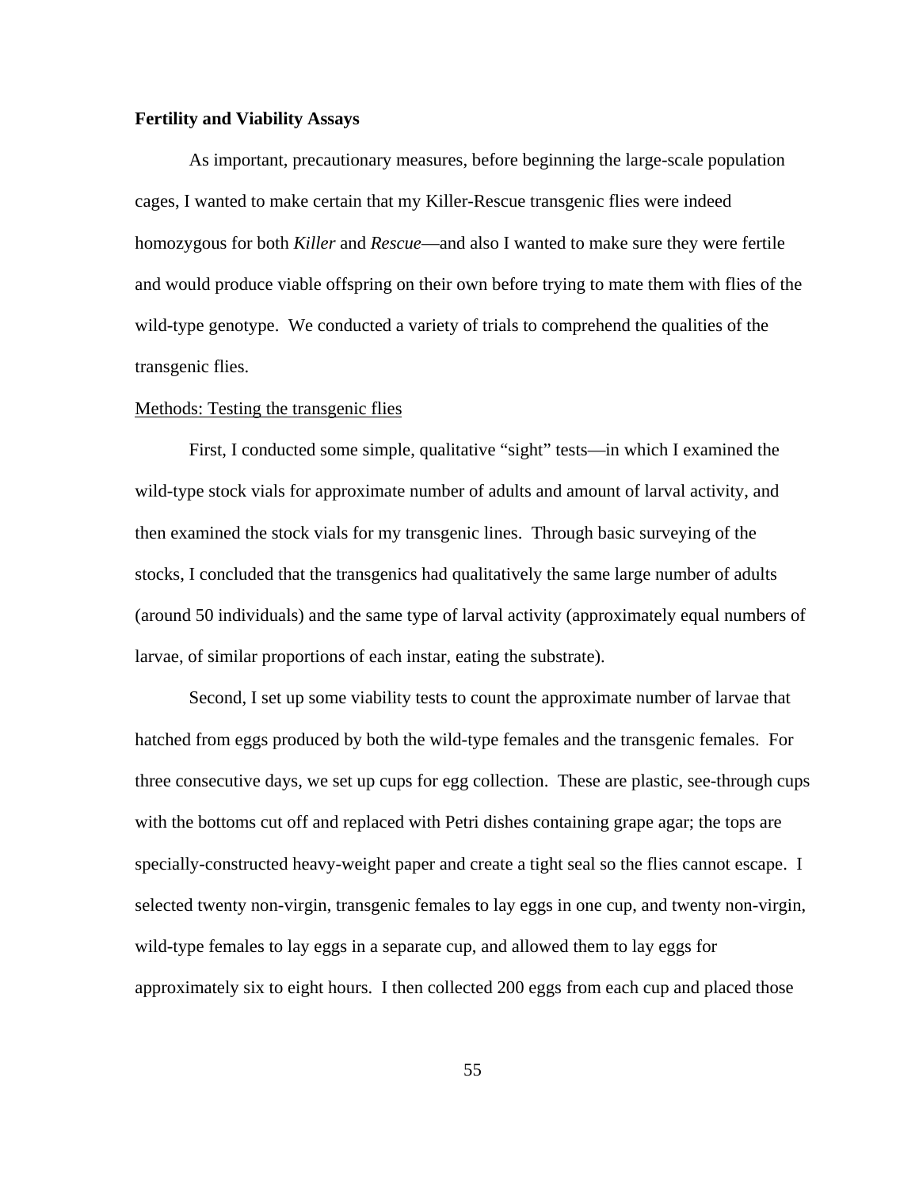**Fertility and Viability Assays**

As important, precautionary measures, before beginning the large-scale population cages, I wanted to make certain that my Killer-Rescue transgenic flies were indeed homozygous for both *Killer* and *Rescue*—and also I wanted to make sure they were fertile and would produce viable offspring on their own before trying to mate them with flies of the wild-type genotype. We conducted a variety of trials to comprehend the qualities of the transgenic flies.

<u>Methods: Testing the transgenic flies</u>

First, I conducted some simple, qualitative "sight" tests—in which I examined the wild-type stock vials for approximate number of adults and amount of larval activity, and then examined the stock vials for my transgenic lines. Through basic surveying of the stocks, I concluded that the transgenics had qualitatively the same large number of adults (around 50 individuals) and the same type of larval activity (approximately equal numbers of larvae, of similar proportions of each instar, eating the substrate).

Second, I set up some viability tests to count the approximate number of larvae that hatched from eggs produced by both the wild-type females and the transgenic females. For three consecutive days, we set up cups for egg collection. These are plastic, see-through cups with the bottoms cut off and replaced with Petri dishes containing grape agar; the tops are specially-constructed heavy-weight paper and create a tight seal so the flies cannot escape. I selected twenty non-virgin, transgenic females to lay eggs in one cup, and twenty non-virgin, wild-type females to lay eggs in a separate cup, and allowed them to lay eggs for approximately six to eight hours. I then collected 200 eggs from each cup and placed those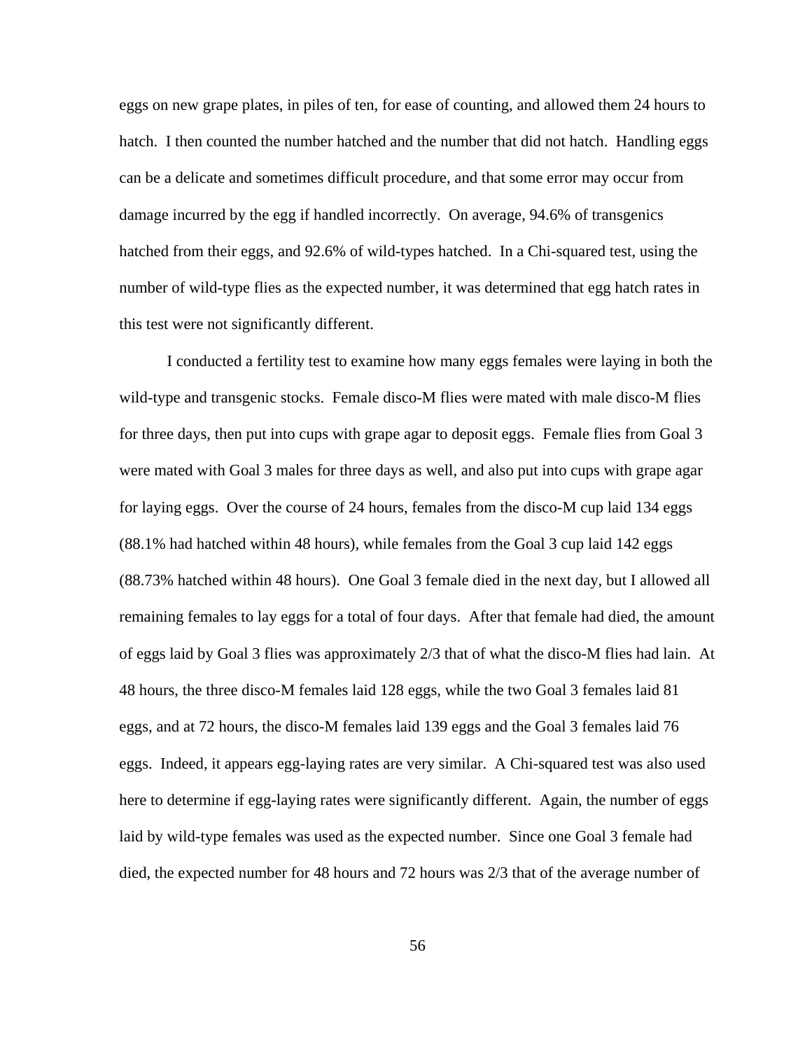eggs on new grape plates, in piles of ten, for ease of counting, and allowed them 24 hours to hatch. I then counted the number hatched and the number that did not hatch. Handling eggs can be a delicate and sometimes difficult procedure, and that some error may occur from damage incurred by the egg if handled incorrectly. On average, 94.6% of transgenics hatched from their eggs, and 92.6% of wild-types hatched. In a Chi-squared test, using the number of wild-type flies as the expected number, it was determined that egg hatch rates in this test were not significantly different.

I conducted a fertility test to examine how many eggs females were laying in both the wild-type and transgenic stocks. Female disco-M flies were mated with male disco-M flies for three days, then put into cups with grape agar to deposit eggs. Female flies from Goal 3 were mated with Goal 3 males for three days as well, and also put into cups with grape agar for laying eggs. Over the course of 24 hours, females from the disco-M cup laid 134 eggs (88.1% had hatched within 48 hours), while females from the Goal 3 cup laid 142 eggs (88.73% hatched within 48 hours). One Goal 3 female died in the next day, but I allowed all remaining females to lay eggs for a total of four days. After that female had died, the amount of eggs laid by Goal 3 flies was approximately 2/3 that of what the disco-M flies had lain. At 48 hours, the three disco-M females laid 128 eggs, while the two Goal 3 females laid 81 eggs, and at 72 hours, the disco-M females laid 139 eggs and the Goal 3 females laid 76 eggs. Indeed, it appears egg-laying rates are very similar. A Chi-squared test was also used here to determine if egg-laying rates were significantly different. Again, the number of eggs laid by wild-type females was used as the expected number. Since one Goal 3 female had died, the expected number for 48 hours and 72 hours was 2/3 that of the average number of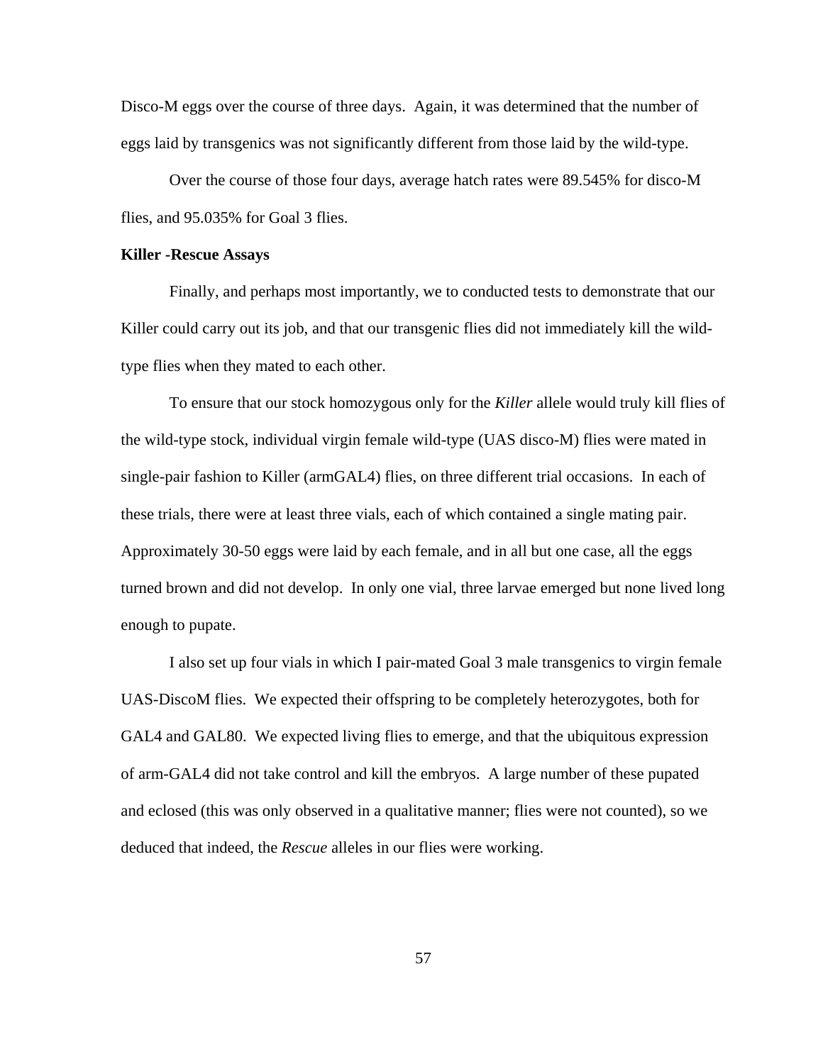Disco-M eggs over the course of three days. Again, it was determined that the number of eggs laid by transgenics was not significantly different from those laid by the wild-type.

Over the course of those four days, average hatch rates were 89.545% for disco-M flies, and 95.035% for Goal 3 flies.

**Killer -Rescue Assays**

Finally, and perhaps most importantly, we to conducted tests to demonstrate that our Killer could carry out its job, and that our transgenic flies did not immediately kill the wild-type flies when they mated to each other.

To ensure that our stock homozygous only for the *Killer* allele would truly kill flies of the wild-type stock, individual virgin female wild-type (UAS disco-M) flies were mated in single-pair fashion to Killer (armGAL4) flies, on three different trial occasions. In each of these trials, there were at least three vials, each of which contained a single mating pair. Approximately 30-50 eggs were laid by each female, and in all but one case, all the eggs turned brown and did not develop. In only one vial, three larvae emerged but none lived long enough to pupate.

I also set up four vials in which I pair-mated Goal 3 male transgenics to virgin female UAS-DiscoM flies. We expected their offspring to be completely heterozygotes, both for GAL4 and GAL80. We expected living flies to emerge, and that the ubiquitous expression of arm-GAL4 did not take control and kill the embryos. A large number of these pupated and eclosed (this was only observed in a qualitative manner; flies were not counted), so we deduced that indeed, the *Rescue* alleles in our flies were working.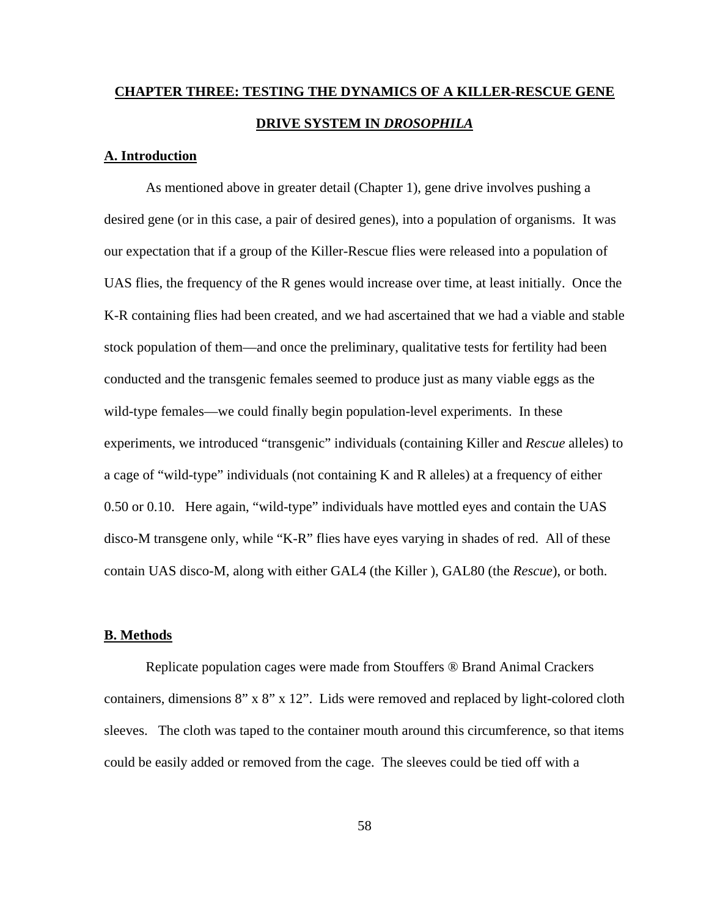# CHAPTER THREE: TESTING THE DYNAMICS OF A KILLER-RESCUE GENE DRIVE SYSTEM IN *DROSOPHILA*

## A. Introduction

As mentioned above in greater detail (Chapter 1), gene drive involves pushing a desired gene (or in this case, a pair of desired genes), into a population of organisms. It was our expectation that if a group of the Killer-Rescue flies were released into a population of UAS flies, the frequency of the R genes would increase over time, at least initially. Once the K-R containing flies had been created, and we had ascertained that we had a viable and stable stock population of them—and once the preliminary, qualitative tests for fertility had been conducted and the transgenic females seemed to produce just as many viable eggs as the wild-type females—we could finally begin population-level experiments. In these experiments, we introduced "transgenic" individuals (containing Killer and *Rescue* alleles) to a cage of "wild-type" individuals (not containing K and R alleles) at a frequency of either 0.50 or 0.10. Here again, "wild-type" individuals have mottled eyes and contain the UAS disco-M transgene only, while "K-R" flies have eyes varying in shades of red. All of these contain UAS disco-M, along with either GAL4 (the Killer ), GAL80 (the *Rescue*), or both.

## B. Methods

Replicate population cages were made from Stouffers ® Brand Animal Crackers containers, dimensions 8" x 8" x 12". Lids were removed and replaced by light-colored cloth sleeves. The cloth was taped to the container mouth around this circumference, so that items could be easily added or removed from the cage. The sleeves could be tied off with a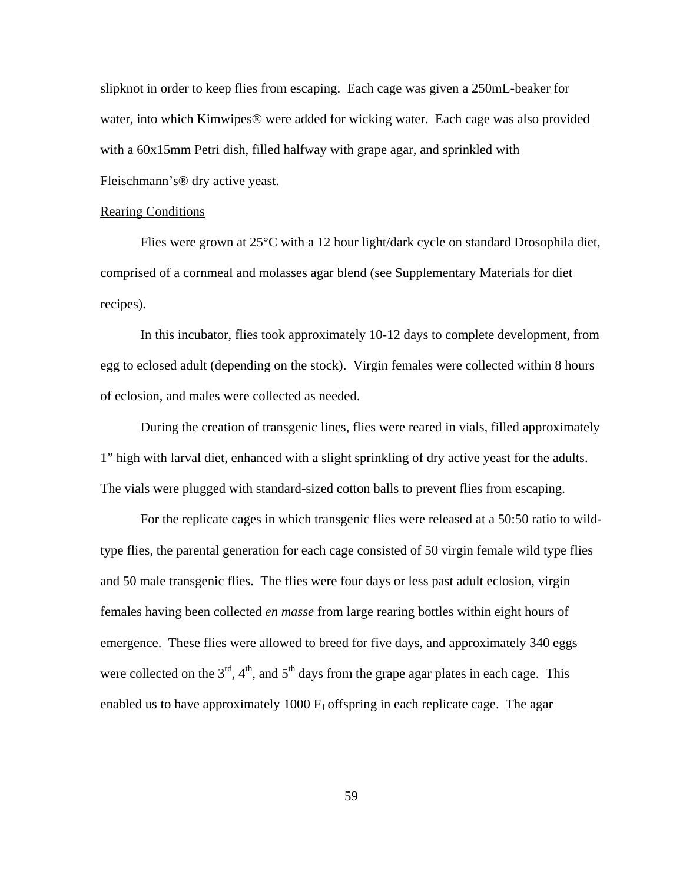slipknot in order to keep flies from escaping. Each cage was given a 250mL-beaker for water, into which Kimwipes® were added for wicking water. Each cage was also provided with a 60x15mm Petri dish, filled halfway with grape agar, and sprinkled with Fleischmann's® dry active yeast.

Rearing Conditions

Flies were grown at 25°C with a 12 hour light/dark cycle on standard Drosophila diet, comprised of a cornmeal and molasses agar blend (see Supplementary Materials for diet recipes).

In this incubator, flies took approximately 10-12 days to complete development, from egg to eclosed adult (depending on the stock). Virgin females were collected within 8 hours of eclosion, and males were collected as needed.

During the creation of transgenic lines, flies were reared in vials, filled approximately 1" high with larval diet, enhanced with a slight sprinkling of dry active yeast for the adults. The vials were plugged with standard-sized cotton balls to prevent flies from escaping.

For the replicate cages in which transgenic flies were released at a 50:50 ratio to wild-type flies, the parental generation for each cage consisted of 50 virgin female wild type flies and 50 male transgenic flies. The flies were four days or less past adult eclosion, virgin females having been collected *en masse* from large rearing bottles within eight hours of emergence. These flies were allowed to breed for five days, and approximately 340 eggs were collected on the 3rd, 4th, and 5th days from the grape agar plates in each cage. This enabled us to have approximately 1000 $F_1$ offspring in each replicate cage. The agar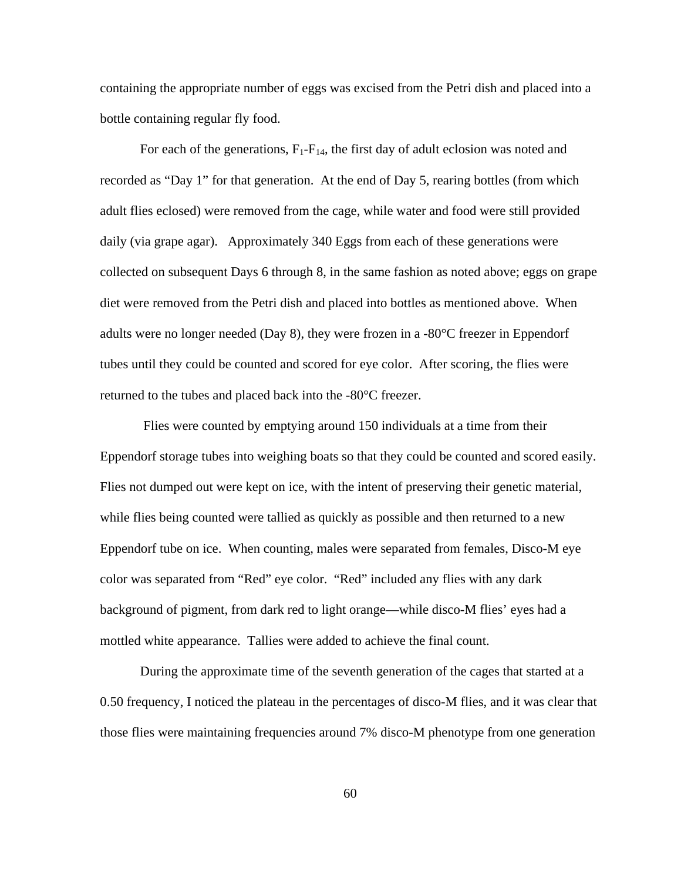containing the appropriate number of eggs was excised from the Petri dish and placed into a bottle containing regular fly food.

For each of the generations, $F_1$-$F_{14}$, the first day of adult eclosion was noted and recorded as "Day 1" for that generation. At the end of Day 5, rearing bottles (from which adult flies eclosed) were removed from the cage, while water and food were still provided daily (via grape agar). Approximately 340 Eggs from each of these generations were collected on subsequent Days 6 through 8, in the same fashion as noted above; eggs on grape diet were removed from the Petri dish and placed into bottles as mentioned above. When adults were no longer needed (Day 8), they were frozen in a -80°C freezer in Eppendorf tubes until they could be counted and scored for eye color. After scoring, the flies were returned to the tubes and placed back into the -80°C freezer.

Flies were counted by emptying around 150 individuals at a time from their Eppendorf storage tubes into weighing boats so that they could be counted and scored easily. Flies not dumped out were kept on ice, with the intent of preserving their genetic material, while flies being counted were tallied as quickly as possible and then returned to a new Eppendorf tube on ice. When counting, males were separated from females, Disco-M eye color was separated from "Red" eye color. "Red" included any flies with any dark background of pigment, from dark red to light orange—while disco-M flies' eyes had a mottled white appearance. Tallies were added to achieve the final count.

During the approximate time of the seventh generation of the cages that started at a 0.50 frequency, I noticed the plateau in the percentages of disco-M flies, and it was clear that those flies were maintaining frequencies around 7% disco-M phenotype from one generation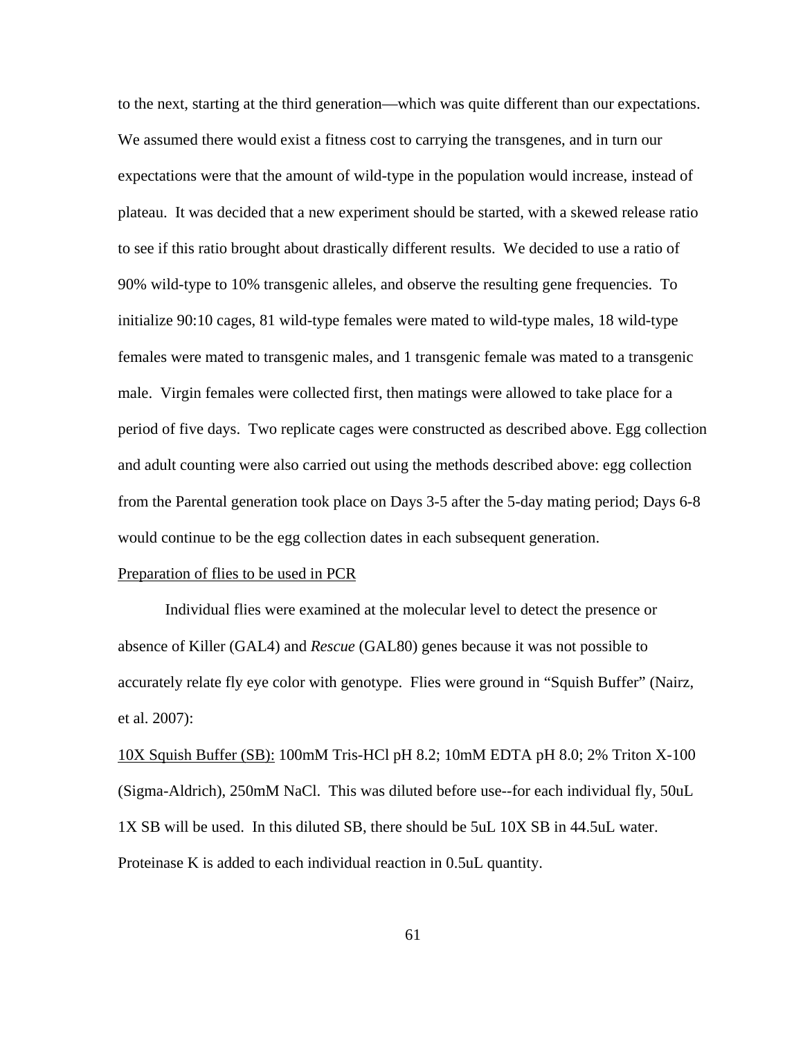to the next, starting at the third generation—which was quite different than our expectations. We assumed there would exist a fitness cost to carrying the transgenes, and in turn our expectations were that the amount of wild-type in the population would increase, instead of plateau. It was decided that a new experiment should be started, with a skewed release ratio to see if this ratio brought about drastically different results. We decided to use a ratio of 90% wild-type to 10% transgenic alleles, and observe the resulting gene frequencies. To initialize 90:10 cages, 81 wild-type females were mated to wild-type males, 18 wild-type females were mated to transgenic males, and 1 transgenic female was mated to a transgenic male. Virgin females were collected first, then matings were allowed to take place for a period of five days. Two replicate cages were constructed as described above. Egg collection and adult counting were also carried out using the methods described above: egg collection from the Parental generation took place on Days 3-5 after the 5-day mating period; Days 6-8 would continue to be the egg collection dates in each subsequent generation.

<u>Preparation of flies to be used in PCR</u>

Individual flies were examined at the molecular level to detect the presence or absence of Killer (GAL4) and *Rescue* (GAL80) genes because it was not possible to accurately relate fly eye color with genotype. Flies were ground in "Squish Buffer" (Nairz, et al. 2007):

<u>10X Squish Buffer (SB):</u> 100mM Tris-HCl pH 8.2; 10mM EDTA pH 8.0; 2% Triton X-100 (Sigma-Aldrich), 250mM NaCl. This was diluted before use--for each individual fly, 50uL 1X SB will be used. In this diluted SB, there should be 5uL 10X SB in 44.5uL water. Proteinase K is added to each individual reaction in 0.5uL quantity.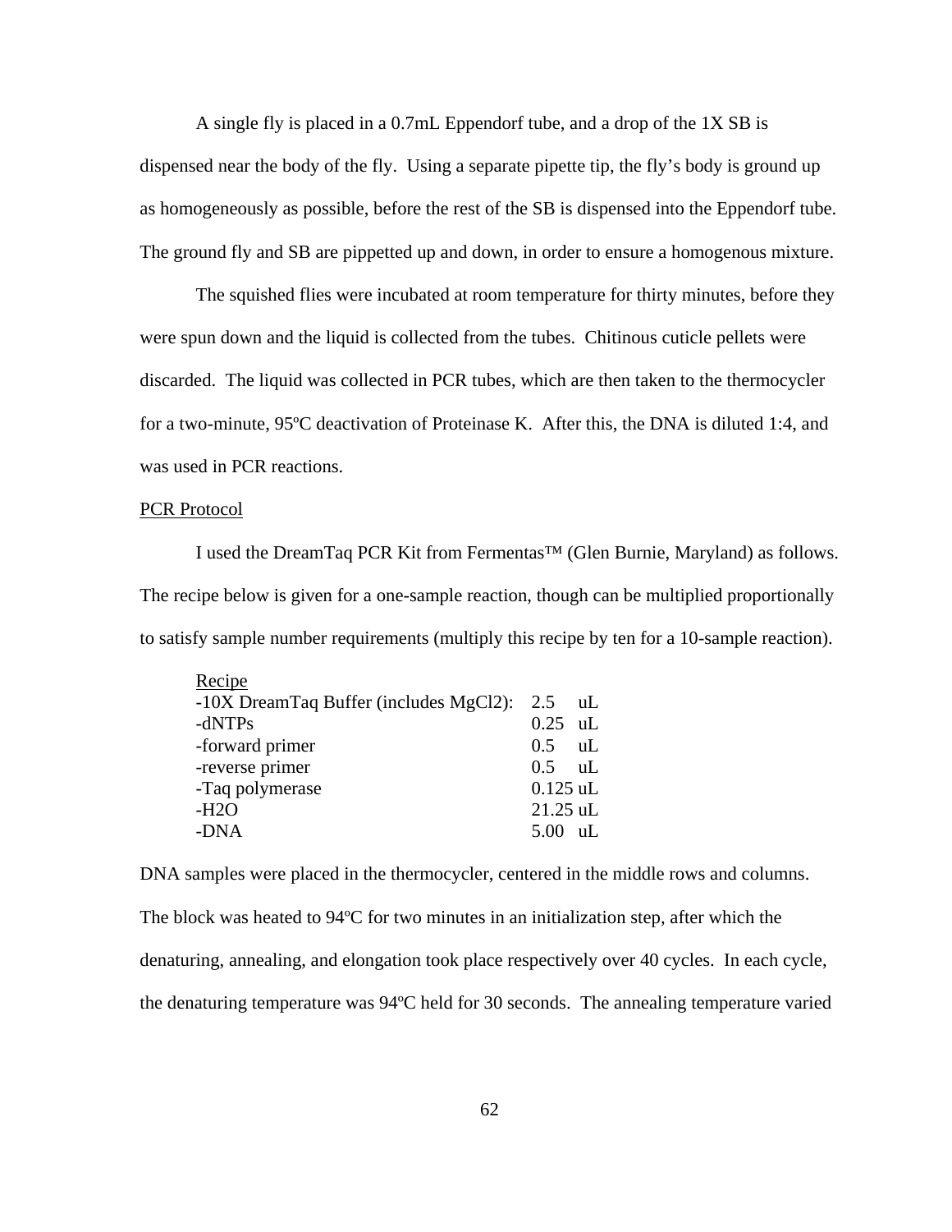A single fly is placed in a 0.7mL Eppendorf tube, and a drop of the 1X SB is dispensed near the body of the fly. Using a separate pipette tip, the fly's body is ground up as homogeneously as possible, before the rest of the SB is dispensed into the Eppendorf tube. The ground fly and SB are pippetted up and down, in order to ensure a homogenous mixture.

The squished flies were incubated at room temperature for thirty minutes, before they were spun down and the liquid is collected from the tubes. Chitinous cuticle pellets were discarded. The liquid was collected in PCR tubes, which are then taken to the thermocycler for a two-minute, 95ºC deactivation of Proteinase K. After this, the DNA is diluted 1:4, and was used in PCR reactions.

PCR Protocol

I used the DreamTaq PCR Kit from Fermentas™ (Glen Burnie, Maryland) as follows. The recipe below is given for a one-sample reaction, though can be multiplied proportionally to satisfy sample number requirements (multiply this recipe by ten for a 10-sample reaction).

Recipe

| | |
|---|---|
| -10X DreamTaq Buffer (includes $MgCl_2$): | 2.5 uL |
| -dNTPs | 0.25 uL |
| -forward primer | 0.5 uL |
| -reverse primer | 0.5 uL |
| -Taq polymerase | 0.125 uL |
| -$H_2O$ | 21.25 uL |
| -DNA | 5.00 uL |

DNA samples were placed in the thermocycler, centered in the middle rows and columns. The block was heated to 94ºC for two minutes in an initialization step, after which the denaturing, annealing, and elongation took place respectively over 40 cycles. In each cycle, the denaturing temperature was 94ºC held for 30 seconds. The annealing temperature varied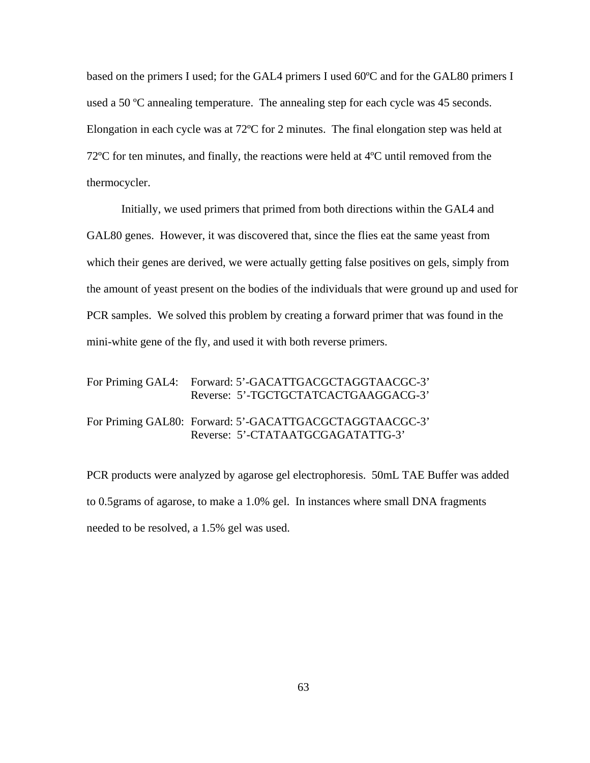based on the primers I used; for the GAL4 primers I used 60ºC and for the GAL80 primers I used a 50 ºC annealing temperature. The annealing step for each cycle was 45 seconds. Elongation in each cycle was at 72ºC for 2 minutes. The final elongation step was held at 72ºC for ten minutes, and finally, the reactions were held at 4ºC until removed from the thermocycler.

Initially, we used primers that primed from both directions within the GAL4 and GAL80 genes. However, it was discovered that, since the flies eat the same yeast from which their genes are derived, we were actually getting false positives on gels, simply from the amount of yeast present on the bodies of the individuals that were ground up and used for PCR samples. We solved this problem by creating a forward primer that was found in the mini-white gene of the fly, and used it with both reverse primers.

For Priming GAL4: Forward: 5'-GACATTGACGCTAGGTAACGC-3'
Reverse: 5'-TGCTGCTATCACTGAAGGACG-3'

For Priming GAL80: Forward: 5'-GACATTGACGCTAGGTAACGC-3'
Reverse: 5'-CTATAATGCGAGATATTG-3'

PCR products were analyzed by agarose gel electrophoresis. 50mL TAE Buffer was added to 0.5grams of agarose, to make a 1.0% gel. In instances where small DNA fragments needed to be resolved, a 1.5% gel was used.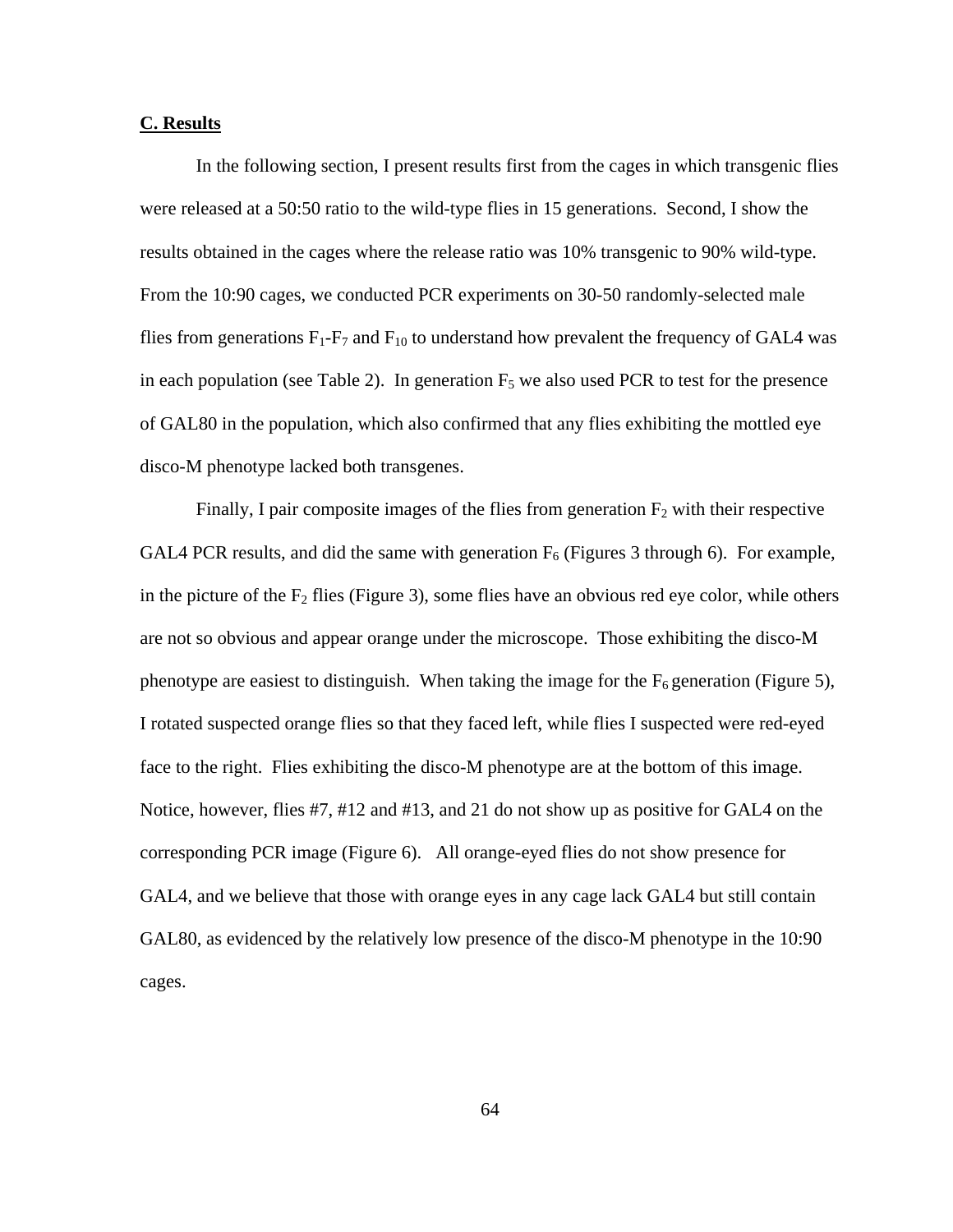**C. Results**

In the following section, I present results first from the cages in which transgenic flies were released at a 50:50 ratio to the wild-type flies in 15 generations. Second, I show the results obtained in the cages where the release ratio was 10% transgenic to 90% wild-type. From the 10:90 cages, we conducted PCR experiments on 30-50 randomly-selected male flies from generations $F_1$-$F_7$ and $F_{10}$ to understand how prevalent the frequency of GAL4 was in each population (see Table 2). In generation $F_5$ we also used PCR to test for the presence of GAL80 in the population, which also confirmed that any flies exhibiting the mottled eye disco-M phenotype lacked both transgenes.

Finally, I pair composite images of the flies from generation $F_2$ with their respective GAL4 PCR results, and did the same with generation $F_6$ (Figures 3 through 6). For example, in the picture of the $F_2$ flies (Figure 3), some flies have an obvious red eye color, while others are not so obvious and appear orange under the microscope. Those exhibiting the disco-M phenotype are easiest to distinguish. When taking the image for the $F_6$ generation (Figure 5), I rotated suspected orange flies so that they faced left, while flies I suspected were red-eyed face to the right. Flies exhibiting the disco-M phenotype are at the bottom of this image. Notice, however, flies #7, #12 and #13, and 21 do not show up as positive for GAL4 on the corresponding PCR image (Figure 6). All orange-eyed flies do not show presence for GAL4, and we believe that those with orange eyes in any cage lack GAL4 but still contain GAL80, as evidenced by the relatively low presence of the disco-M phenotype in the 10:90 cages.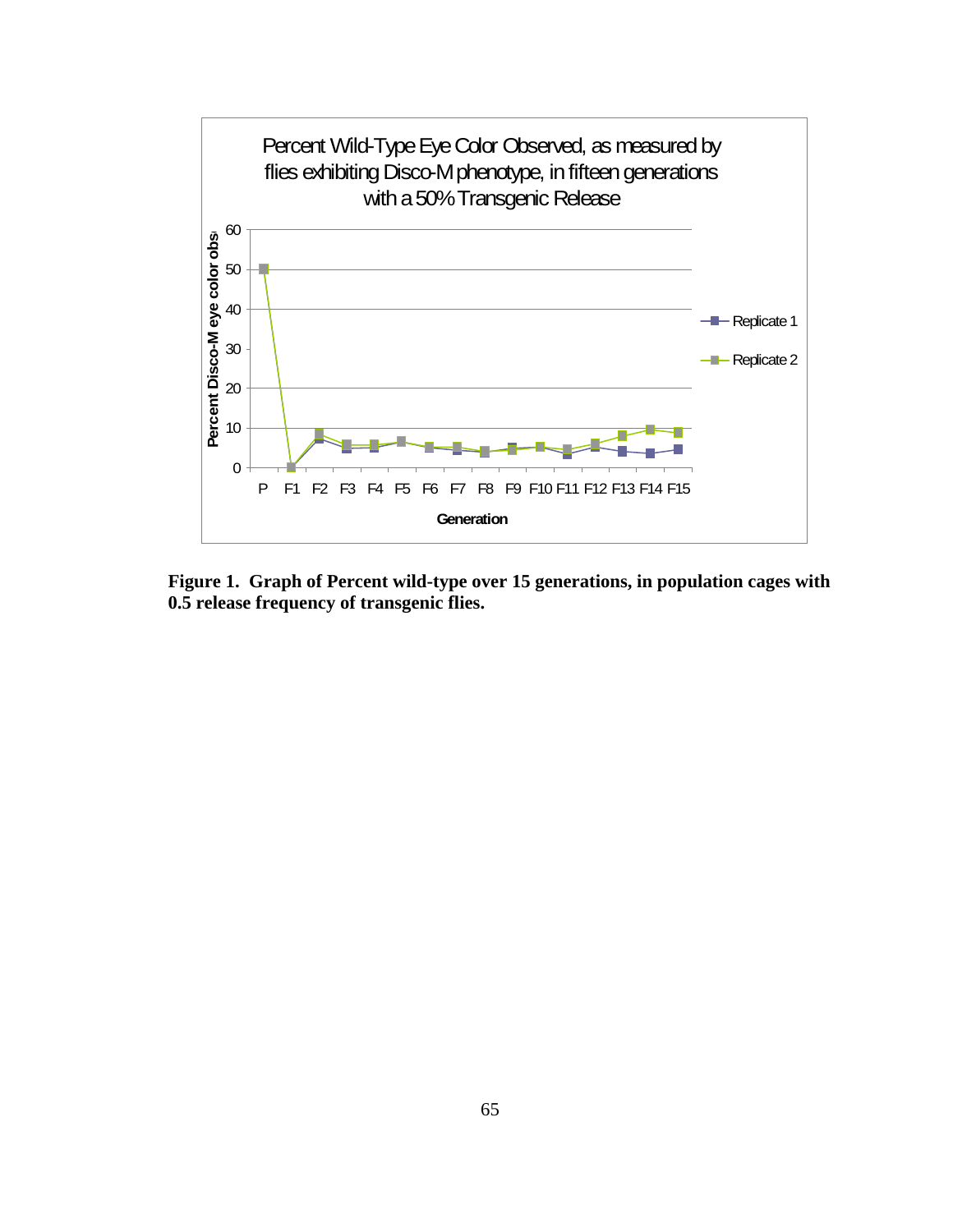**Figure 1. Graph of Percent wild-type over 15 generations, in population cages with 0.5 release frequency of transgenic flies.**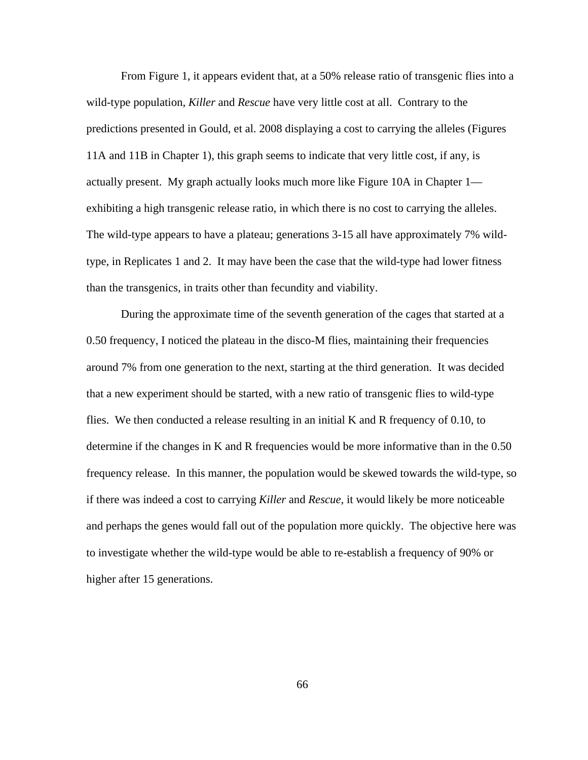From Figure 1, it appears evident that, at a 50% release ratio of transgenic flies into a wild-type population, *Killer* and *Rescue* have very little cost at all. Contrary to the predictions presented in Gould, et al. 2008 displaying a cost to carrying the alleles (Figures 11A and 11B in Chapter 1), this graph seems to indicate that very little cost, if any, is actually present. My graph actually looks much more like Figure 10A in Chapter 1—exhibiting a high transgenic release ratio, in which there is no cost to carrying the alleles. The wild-type appears to have a plateau; generations 3-15 all have approximately 7% wild-type, in Replicates 1 and 2. It may have been the case that the wild-type had lower fitness than the transgenics, in traits other than fecundity and viability.

During the approximate time of the seventh generation of the cages that started at a 0.50 frequency, I noticed the plateau in the disco-M flies, maintaining their frequencies around 7% from one generation to the next, starting at the third generation. It was decided that a new experiment should be started, with a new ratio of transgenic flies to wild-type flies. We then conducted a release resulting in an initial K and R frequency of 0.10, to determine if the changes in K and R frequencies would be more informative than in the 0.50 frequency release. In this manner, the population would be skewed towards the wild-type, so if there was indeed a cost to carrying *Killer* and *Rescue*, it would likely be more noticeable and perhaps the genes would fall out of the population more quickly. The objective here was to investigate whether the wild-type would be able to re-establish a frequency of 90% or higher after 15 generations.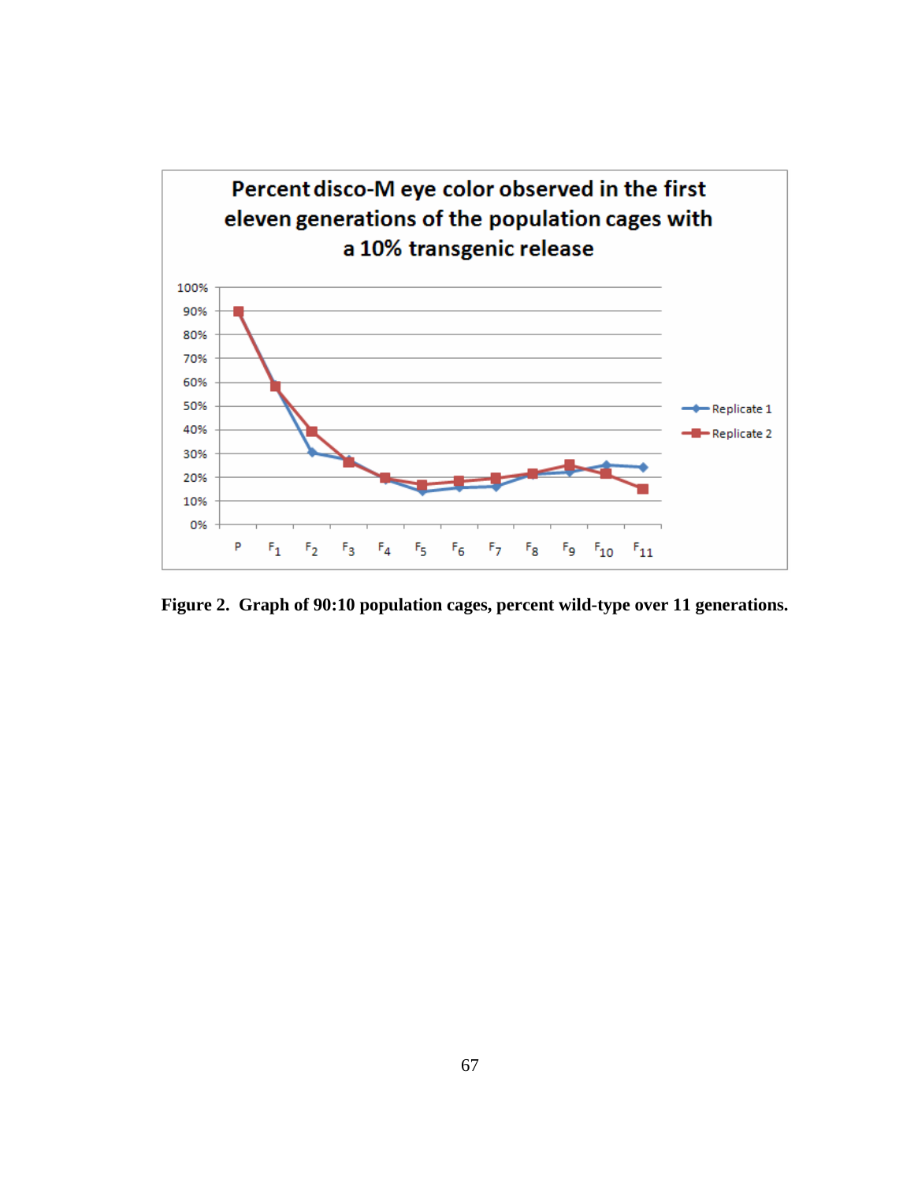**Percent disco-M eye color observed in the first eleven generations of the population cages with a 10% transgenic release**

**Figure 2. Graph of 90:10 population cages, percent wild-type over 11 generations.**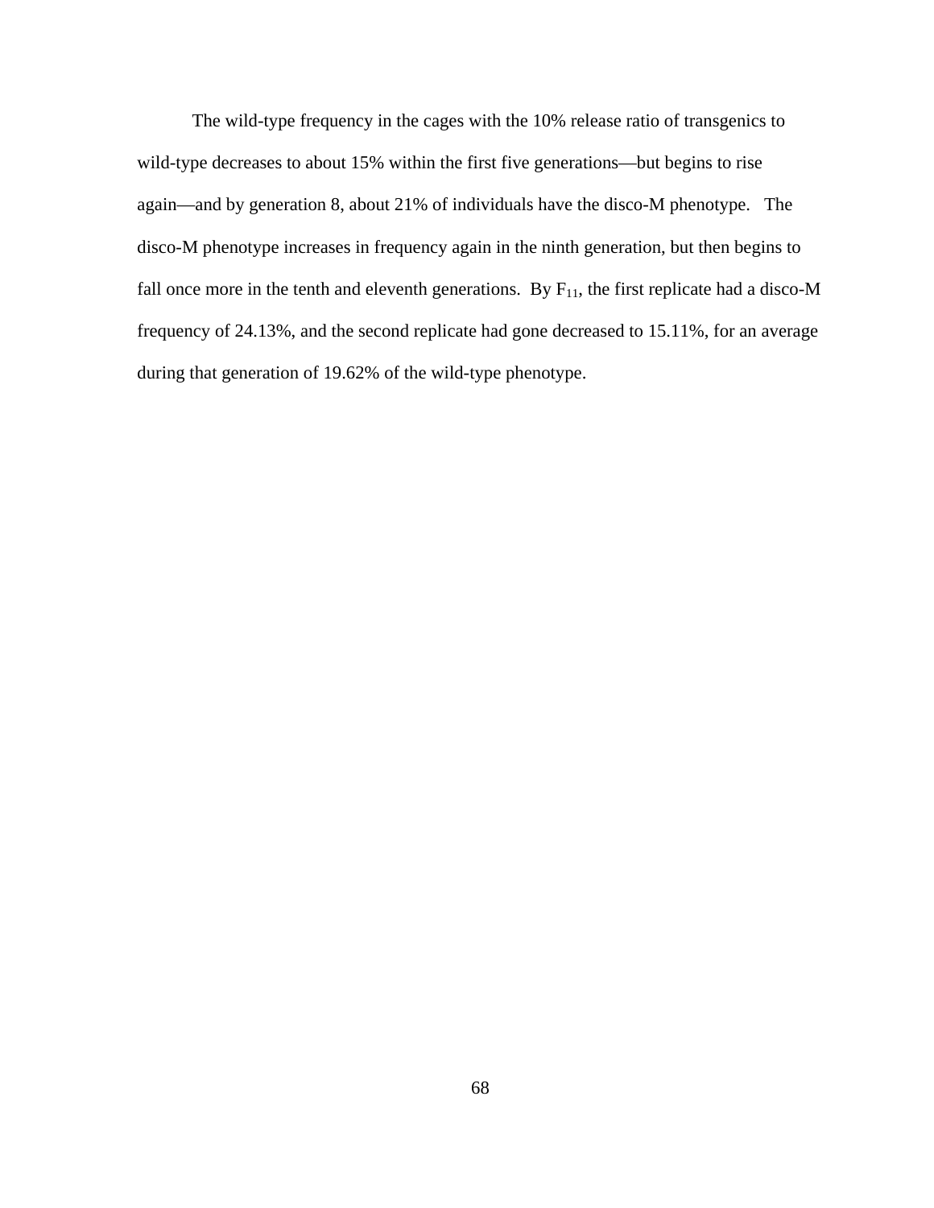The wild-type frequency in the cages with the 10% release ratio of transgenics to wild-type decreases to about 15% within the first five generations—but begins to rise again—and by generation 8, about 21% of individuals have the disco-M phenotype. The disco-M phenotype increases in frequency again in the ninth generation, but then begins to fall once more in the tenth and eleventh generations. By $F_{11}$, the first replicate had a disco-M frequency of 24.13%, and the second replicate had gone decreased to 15.11%, for an average during that generation of 19.62% of the wild-type phenotype.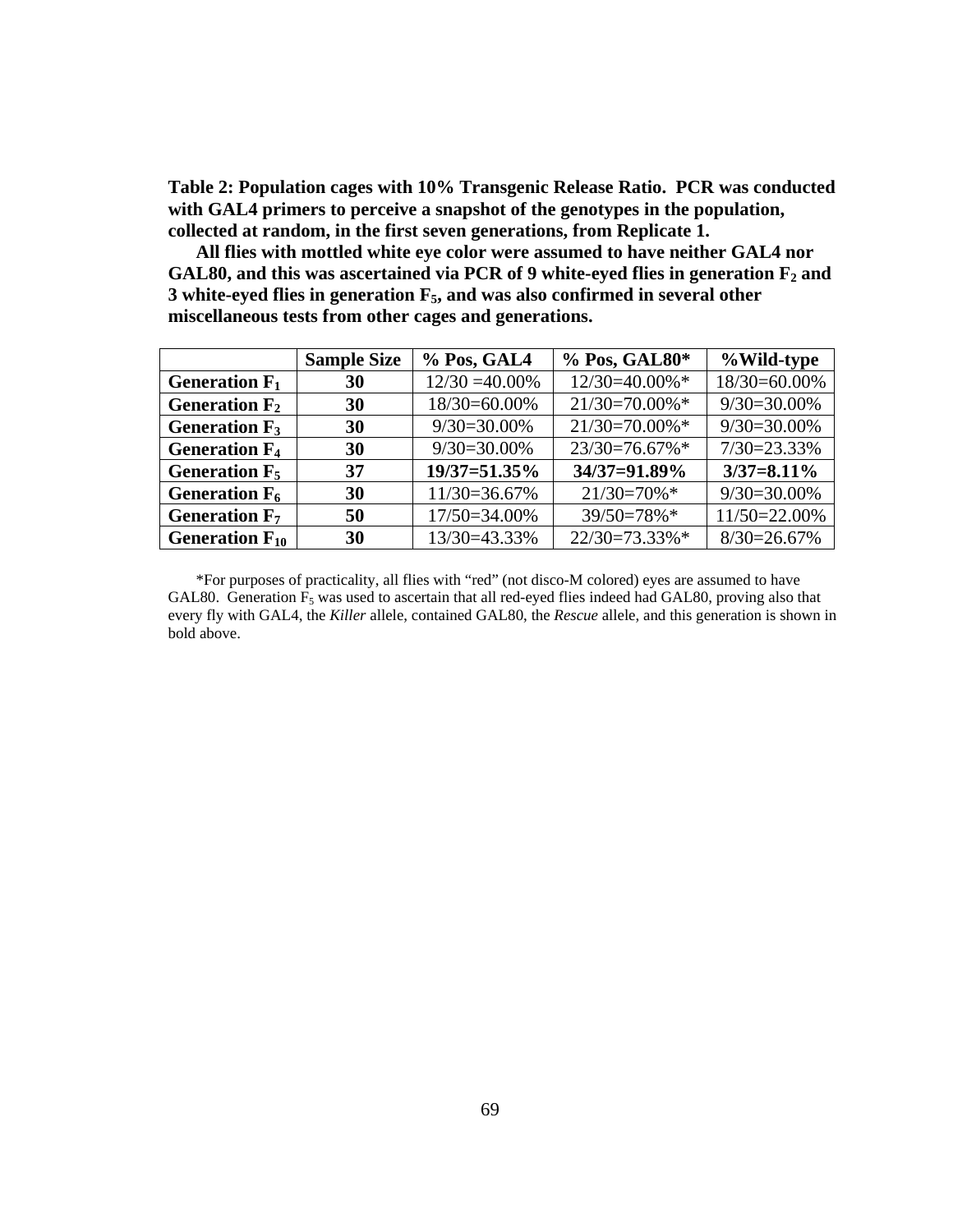**Table 2: Population cages with 10% Transgenic Release Ratio. PCR was conducted with GAL4 primers to perceive a snapshot of the genotypes in the population, collected at random, in the first seven generations, from Replicate 1.**

**All flies with mottled white eye color were assumed to have neither GAL4 nor GAL80, and this was ascertained via PCR of 9 white-eyed flies in generation $F_2$ and 3 white-eyed flies in generation $F_5$, and was also confirmed in several other miscellaneous tests from other cages and generations.**

| | Sample Size | % Pos, GAL4 | % Pos, GAL80* | %Wild-type |
|---|---|---|---|---|
| **Generation $F_1$** | **30** | 12/30 =40.00% | 12/30=40.00%* | 18/30=60.00% |
| **Generation $F_2$** | **30** | 18/30=60.00% | 21/30=70.00%* | 9/30=30.00% |
| **Generation $F_3$** | **30** | 9/30=30.00% | 21/30=70.00%* | 9/30=30.00% |
| **Generation $F_4$** | **30** | 9/30=30.00% | 23/30=76.67%* | 7/30=23.33% |
| **Generation $F_5$** | **37** | **19/37=51.35%** | **34/37=91.89%** | **3/37=8.11%** |
| **Generation $F_6$** | **30** | 11/30=36.67% | 21/30=70%* | 9/30=30.00% |
| **Generation $F_7$** | **50** | 17/50=34.00% | 39/50=78%* | 11/50=22.00% |
| **Generation $F_{10}$** | **30** | 13/30=43.33% | 22/30=73.33%* | 8/30=26.67% |

*For purposes of practicality, all flies with "red" (not disco-M colored) eyes are assumed to have GAL80. Generation $F_5$ was used to ascertain that all red-eyed flies indeed had GAL80, proving also that every fly with GAL4, the *Killer* allele, contained GAL80, the *Rescue* allele, and this generation is shown in bold above.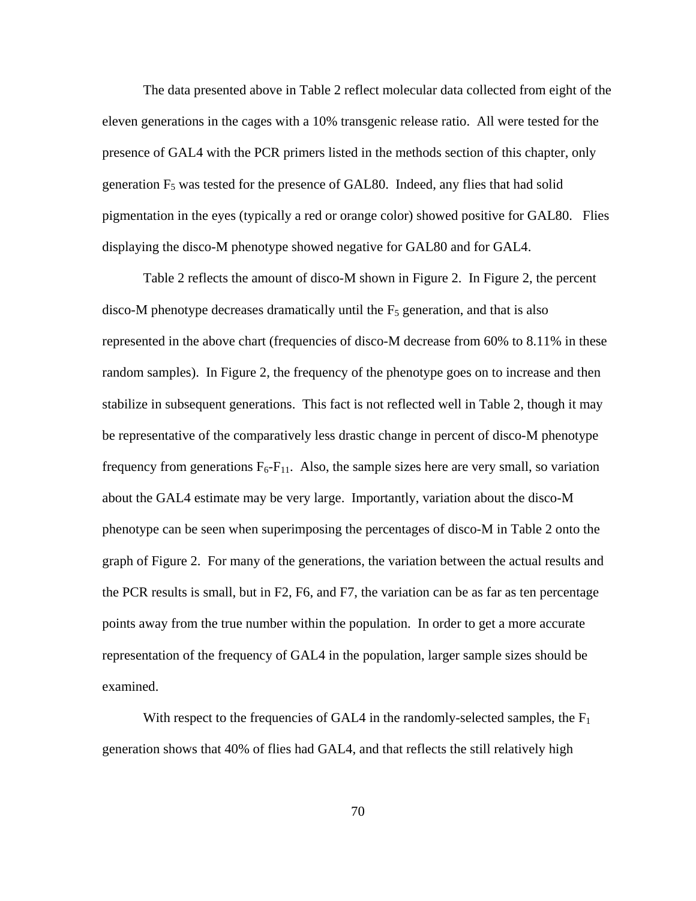The data presented above in Table 2 reflect molecular data collected from eight of the eleven generations in the cages with a 10% transgenic release ratio. All were tested for the presence of GAL4 with the PCR primers listed in the methods section of this chapter, only generation $F_5$ was tested for the presence of GAL80. Indeed, any flies that had solid pigmentation in the eyes (typically a red or orange color) showed positive for GAL80. Flies displaying the disco-M phenotype showed negative for GAL80 and for GAL4.

Table 2 reflects the amount of disco-M shown in Figure 2. In Figure 2, the percent disco-M phenotype decreases dramatically until the $F_5$ generation, and that is also represented in the above chart (frequencies of disco-M decrease from 60% to 8.11% in these random samples). In Figure 2, the frequency of the phenotype goes on to increase and then stabilize in subsequent generations. This fact is not reflected well in Table 2, though it may be representative of the comparatively less drastic change in percent of disco-M phenotype frequency from generations $F_6$-$F_{11}$. Also, the sample sizes here are very small, so variation about the GAL4 estimate may be very large. Importantly, variation about the disco-M phenotype can be seen when superimposing the percentages of disco-M in Table 2 onto the graph of Figure 2. For many of the generations, the variation between the actual results and the PCR results is small, but in F2, F6, and F7, the variation can be as far as ten percentage points away from the true number within the population. In order to get a more accurate representation of the frequency of GAL4 in the population, larger sample sizes should be examined.

With respect to the frequencies of GAL4 in the randomly-selected samples, the $F_1$ generation shows that 40% of flies had GAL4, and that reflects the still relatively high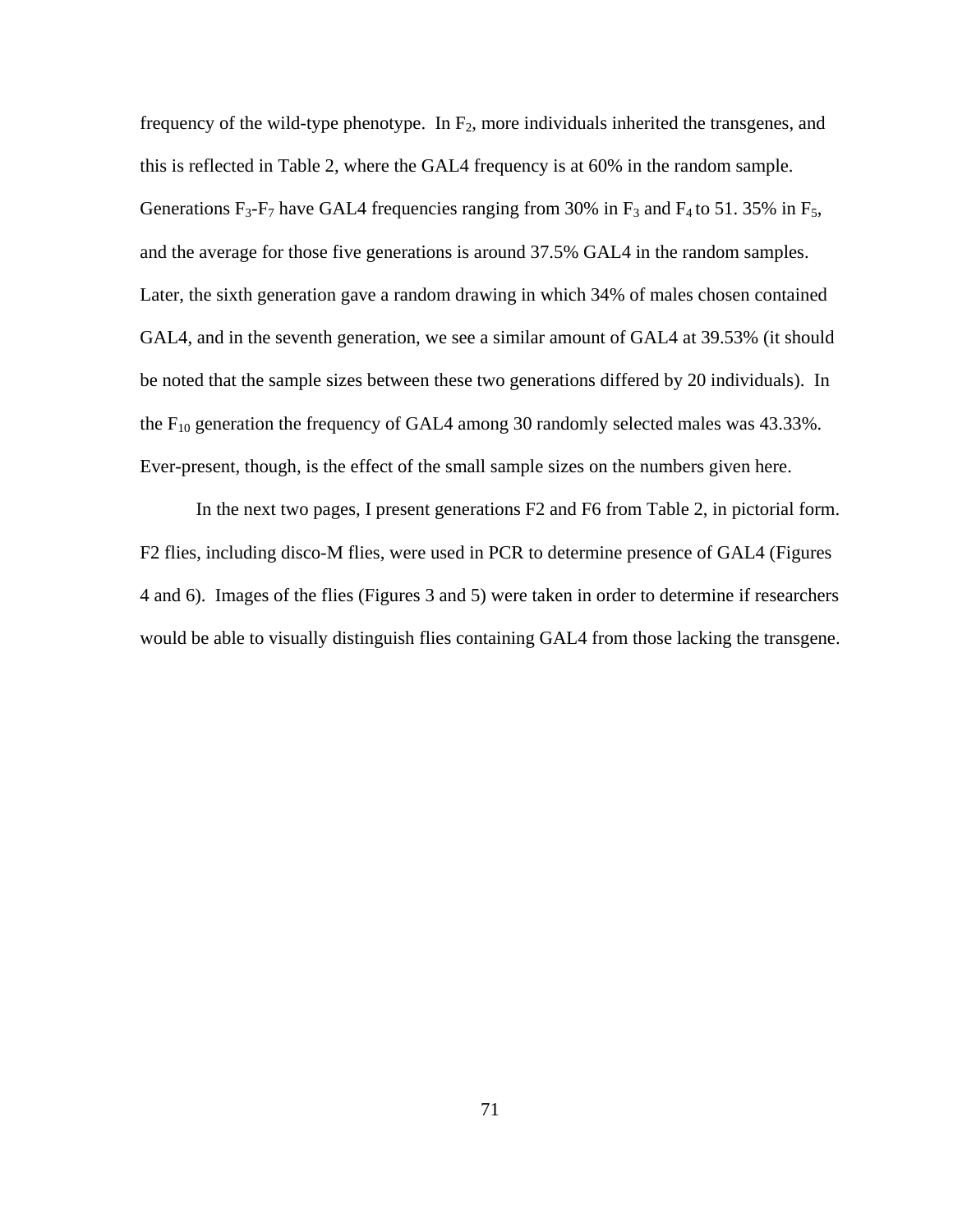frequency of the wild-type phenotype. In $F_2$, more individuals inherited the transgenes, and this is reflected in Table 2, where the GAL4 frequency is at 60% in the random sample. Generations $F_3$-$F_7$ have GAL4 frequencies ranging from 30% in $F_3$ and $F_4$ to 51. 35% in $F_5$, and the average for those five generations is around 37.5% GAL4 in the random samples. Later, the sixth generation gave a random drawing in which 34% of males chosen contained GAL4, and in the seventh generation, we see a similar amount of GAL4 at 39.53% (it should be noted that the sample sizes between these two generations differed by 20 individuals). In the $F_{10}$ generation the frequency of GAL4 among 30 randomly selected males was 43.33%. Ever-present, though, is the effect of the small sample sizes on the numbers given here.

In the next two pages, I present generations F2 and F6 from Table 2, in pictorial form. F2 flies, including disco-M flies, were used in PCR to determine presence of GAL4 (Figures 4 and 6). Images of the flies (Figures 3 and 5) were taken in order to determine if researchers would be able to visually distinguish flies containing GAL4 from those lacking the transgene.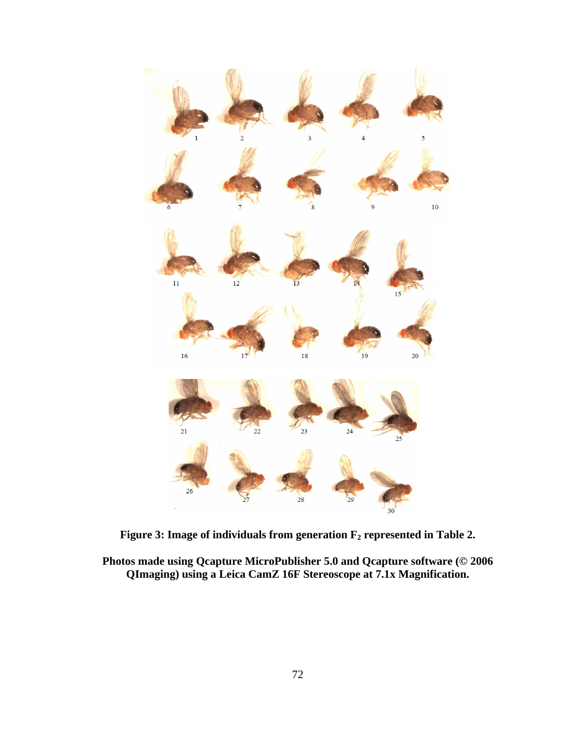**Figure 3: Image of individuals from generation $F_2$ represented in Table 2.**

**Photos made using Qcapture MicroPublisher 5.0 and Qcapture software (© 2006 QImaging) using a Leica CamZ 16F Stereoscope at 7.1x Magnification.**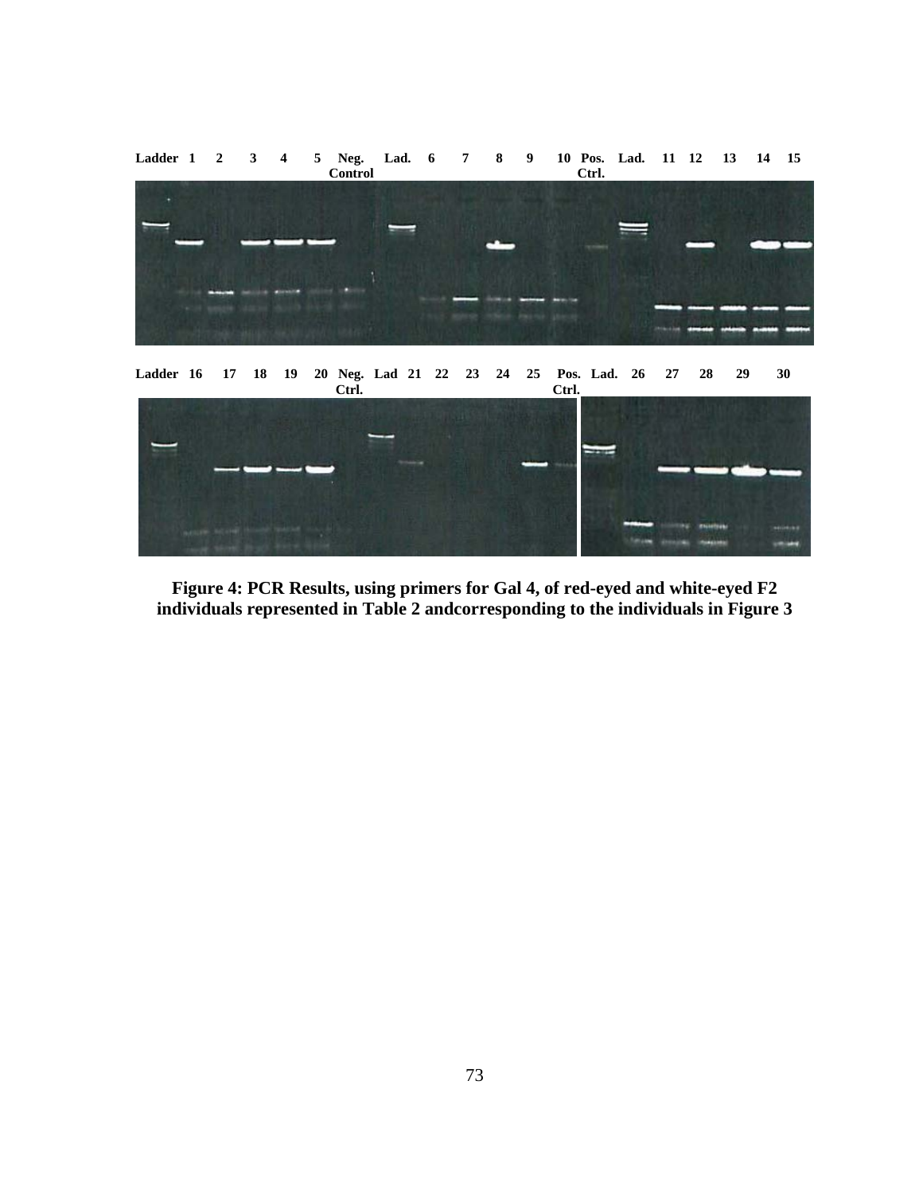Ladder 1 2 3 4 5 Neg. Control Lad. 6 7 8 9 10 Pos. Ctrl. Lad. 11 12 13 14 15

Ladder 16 17 18 19 20 Neg. Ctrl. Lad 21 22 23 24 25 Pos. Ctrl. Lad. 26 27 28 29 30

**Figure 4: PCR Results, using primers for Gal 4, of red-eyed and white-eyed F2 individuals represented in Table 2 andcorresponding to the individuals in Figure 3**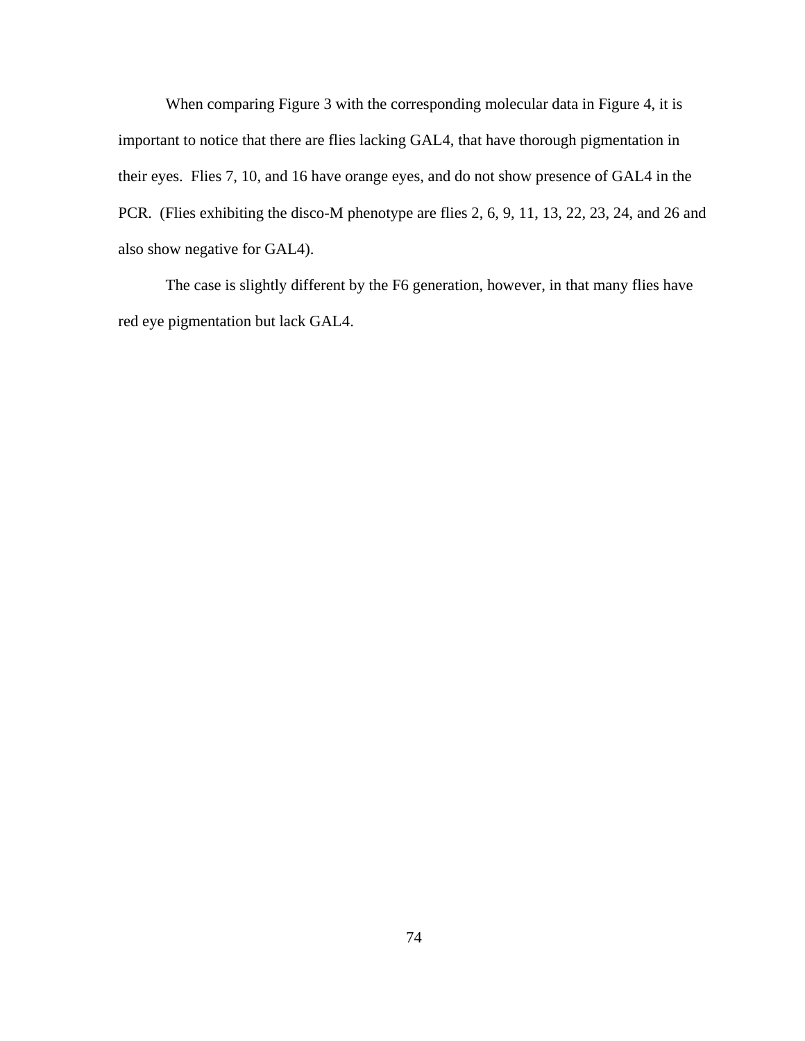When comparing Figure 3 with the corresponding molecular data in Figure 4, it is important to notice that there are flies lacking GAL4, that have thorough pigmentation in their eyes. Flies 7, 10, and 16 have orange eyes, and do not show presence of GAL4 in the PCR. (Flies exhibiting the disco-M phenotype are flies 2, 6, 9, 11, 13, 22, 23, 24, and 26 and also show negative for GAL4).

The case is slightly different by the F6 generation, however, in that many flies have red eye pigmentation but lack GAL4.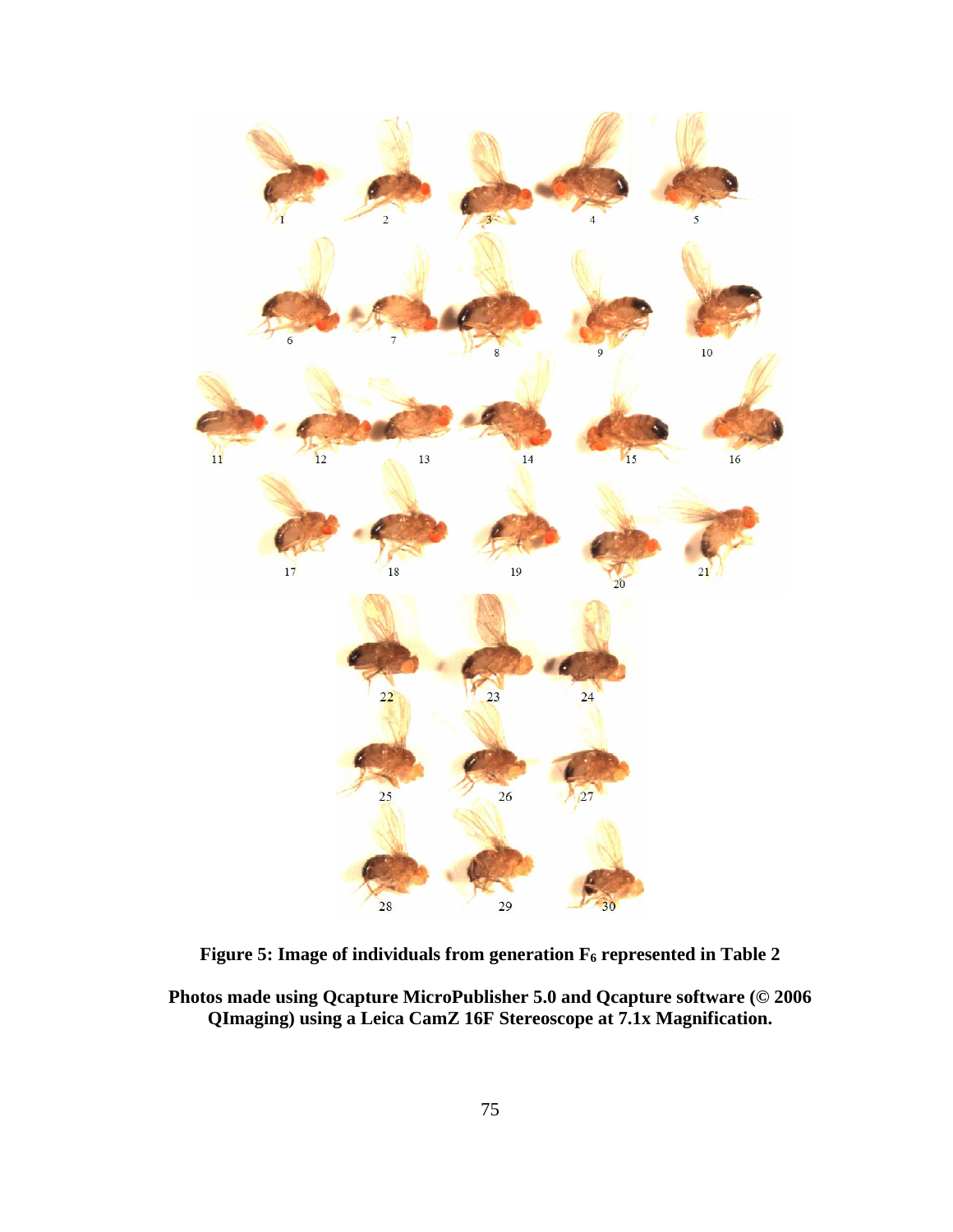**Figure 5: Image of individuals from generation $F_6$ represented in Table 2**

**Photos made using Qcapture MicroPublisher 5.0 and Qcapture software (© 2006 QImaging) using a Leica CamZ 16F Stereoscope at 7.1x Magnification.**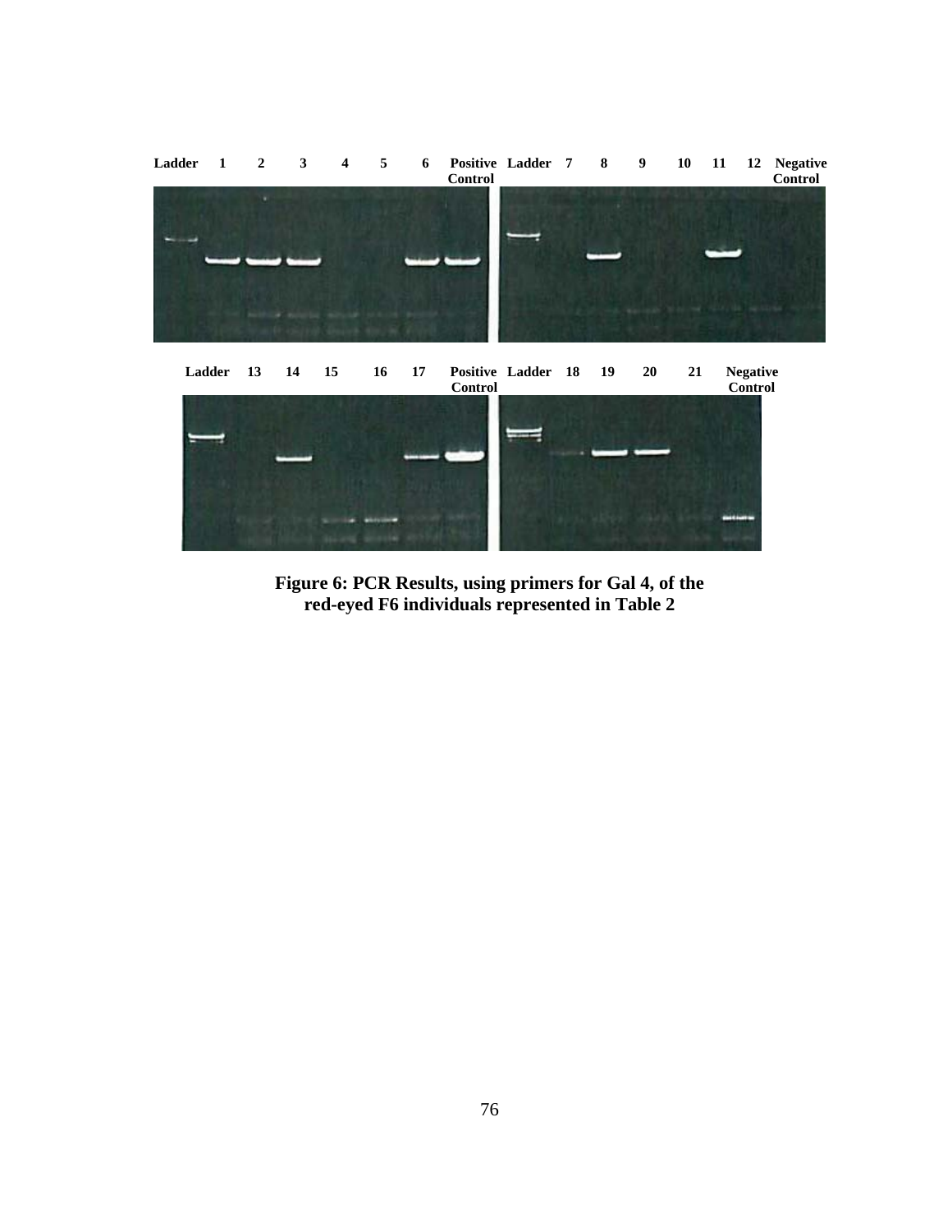Ladder 1 2 3 4 5 6 Positive Control Ladder 7 8 9 10 11 12 Negative Control

Ladder 13 14 15 16 17 Positive Control Ladder 18 19 20 21 Negative Control

**Figure 6: PCR Results, using primers for Gal 4, of the red-eyed F6 individuals represented in Table 2**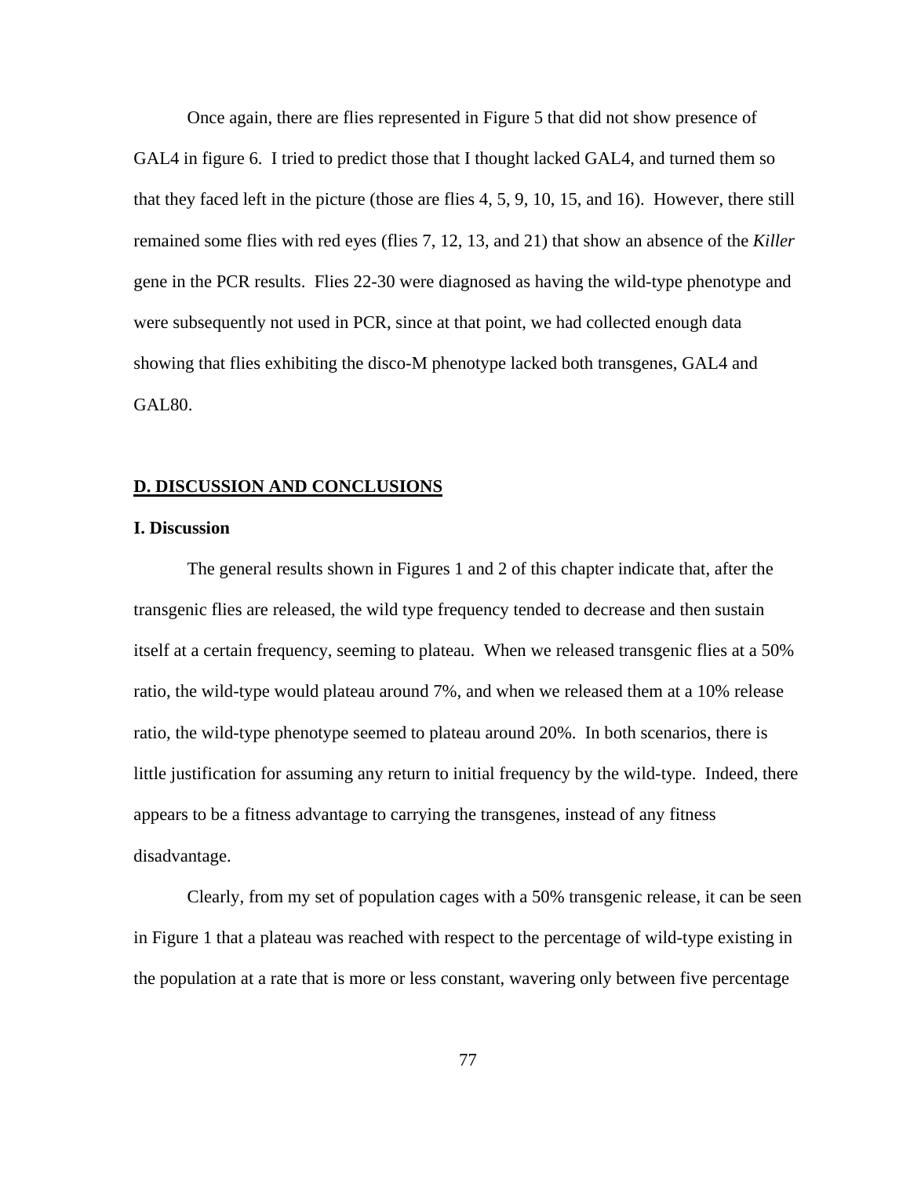Once again, there are flies represented in Figure 5 that did not show presence of GAL4 in figure 6. I tried to predict those that I thought lacked GAL4, and turned them so that they faced left in the picture (those are flies 4, 5, 9, 10, 15, and 16). However, there still remained some flies with red eyes (flies 7, 12, 13, and 21) that show an absence of the *Killer* gene in the PCR results. Flies 22-30 were diagnosed as having the wild-type phenotype and were subsequently not used in PCR, since at that point, we had collected enough data showing that flies exhibiting the disco-M phenotype lacked both transgenes, GAL4 and GAL80.

## D. DISCUSSION AND CONCLUSIONS

### I. Discussion

The general results shown in Figures 1 and 2 of this chapter indicate that, after the transgenic flies are released, the wild type frequency tended to decrease and then sustain itself at a certain frequency, seeming to plateau. When we released transgenic flies at a 50% ratio, the wild-type would plateau around 7%, and when we released them at a 10% release ratio, the wild-type phenotype seemed to plateau around 20%. In both scenarios, there is little justification for assuming any return to initial frequency by the wild-type. Indeed, there appears to be a fitness advantage to carrying the transgenes, instead of any fitness disadvantage.

Clearly, from my set of population cages with a 50% transgenic release, it can be seen in Figure 1 that a plateau was reached with respect to the percentage of wild-type existing in the population at a rate that is more or less constant, wavering only between five percentage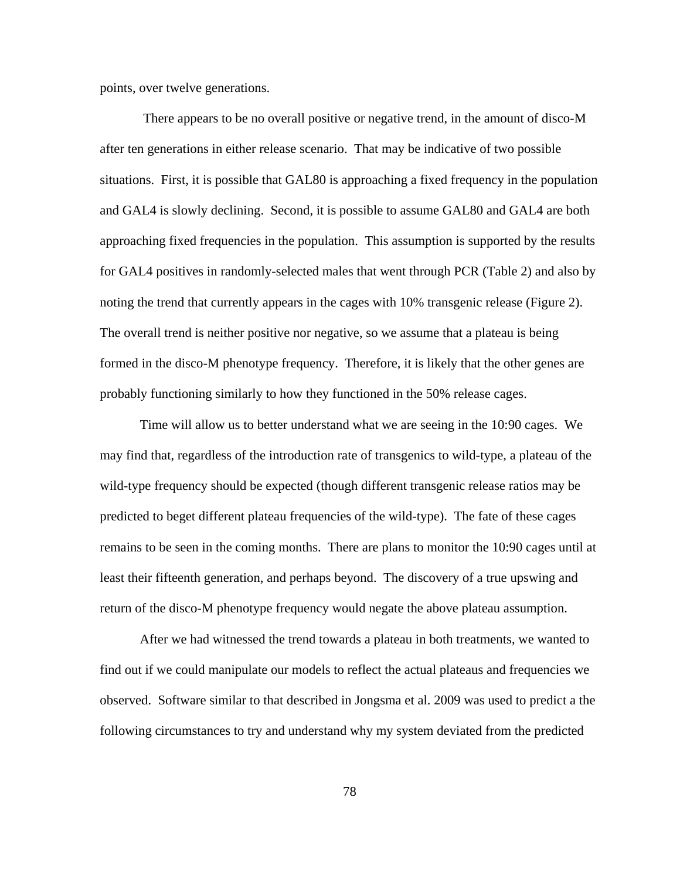points, over twelve generations.

There appears to be no overall positive or negative trend, in the amount of disco-M after ten generations in either release scenario. That may be indicative of two possible situations. First, it is possible that GAL80 is approaching a fixed frequency in the population and GAL4 is slowly declining. Second, it is possible to assume GAL80 and GAL4 are both approaching fixed frequencies in the population. This assumption is supported by the results for GAL4 positives in randomly-selected males that went through PCR (Table 2) and also by noting the trend that currently appears in the cages with 10% transgenic release (Figure 2). The overall trend is neither positive nor negative, so we assume that a plateau is being formed in the disco-M phenotype frequency. Therefore, it is likely that the other genes are probably functioning similarly to how they functioned in the 50% release cages.

Time will allow us to better understand what we are seeing in the 10:90 cages. We may find that, regardless of the introduction rate of transgenics to wild-type, a plateau of the wild-type frequency should be expected (though different transgenic release ratios may be predicted to beget different plateau frequencies of the wild-type). The fate of these cages remains to be seen in the coming months. There are plans to monitor the 10:90 cages until at least their fifteenth generation, and perhaps beyond. The discovery of a true upswing and return of the disco-M phenotype frequency would negate the above plateau assumption.

After we had witnessed the trend towards a plateau in both treatments, we wanted to find out if we could manipulate our models to reflect the actual plateaus and frequencies we observed. Software similar to that described in Jongsma et al. 2009 was used to predict a the following circumstances to try and understand why my system deviated from the predicted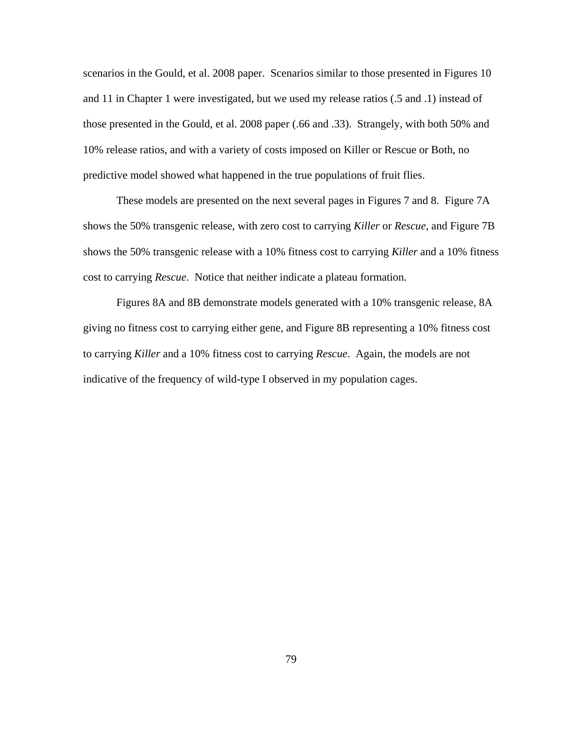scenarios in the Gould, et al. 2008 paper. Scenarios similar to those presented in Figures 10 and 11 in Chapter 1 were investigated, but we used my release ratios (.5 and .1) instead of those presented in the Gould, et al. 2008 paper (.66 and .33). Strangely, with both 50% and 10% release ratios, and with a variety of costs imposed on Killer or Rescue or Both, no predictive model showed what happened in the true populations of fruit flies.

These models are presented on the next several pages in Figures 7 and 8. Figure 7A shows the 50% transgenic release, with zero cost to carrying *Killer* or *Rescue*, and Figure 7B shows the 50% transgenic release with a 10% fitness cost to carrying *Killer* and a 10% fitness cost to carrying *Rescue*. Notice that neither indicate a plateau formation.

Figures 8A and 8B demonstrate models generated with a 10% transgenic release, 8A giving no fitness cost to carrying either gene, and Figure 8B representing a 10% fitness cost to carrying *Killer* and a 10% fitness cost to carrying *Rescue*. Again, the models are not indicative of the frequency of wild-type I observed in my population cages.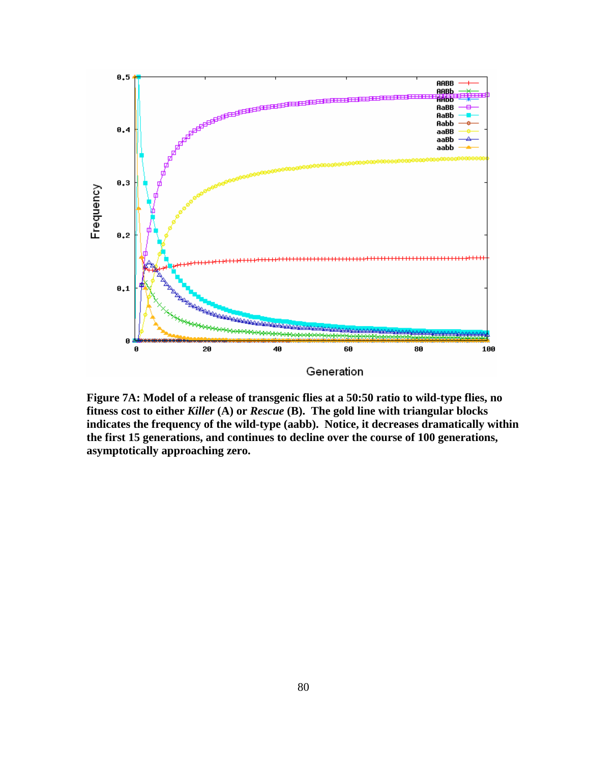**Figure 7A: Model of a release of transgenic flies at a 50:50 ratio to wild-type flies, no fitness cost to either *Killer* (A) or *Rescue* (B). The gold line with triangular blocks indicates the frequency of the wild-type (aabb). Notice, it decreases dramatically within the first 15 generations, and continues to decline over the course of 100 generations, asymptotically approaching zero.**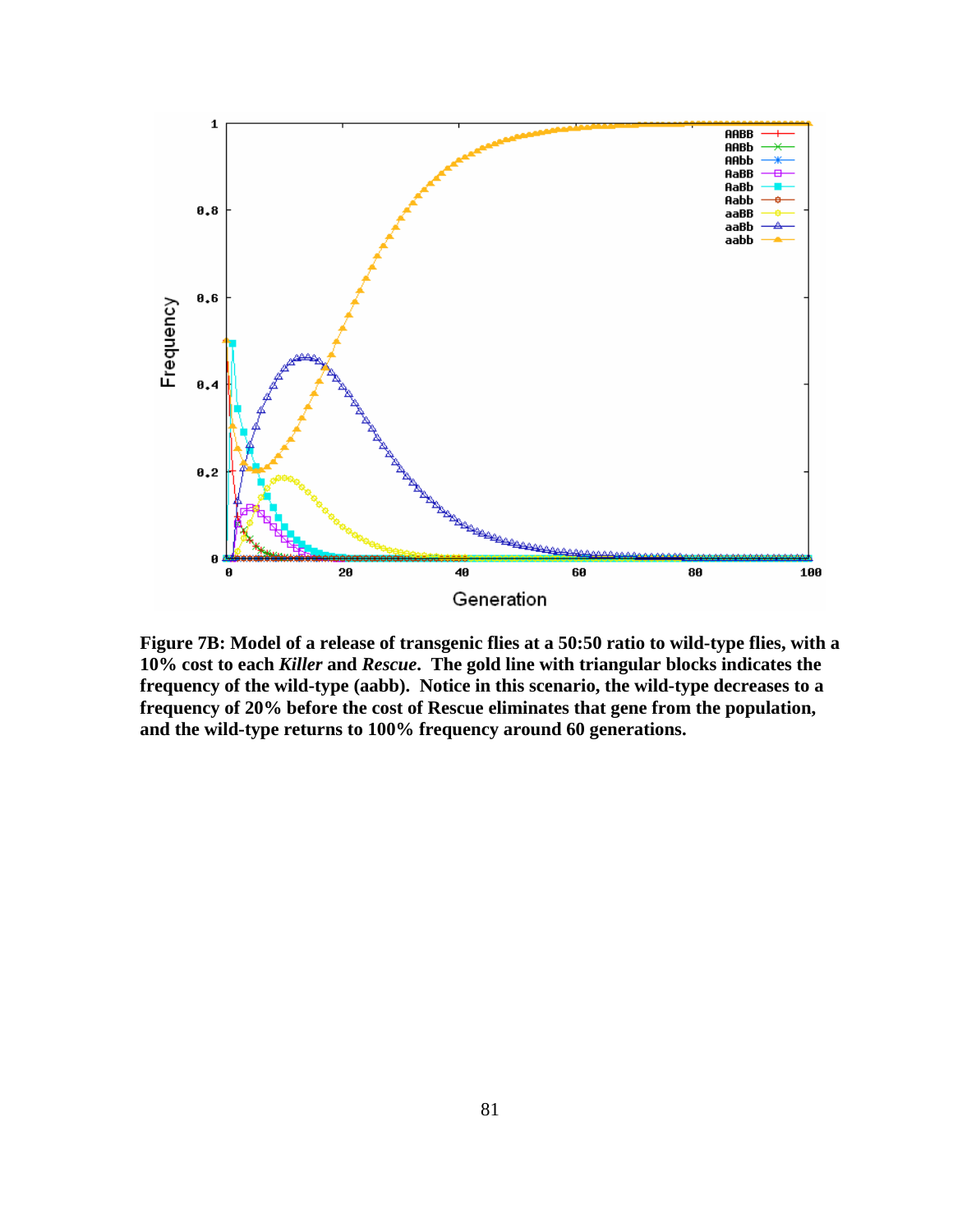**Figure 7B: Model of a release of transgenic flies at a 50:50 ratio to wild-type flies, with a 10% cost to each *Killer* and *Rescue*. The gold line with triangular blocks indicates the frequency of the wild-type (aabb). Notice in this scenario, the wild-type decreases to a frequency of 20% before the cost of Rescue eliminates that gene from the population, and the wild-type returns to 100% frequency around 60 generations.**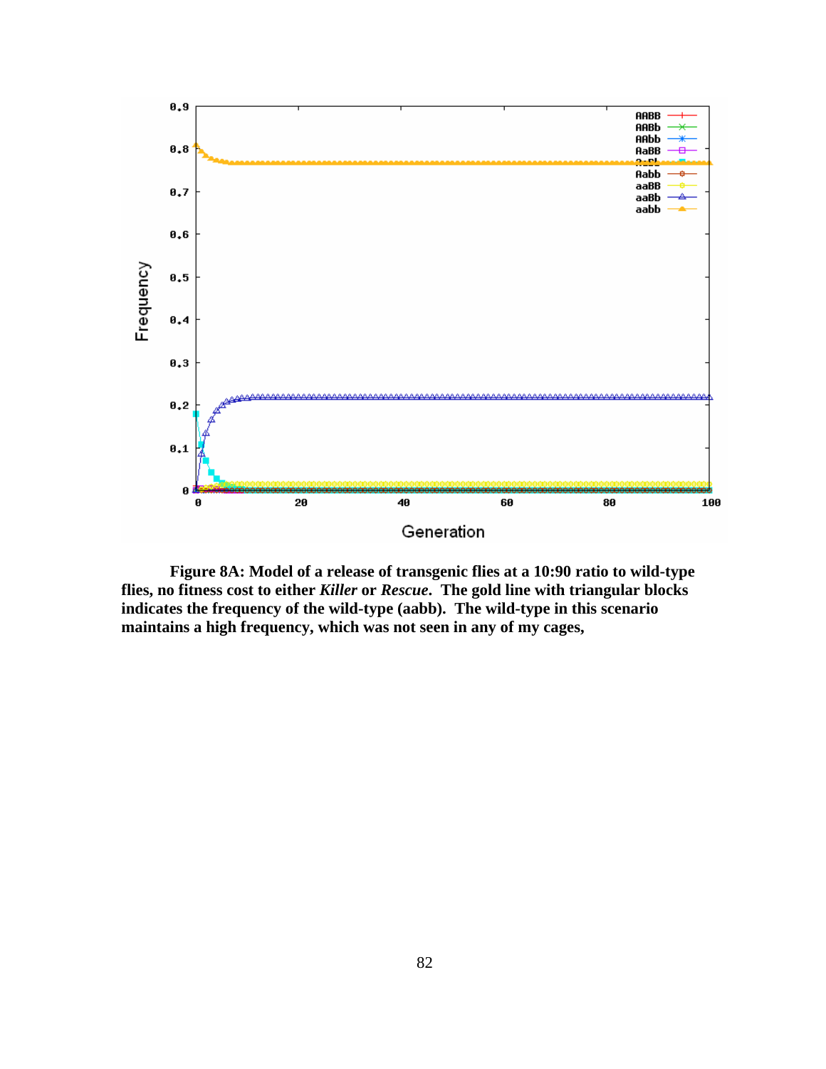**Figure 8A: Model of a release of transgenic flies at a 10:90 ratio to wild-type flies, no fitness cost to either *Killer* or *Rescue*. The gold line with triangular blocks indicates the frequency of the wild-type (aabb). The wild-type in this scenario maintains a high frequency, which was not seen in any of my cages,**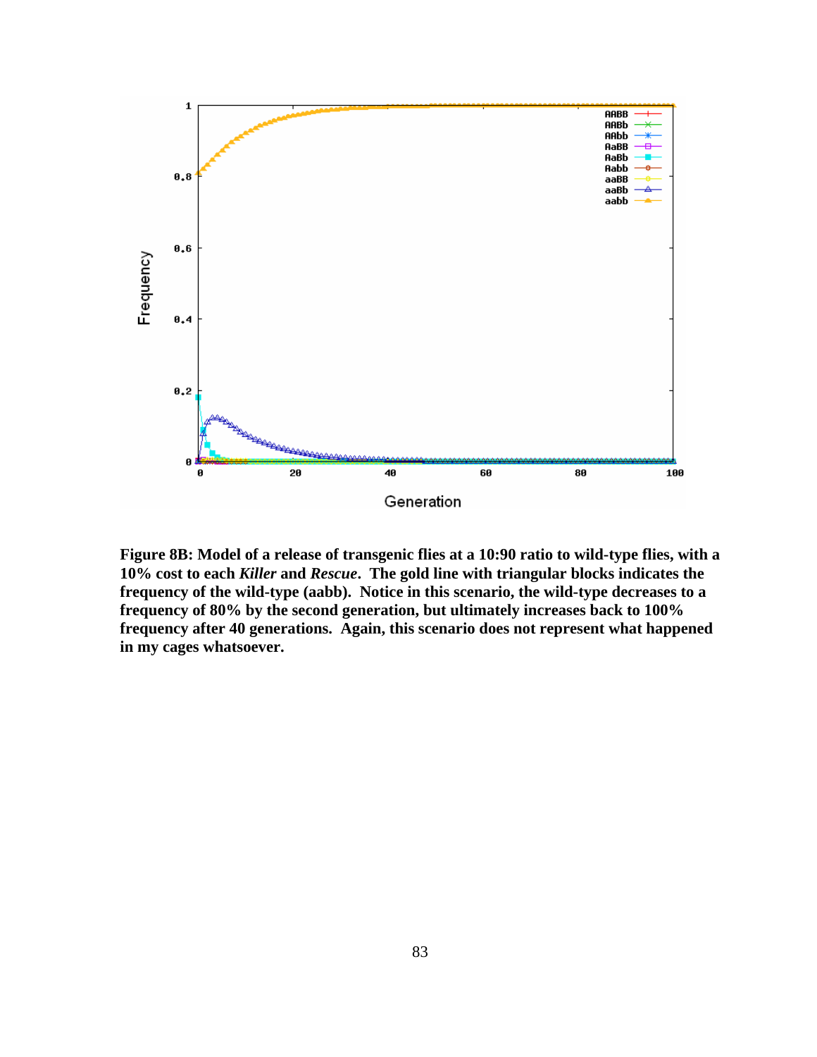**Figure 8B: Model of a release of transgenic flies at a 10:90 ratio to wild-type flies, with a 10% cost to each *Killer* and *Rescue*. The gold line with triangular blocks indicates the frequency of the wild-type (aabb). Notice in this scenario, the wild-type decreases to a frequency of 80% by the second generation, but ultimately increases back to 100% frequency after 40 generations. Again, this scenario does not represent what happened in my cages whatsoever.**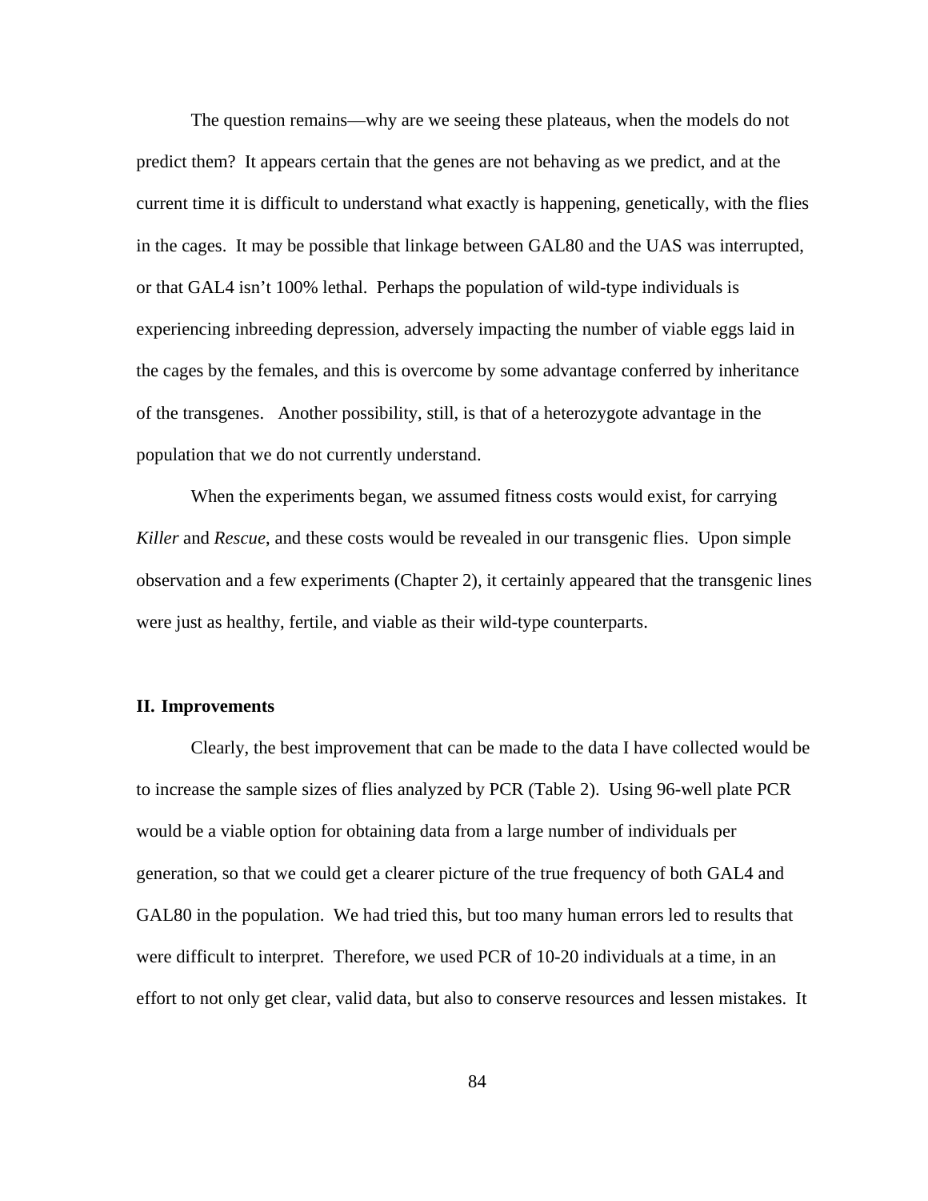The question remains—why are we seeing these plateaus, when the models do not predict them? It appears certain that the genes are not behaving as we predict, and at the current time it is difficult to understand what exactly is happening, genetically, with the flies in the cages. It may be possible that linkage between GAL80 and the UAS was interrupted, or that GAL4 isn't 100% lethal. Perhaps the population of wild-type individuals is experiencing inbreeding depression, adversely impacting the number of viable eggs laid in the cages by the females, and this is overcome by some advantage conferred by inheritance of the transgenes. Another possibility, still, is that of a heterozygote advantage in the population that we do not currently understand.

When the experiments began, we assumed fitness costs would exist, for carrying *Killer* and *Rescue*, and these costs would be revealed in our transgenic flies. Upon simple observation and a few experiments (Chapter 2), it certainly appeared that the transgenic lines were just as healthy, fertile, and viable as their wild-type counterparts.

## II. Improvements

Clearly, the best improvement that can be made to the data I have collected would be to increase the sample sizes of flies analyzed by PCR (Table 2). Using 96-well plate PCR would be a viable option for obtaining data from a large number of individuals per generation, so that we could get a clearer picture of the true frequency of both GAL4 and GAL80 in the population. We had tried this, but too many human errors led to results that were difficult to interpret. Therefore, we used PCR of 10-20 individuals at a time, in an effort to not only get clear, valid data, but also to conserve resources and lessen mistakes. It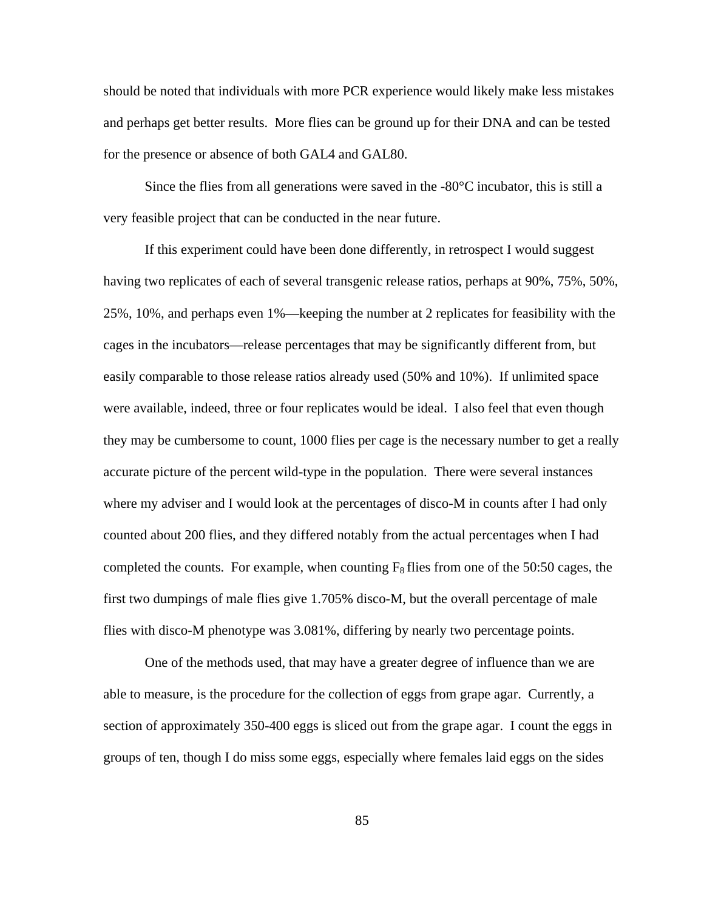should be noted that individuals with more PCR experience would likely make less mistakes and perhaps get better results. More flies can be ground up for their DNA and can be tested for the presence or absence of both GAL4 and GAL80.

Since the flies from all generations were saved in the -80°C incubator, this is still a very feasible project that can be conducted in the near future.

If this experiment could have been done differently, in retrospect I would suggest having two replicates of each of several transgenic release ratios, perhaps at 90%, 75%, 50%, 25%, 10%, and perhaps even 1%—keeping the number at 2 replicates for feasibility with the cages in the incubators—release percentages that may be significantly different from, but easily comparable to those release ratios already used (50% and 10%). If unlimited space were available, indeed, three or four replicates would be ideal. I also feel that even though they may be cumbersome to count, 1000 flies per cage is the necessary number to get a really accurate picture of the percent wild-type in the population. There were several instances where my adviser and I would look at the percentages of disco-M in counts after I had only counted about 200 flies, and they differed notably from the actual percentages when I had completed the counts. For example, when counting $F_8$ flies from one of the 50:50 cages, the first two dumpings of male flies give 1.705% disco-M, but the overall percentage of male flies with disco-M phenotype was 3.081%, differing by nearly two percentage points.

One of the methods used, that may have a greater degree of influence than we are able to measure, is the procedure for the collection of eggs from grape agar. Currently, a section of approximately 350-400 eggs is sliced out from the grape agar. I count the eggs in groups of ten, though I do miss some eggs, especially where females laid eggs on the sides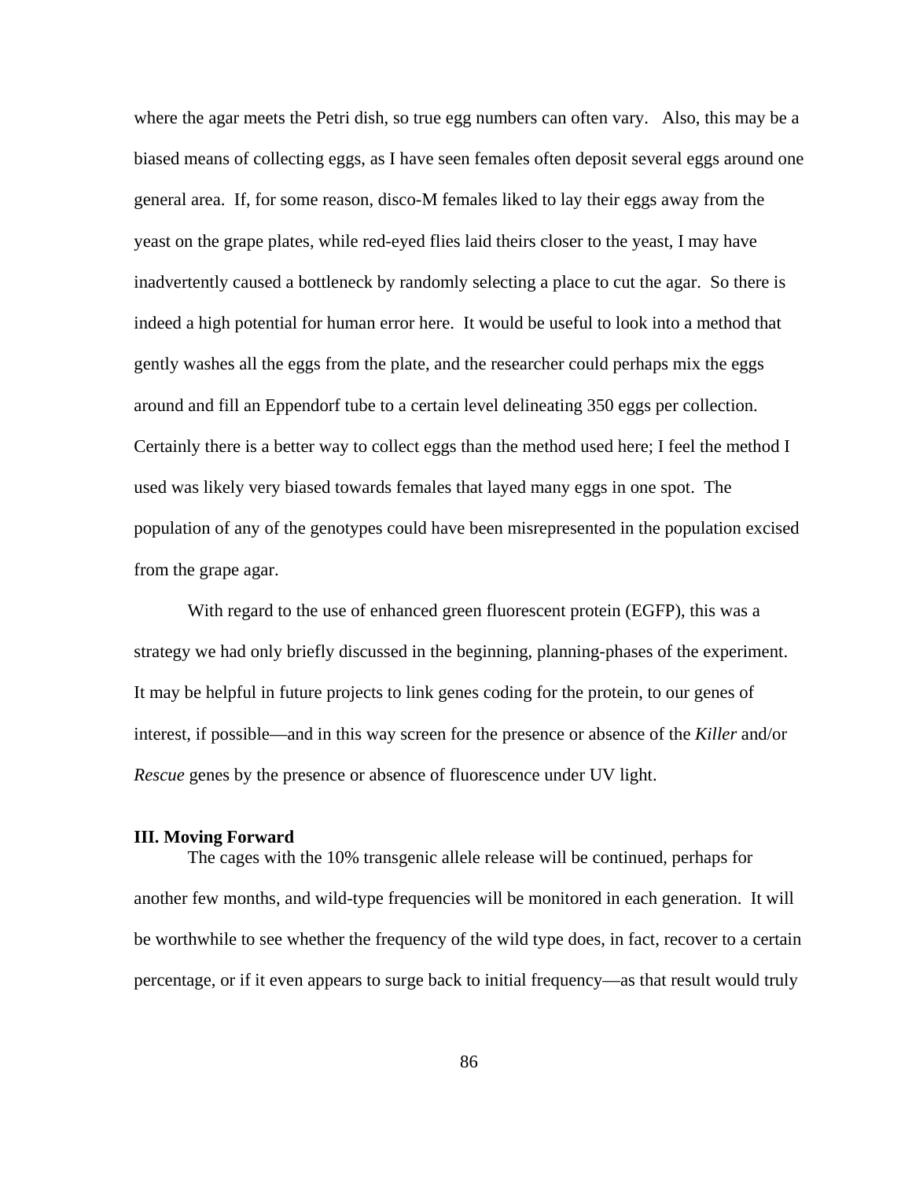where the agar meets the Petri dish, so true egg numbers can often vary. Also, this may be a biased means of collecting eggs, as I have seen females often deposit several eggs around one general area. If, for some reason, disco-M females liked to lay their eggs away from the yeast on the grape plates, while red-eyed flies laid theirs closer to the yeast, I may have inadvertently caused a bottleneck by randomly selecting a place to cut the agar. So there is indeed a high potential for human error here. It would be useful to look into a method that gently washes all the eggs from the plate, and the researcher could perhaps mix the eggs around and fill an Eppendorf tube to a certain level delineating 350 eggs per collection. Certainly there is a better way to collect eggs than the method used here; I feel the method I used was likely very biased towards females that layed many eggs in one spot. The population of any of the genotypes could have been misrepresented in the population excised from the grape agar.

With regard to the use of enhanced green fluorescent protein (EGFP), this was a strategy we had only briefly discussed in the beginning, planning-phases of the experiment. It may be helpful in future projects to link genes coding for the protein, to our genes of interest, if possible—and in this way screen for the presence or absence of the *Killer* and/or *Rescue* genes by the presence or absence of fluorescence under UV light.

### III. Moving Forward

The cages with the 10% transgenic allele release will be continued, perhaps for another few months, and wild-type frequencies will be monitored in each generation. It will be worthwhile to see whether the frequency of the wild type does, in fact, recover to a certain percentage, or if it even appears to surge back to initial frequency—as that result would truly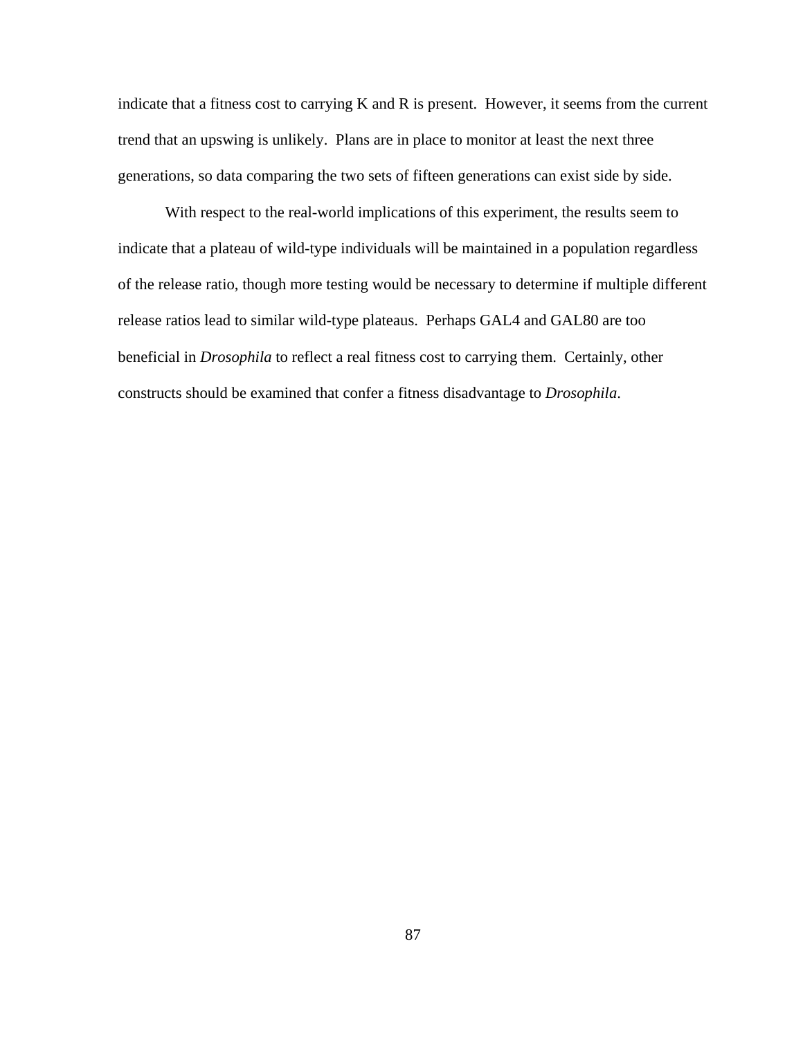indicate that a fitness cost to carrying K and R is present. However, it seems from the current trend that an upswing is unlikely. Plans are in place to monitor at least the next three generations, so data comparing the two sets of fifteen generations can exist side by side.

With respect to the real-world implications of this experiment, the results seem to indicate that a plateau of wild-type individuals will be maintained in a population regardless of the release ratio, though more testing would be necessary to determine if multiple different release ratios lead to similar wild-type plateaus. Perhaps GAL4 and GAL80 are too beneficial in *Drosophila* to reflect a real fitness cost to carrying them. Certainly, other constructs should be examined that confer a fitness disadvantage to *Drosophila*.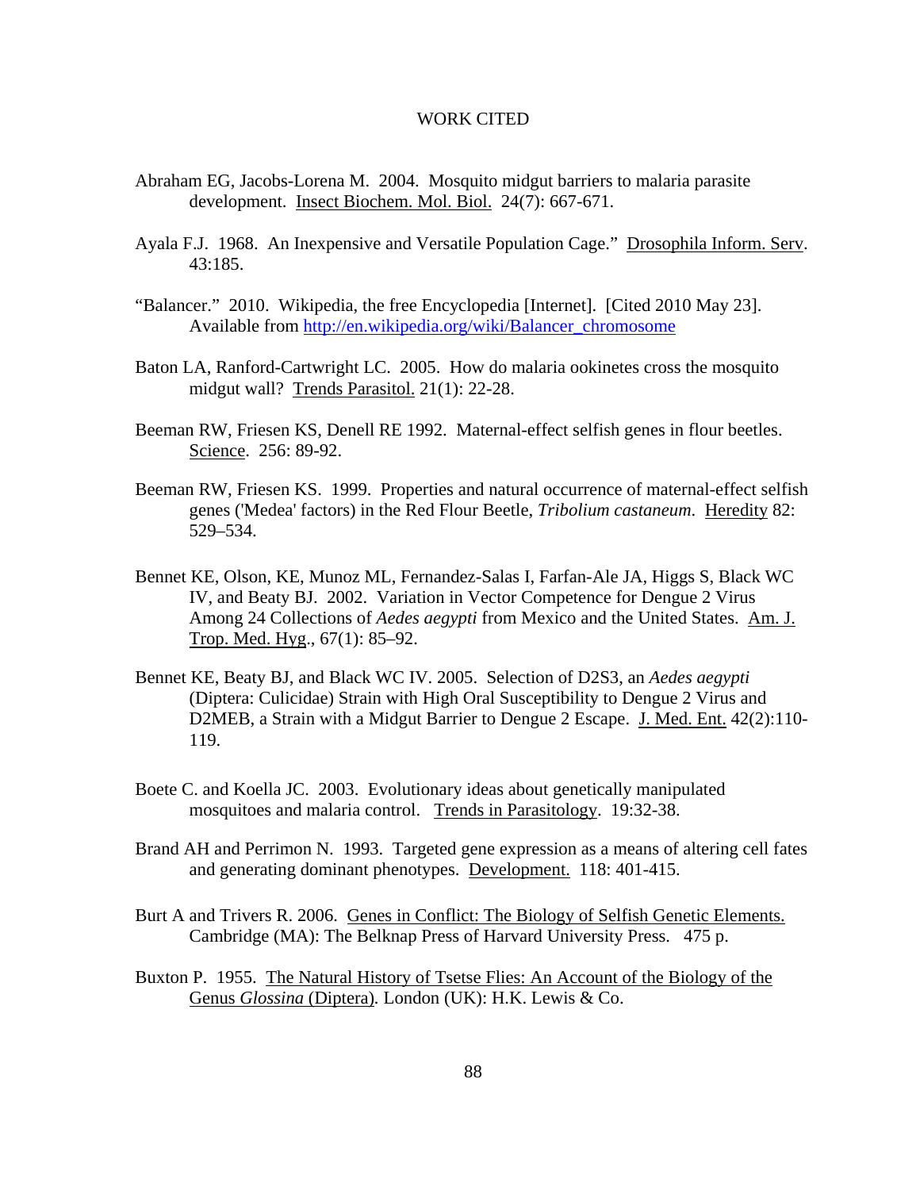# WORK CITED

Abraham EG, Jacobs-Lorena M. 2004. Mosquito midgut barriers to malaria parasite development. Insect Biochem. Mol. Biol. 24(7): 667-671.

Ayala F.J. 1968. An Inexpensive and Versatile Population Cage." Drosophila Inform. Serv. 43:185.

"Balancer." 2010. Wikipedia, the free Encyclopedia [Internet]. [Cited 2010 May 23]. Available from http://en.wikipedia.org/wiki/Balancer_chromosome

Baton LA, Ranford-Cartwright LC. 2005. How do malaria ookinetes cross the mosquito midgut wall? Trends Parasitol. 21(1): 22-28.

Beeman RW, Friesen KS, Denell RE 1992. Maternal-effect selfish genes in flour beetles. Science. 256: 89-92.

Beeman RW, Friesen KS. 1999. Properties and natural occurrence of maternal-effect selfish genes ('Medea' factors) in the Red Flour Beetle, *Tribolium castaneum*. Heredity 82: 529–534.

Bennet KE, Olson, KE, Munoz ML, Fernandez-Salas I, Farfan-Ale JA, Higgs S, Black WC IV, and Beaty BJ. 2002. Variation in Vector Competence for Dengue 2 Virus Among 24 Collections of *Aedes aegypti* from Mexico and the United States. Am. J. Trop. Med. Hyg., 67(1): 85–92.

Bennet KE, Beaty BJ, and Black WC IV. 2005. Selection of D2S3, an *Aedes aegypti* (Diptera: Culicidae) Strain with High Oral Susceptibility to Dengue 2 Virus and D2MEB, a Strain with a Midgut Barrier to Dengue 2 Escape. J. Med. Ent. 42(2):110-119.

Boete C. and Koella JC. 2003. Evolutionary ideas about genetically manipulated mosquitoes and malaria control. Trends in Parasitology. 19:32-38.

Brand AH and Perrimon N. 1993. Targeted gene expression as a means of altering cell fates and generating dominant phenotypes. Development. 118: 401-415.

Burt A and Trivers R. 2006. Genes in Conflict: The Biology of Selfish Genetic Elements. Cambridge (MA): The Belknap Press of Harvard University Press. 475 p.

Buxton P. 1955. The Natural History of Tsetse Flies: An Account of the Biology of the Genus *Glossina* (Diptera). London (UK): H.K. Lewis & Co.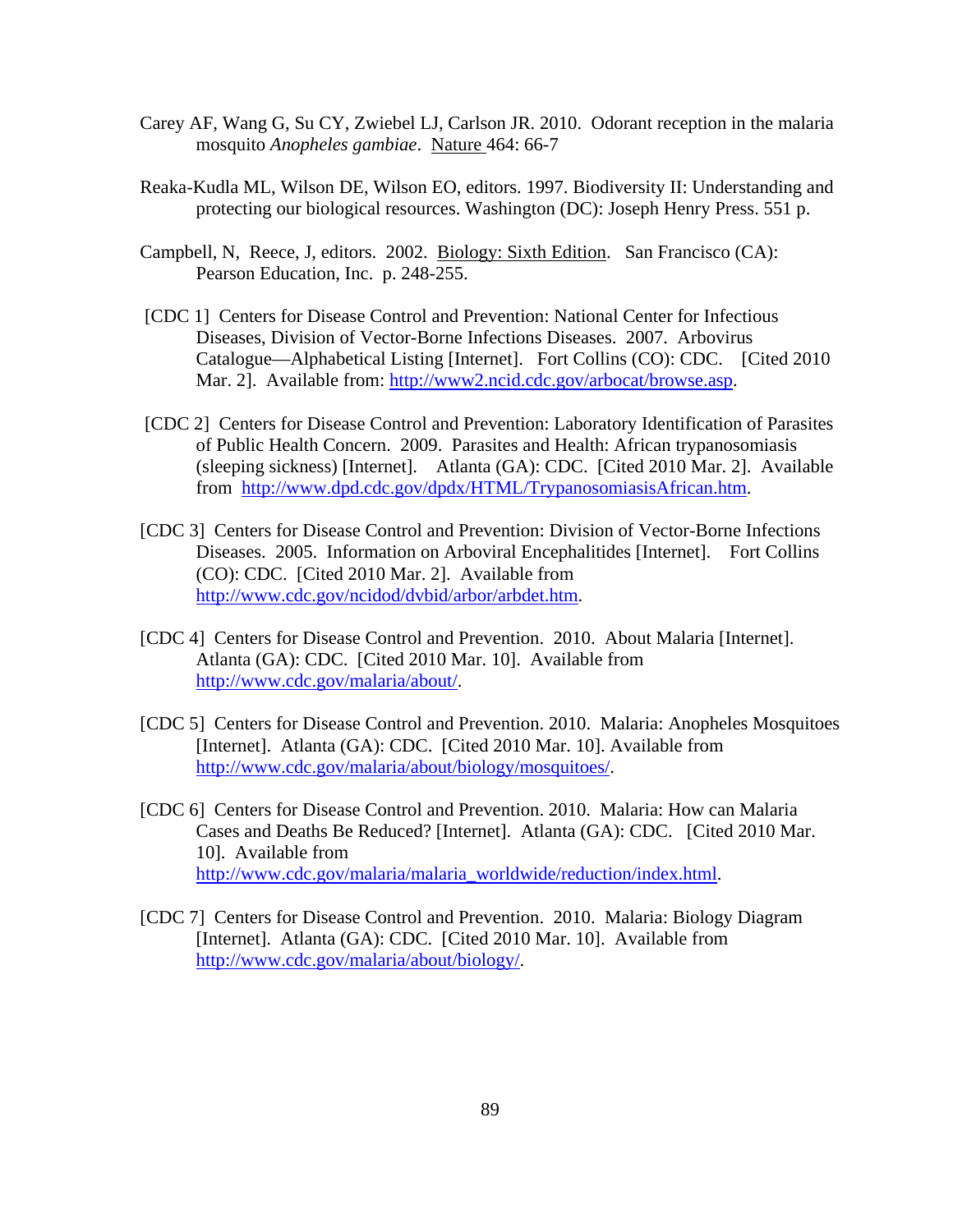Carey AF, Wang G, Su CY, Zwiebel LJ, Carlson JR. 2010. Odorant reception in the malaria mosquito *Anopheles gambiae*. Nature 464: 66-7

Reaka-Kudla ML, Wilson DE, Wilson EO, editors. 1997. Biodiversity II: Understanding and protecting our biological resources. Washington (DC): Joseph Henry Press. 551 p.

Campbell, N, Reece, J, editors. 2002. Biology: Sixth Edition. San Francisco (CA): Pearson Education, Inc. p. 248-255.

[CDC 1] Centers for Disease Control and Prevention: National Center for Infectious Diseases, Division of Vector-Borne Infections Diseases. 2007. Arbovirus Catalogue—Alphabetical Listing [Internet]. Fort Collins (CO): CDC. [Cited 2010 Mar. 2]. Available from: http://www2.ncid.cdc.gov/arbocat/browse.asp.

[CDC 2] Centers for Disease Control and Prevention: Laboratory Identification of Parasites of Public Health Concern. 2009. Parasites and Health: African trypanosomiasis (sleeping sickness) [Internet]. Atlanta (GA): CDC. [Cited 2010 Mar. 2]. Available from http://www.dpd.cdc.gov/dpdx/HTML/TrypanosomiasisAfrican.htm.

[CDC 3] Centers for Disease Control and Prevention: Division of Vector-Borne Infections Diseases. 2005. Information on Arboviral Encephalitides [Internet]. Fort Collins (CO): CDC. [Cited 2010 Mar. 2]. Available from http://www.cdc.gov/ncidod/dvbid/arbor/arbdet.htm.

[CDC 4] Centers for Disease Control and Prevention. 2010. About Malaria [Internet]. Atlanta (GA): CDC. [Cited 2010 Mar. 10]. Available from http://www.cdc.gov/malaria/about/.

[CDC 5] Centers for Disease Control and Prevention. 2010. Malaria: Anopheles Mosquitoes [Internet]. Atlanta (GA): CDC. [Cited 2010 Mar. 10]. Available from http://www.cdc.gov/malaria/about/biology/mosquitoes/.

[CDC 6] Centers for Disease Control and Prevention. 2010. Malaria: How can Malaria Cases and Deaths Be Reduced? [Internet]. Atlanta (GA): CDC. [Cited 2010 Mar. 10]. Available from http://www.cdc.gov/malaria/malaria_worldwide/reduction/index.html.

[CDC 7] Centers for Disease Control and Prevention. 2010. Malaria: Biology Diagram [Internet]. Atlanta (GA): CDC. [Cited 2010 Mar. 10]. Available from http://www.cdc.gov/malaria/about/biology/.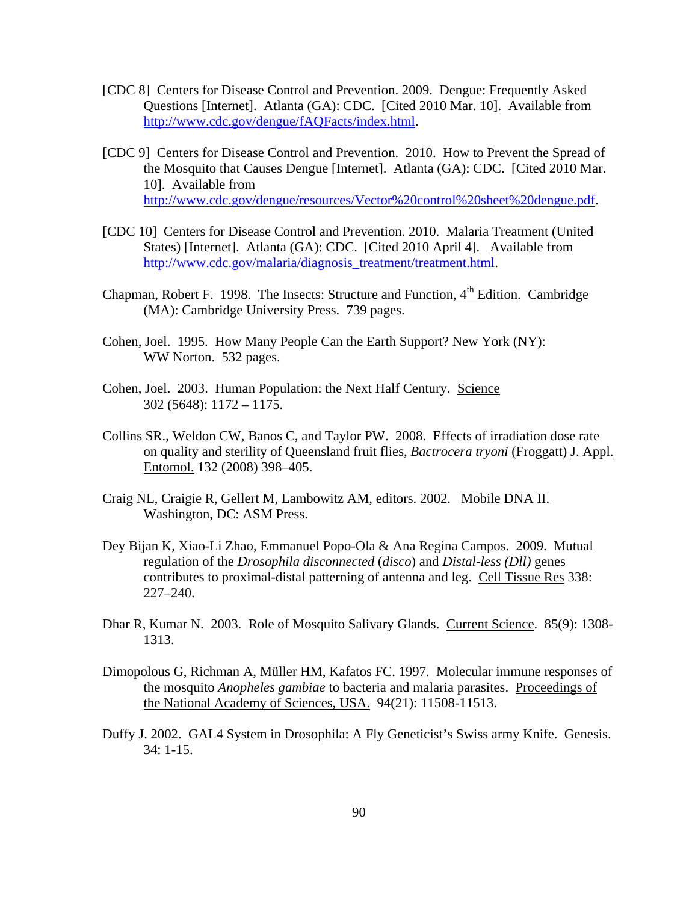[CDC 8] Centers for Disease Control and Prevention. 2009. Dengue: Frequently Asked Questions [Internet]. Atlanta (GA): CDC. [Cited 2010 Mar. 10]. Available from http://www.cdc.gov/dengue/fAQFacts/index.html.

[CDC 9] Centers for Disease Control and Prevention. 2010. How to Prevent the Spread of the Mosquito that Causes Dengue [Internet]. Atlanta (GA): CDC. [Cited 2010 Mar. 10]. Available from http://www.cdc.gov/dengue/resources/Vector%20control%20sheet%20dengue.pdf.

[CDC 10] Centers for Disease Control and Prevention. 2010. Malaria Treatment (United States) [Internet]. Atlanta (GA): CDC. [Cited 2010 April 4]. Available from http://www.cdc.gov/malaria/diagnosis_treatment/treatment.html.

Chapman, Robert F. 1998. The Insects: Structure and Function, 4th Edition. Cambridge (MA): Cambridge University Press. 739 pages.

Cohen, Joel. 1995. How Many People Can the Earth Support? New York (NY): WW Norton. 532 pages.

Cohen, Joel. 2003. Human Population: the Next Half Century. Science 302 (5648): 1172 – 1175.

Collins SR., Weldon CW, Banos C, and Taylor PW. 2008. Effects of irradiation dose rate on quality and sterility of Queensland fruit flies, *Bactrocera tryoni* (Froggatt) J. Appl. Entomol. 132 (2008) 398–405.

Craig NL, Craigie R, Gellert M, Lambowitz AM, editors. 2002. Mobile DNA II. Washington, DC: ASM Press.

Dey Bijan K, Xiao-Li Zhao, Emmanuel Popo-Ola & Ana Regina Campos. 2009. Mutual regulation of the *Drosophila disconnected* (*disco*) and *Distal-less (Dll)* genes contributes to proximal-distal patterning of antenna and leg. Cell Tissue Res 338: 227–240.

Dhar R, Kumar N. 2003. Role of Mosquito Salivary Glands. Current Science. 85(9): 1308-1313.

Dimopolous G, Richman A, Müller HM, Kafatos FC. 1997. Molecular immune responses of the mosquito *Anopheles gambiae* to bacteria and malaria parasites. Proceedings of the National Academy of Sciences, USA. 94(21): 11508-11513.

Duffy J. 2002. GAL4 System in Drosophila: A Fly Geneticist's Swiss army Knife. Genesis. 34: 1-15.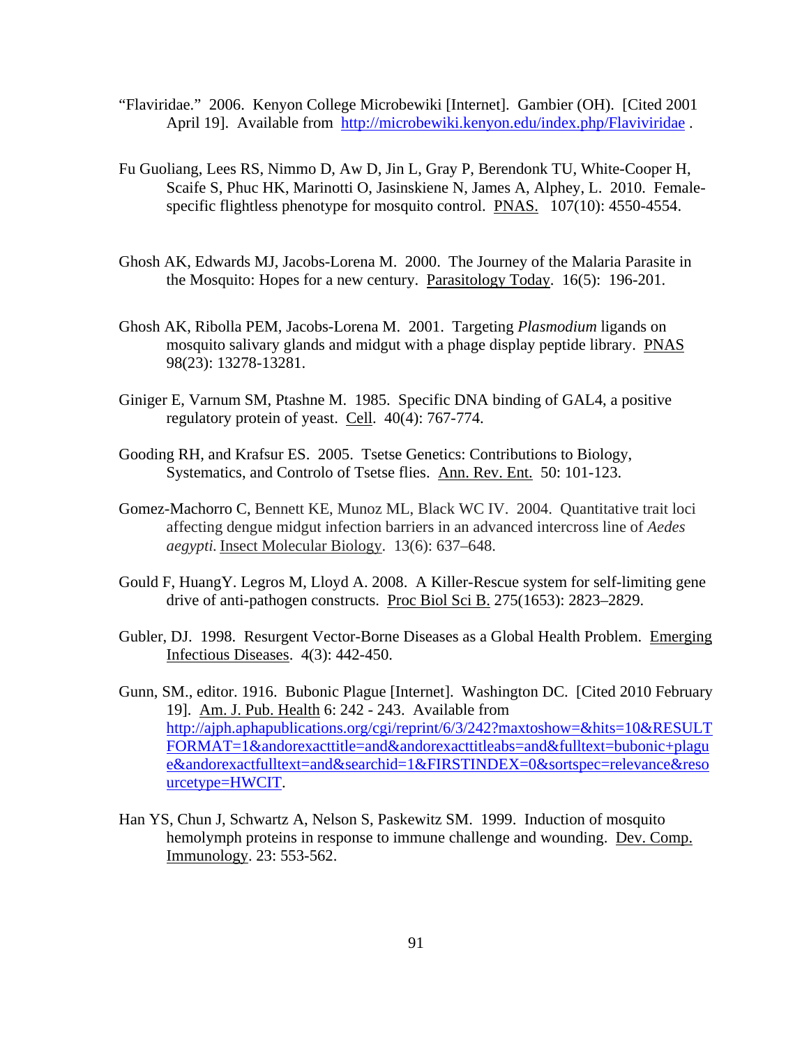"Flaviridae." 2006. Kenyon College Microbewiki [Internet]. Gambier (OH). [Cited 2001 April 19]. Available from http://microbewiki.kenyon.edu/index.php/Flaviviridae .

Fu Guoliang, Lees RS, Nimmo D, Aw D, Jin L, Gray P, Berendonk TU, White-Cooper H, Scaife S, Phuc HK, Marinotti O, Jasinskiene N, James A, Alphey, L. 2010. Female-specific flightless phenotype for mosquito control. PNAS. 107(10): 4550-4554.

Ghosh AK, Edwards MJ, Jacobs-Lorena M. 2000. The Journey of the Malaria Parasite in the Mosquito: Hopes for a new century. Parasitology Today. 16(5): 196-201.

Ghosh AK, Ribolla PEM, Jacobs-Lorena M. 2001. Targeting *Plasmodium* ligands on mosquito salivary glands and midgut with a phage display peptide library. PNAS 98(23): 13278-13281.

Giniger E, Varnum SM, Ptashne M. 1985. Specific DNA binding of GAL4, a positive regulatory protein of yeast. Cell. 40(4): 767-774.

Gooding RH, and Krafsur ES. 2005. Tsetse Genetics: Contributions to Biology, Systematics, and Controlo of Tsetse flies. Ann. Rev. Ent. 50: 101-123.

Gomez-Machorro C, Bennett KE, Munoz ML, Black WC IV. 2004. Quantitative trait loci affecting dengue midgut infection barriers in an advanced intercross line of *Aedes aegypti*. Insect Molecular Biology. 13(6): 637–648.

Gould F, HuangY. Legros M, Lloyd A. 2008. A Killer-Rescue system for self-limiting gene drive of anti-pathogen constructs. Proc Biol Sci B. 275(1653): 2823–2829.

Gubler, DJ. 1998. Resurgent Vector-Borne Diseases as a Global Health Problem. Emerging Infectious Diseases. 4(3): 442-450.

Gunn, SM., editor. 1916. Bubonic Plague [Internet]. Washington DC. [Cited 2010 February 19]. Am. J. Pub. Health 6: 242 - 243. Available from http://ajph.aphapublications.org/cgi/reprint/6/3/242?maxtoshow=&hits=10&RESULTFORMAT=1&andorexacttitle=and&andorexacttitleabs=and&fulltext=bubonic+plague&andorexactfulltext=and&searchid=1&FIRSTINDEX=0&sortspec=relevance&resourcetype=HWCIT.

Han YS, Chun J, Schwartz A, Nelson S, Paskewitz SM. 1999. Induction of mosquito hemolymph proteins in response to immune challenge and wounding. Dev. Comp. Immunology. 23: 553-562.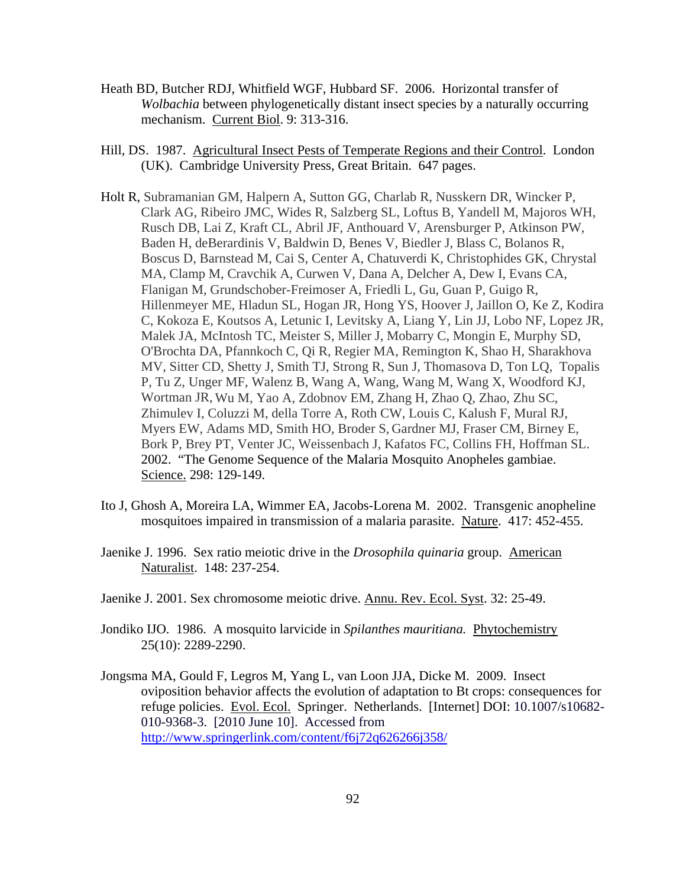Heath BD, Butcher RDJ, Whitfield WGF, Hubbard SF. 2006. Horizontal transfer of *Wolbachia* between phylogenetically distant insect species by a naturally occurring mechanism. Current Biol. 9: 313-316.

Hill, DS. 1987. Agricultural Insect Pests of Temperate Regions and their Control. London (UK). Cambridge University Press, Great Britain. 647 pages.

Holt R, Subramanian GM, Halpern A, Sutton GG, Charlab R, Nusskern DR, Wincker P, Clark AG, Ribeiro JMC, Wides R, Salzberg SL, Loftus B, Yandell M, Majoros WH, Rusch DB, Lai Z, Kraft CL, Abril JF, Anthouard V, Arensburger P, Atkinson PW, Baden H, deBerardinis V, Baldwin D, Benes V, Biedler J, Blass C, Bolanos R, Boscus D, Barnstead M, Cai S, Center A, Chatuverdi K, Christophides GK, Chrystal MA, Clamp M, Cravchik A, Curwen V, Dana A, Delcher A, Dew I, Evans CA, Flanigan M, Grundschober-Freimoser A, Friedli L, Gu, Guan P, Guigo R, Hillenmeyer ME, Hladun SL, Hogan JR, Hong YS, Hoover J, Jaillon O, Ke Z, Kodira C, Kokoza E, Koutsos A, Letunic I, Levitsky A, Liang Y, Lin JJ, Lobo NF, Lopez JR, Malek JA, McIntosh TC, Meister S, Miller J, Mobarry C, Mongin E, Murphy SD, O'Brochta DA, Pfannkoch C, Qi R, Regier MA, Remington K, Shao H, Sharakhova MV, Sitter CD, Shetty J, Smith TJ, Strong R, Sun J, Thomasova D, Ton LQ, Topalis P, Tu Z, Unger MF, Walenz B, Wang A, Wang, Wang M, Wang X, Woodford KJ, Wortman JR, Wu M, Yao A, Zdobnov EM, Zhang H, Zhao Q, Zhao, Zhu SC, Zhimulev I, Coluzzi M, della Torre A, Roth CW, Louis C, Kalush F, Mural RJ, Myers EW, Adams MD, Smith HO, Broder S, Gardner MJ, Fraser CM, Birney E, Bork P, Brey PT, Venter JC, Weissenbach J, Kafatos FC, Collins FH, Hoffman SL. 2002. "The Genome Sequence of the Malaria Mosquito Anopheles gambiae. Science. 298: 129-149.

Ito J, Ghosh A, Moreira LA, Wimmer EA, Jacobs-Lorena M. 2002. Transgenic anopheline mosquitoes impaired in transmission of a malaria parasite. Nature. 417: 452-455.

Jaenike J. 1996. Sex ratio meiotic drive in the *Drosophila quinaria* group. American Naturalist. 148: 237-254.

Jaenike J. 2001. Sex chromosome meiotic drive. Annu. Rev. Ecol. Syst. 32: 25-49.

Jondiko IJO. 1986. A mosquito larvicide in *Spilanthes mauritiana.* Phytochemistry 25(10): 2289-2290.

Jongsma MA, Gould F, Legros M, Yang L, van Loon JJA, Dicke M. 2009. Insect oviposition behavior affects the evolution of adaptation to Bt crops: consequences for refuge policies. Evol. Ecol. Springer. Netherlands. [Internet] DOI: 10.1007/s10682-010-9368-3. [2010 June 10]. Accessed from http://www.springerlink.com/content/f6j72q626266j358/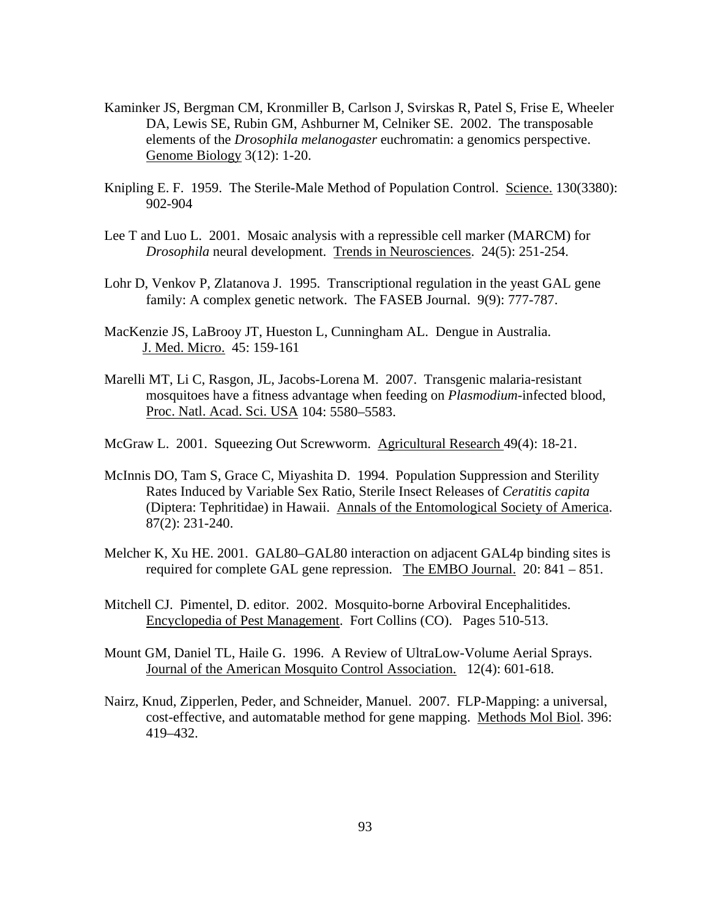Kaminker JS, Bergman CM, Kronmiller B, Carlson J, Svirskas R, Patel S, Frise E, Wheeler DA, Lewis SE, Rubin GM, Ashburner M, Celniker SE. 2002. The transposable elements of the *Drosophila melanogaster* euchromatin: a genomics perspective. Genome Biology 3(12): 1-20.

Knipling E. F. 1959. The Sterile-Male Method of Population Control. Science. 130(3380): 902-904

Lee T and Luo L. 2001. Mosaic analysis with a repressible cell marker (MARCM) for *Drosophila* neural development. Trends in Neurosciences. 24(5): 251-254.

Lohr D, Venkov P, Zlatanova J. 1995. Transcriptional regulation in the yeast GAL gene family: A complex genetic network. The FASEB Journal. 9(9): 777-787.

MacKenzie JS, LaBrooy JT, Hueston L, Cunningham AL. Dengue in Australia. J. Med. Micro. 45: 159-161

Marelli MT, Li C, Rasgon, JL, Jacobs-Lorena M. 2007. Transgenic malaria-resistant mosquitoes have a fitness advantage when feeding on *Plasmodium*-infected blood, Proc. Natl. Acad. Sci. USA 104: 5580–5583.

McGraw L. 2001. Squeezing Out Screwworm. Agricultural Research 49(4): 18-21.

McInnis DO, Tam S, Grace C, Miyashita D. 1994. Population Suppression and Sterility Rates Induced by Variable Sex Ratio, Sterile Insect Releases of *Ceratitis capita* (Diptera: Tephritidae) in Hawaii. Annals of the Entomological Society of America. 87(2): 231-240.

Melcher K, Xu HE. 2001. GAL80–GAL80 interaction on adjacent GAL4p binding sites is required for complete GAL gene repression. The EMBO Journal. 20: 841 – 851.

Mitchell CJ. Pimentel, D. editor. 2002. Mosquito-borne Arboviral Encephalitides. Encyclopedia of Pest Management. Fort Collins (CO). Pages 510-513.

Mount GM, Daniel TL, Haile G. 1996. A Review of UltraLow-Volume Aerial Sprays. Journal of the American Mosquito Control Association. 12(4): 601-618.

Nairz, Knud, Zipperlen, Peder, and Schneider, Manuel. 2007. FLP-Mapping: a universal, cost-effective, and automatable method for gene mapping. Methods Mol Biol. 396: 419–432.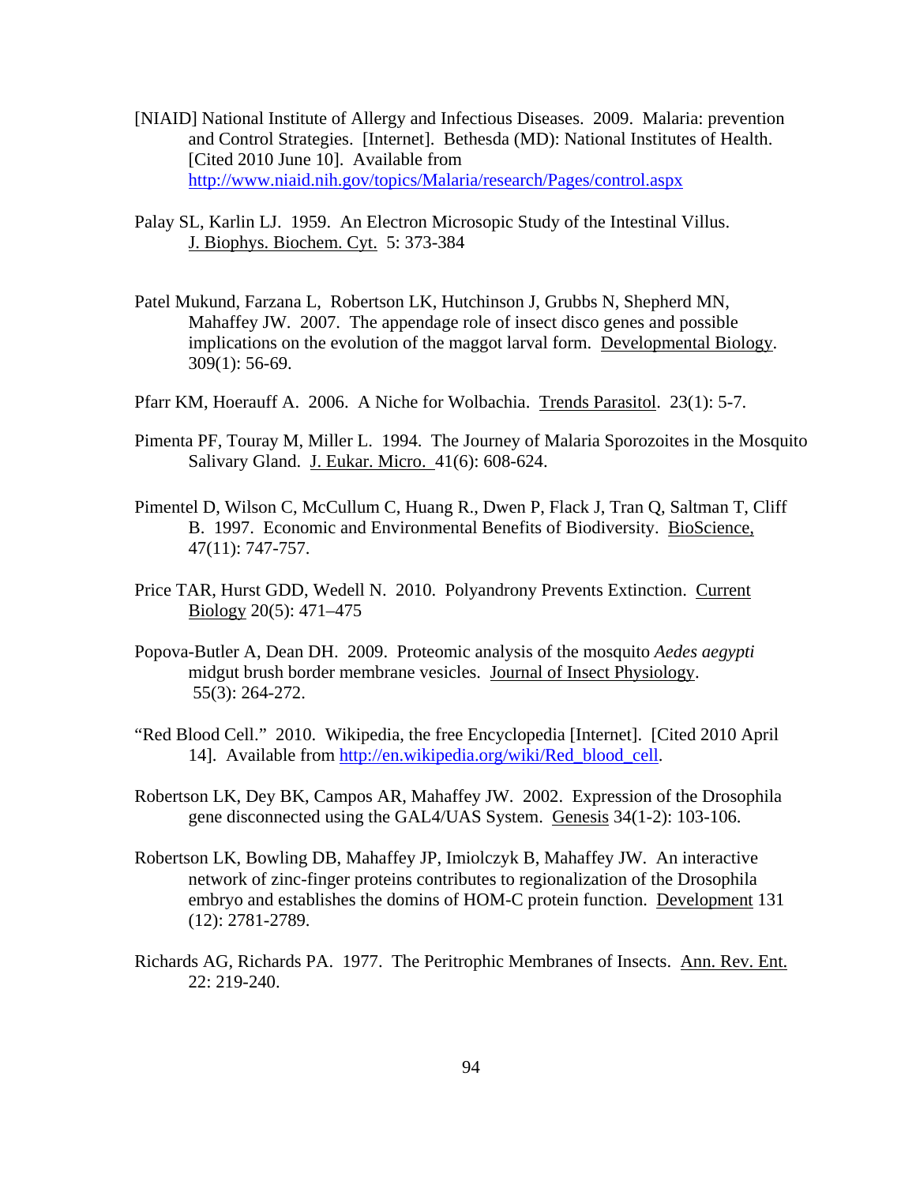[NIAID] National Institute of Allergy and Infectious Diseases. 2009. Malaria: prevention and Control Strategies. [Internet]. Bethesda (MD): National Institutes of Health. [Cited 2010 June 10]. Available from http://www.niaid.nih.gov/topics/Malaria/research/Pages/control.aspx

Palay SL, Karlin LJ. 1959. An Electron Microsopic Study of the Intestinal Villus. J. Biophys. Biochem. Cyt. 5: 373-384

Patel Mukund, Farzana L, Robertson LK, Hutchinson J, Grubbs N, Shepherd MN, Mahaffey JW. 2007. The appendage role of insect disco genes and possible implications on the evolution of the maggot larval form. Developmental Biology. 309(1): 56-69.

Pfarr KM, Hoerauff A. 2006. A Niche for Wolbachia. Trends Parasitol. 23(1): 5-7.

Pimenta PF, Touray M, Miller L. 1994. The Journey of Malaria Sporozoites in the Mosquito Salivary Gland. J. Eukar. Micro. 41(6): 608-624.

Pimentel D, Wilson C, McCullum C, Huang R., Dwen P, Flack J, Tran Q, Saltman T, Cliff B. 1997. Economic and Environmental Benefits of Biodiversity. BioScience, 47(11): 747-757.

Price TAR, Hurst GDD, Wedell N. 2010. Polyandrony Prevents Extinction. Current Biology 20(5): 471–475

Popova-Butler A, Dean DH. 2009. Proteomic analysis of the mosquito *Aedes aegypti* midgut brush border membrane vesicles. Journal of Insect Physiology. 55(3): 264-272.

"Red Blood Cell." 2010. Wikipedia, the free Encyclopedia [Internet]. [Cited 2010 April 14]. Available from http://en.wikipedia.org/wiki/Red_blood_cell.

Robertson LK, Dey BK, Campos AR, Mahaffey JW. 2002. Expression of the Drosophila gene disconnected using the GAL4/UAS System. Genesis 34(1-2): 103-106.

Robertson LK, Bowling DB, Mahaffey JP, Imiolczyk B, Mahaffey JW. An interactive network of zinc-finger proteins contributes to regionalization of the Drosophila embryo and establishes the domins of HOM-C protein function. Development 131 (12): 2781-2789.

Richards AG, Richards PA. 1977. The Peritrophic Membranes of Insects. Ann. Rev. Ent. 22: 219-240.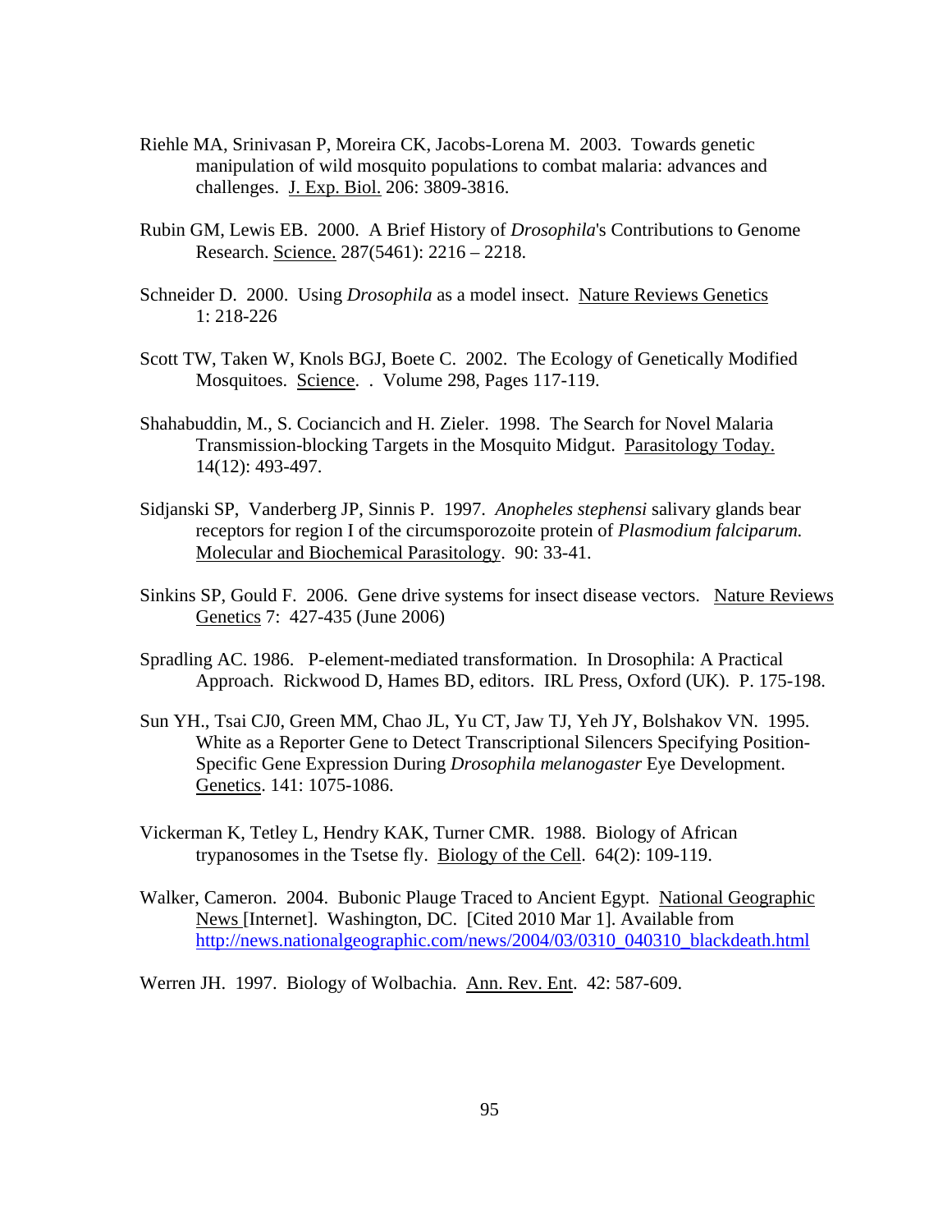Riehle MA, Srinivasan P, Moreira CK, Jacobs-Lorena M. 2003. Towards genetic manipulation of wild mosquito populations to combat malaria: advances and challenges. J. Exp. Biol. 206: 3809-3816.

Rubin GM, Lewis EB. 2000. A Brief History of *Drosophila*'s Contributions to Genome Research. Science. 287(5461): 2216 – 2218.

Schneider D. 2000. Using *Drosophila* as a model insect. Nature Reviews Genetics 1: 218-226

Scott TW, Taken W, Knols BGJ, Boete C. 2002. The Ecology of Genetically Modified Mosquitoes. Science. . Volume 298, Pages 117-119.

Shahabuddin, M., S. Cociancich and H. Zieler. 1998. The Search for Novel Malaria Transmission-blocking Targets in the Mosquito Midgut. Parasitology Today. 14(12): 493-497.

Sidjanski SP, Vanderberg JP, Sinnis P. 1997. *Anopheles stephensi* salivary glands bear receptors for region I of the circumsporozoite protein of *Plasmodium falciparum.* Molecular and Biochemical Parasitology. 90: 33-41.

Sinkins SP, Gould F. 2006. Gene drive systems for insect disease vectors. Nature Reviews Genetics 7: 427-435 (June 2006)

Spradling AC. 1986. P-element-mediated transformation. In Drosophila: A Practical Approach. Rickwood D, Hames BD, editors. IRL Press, Oxford (UK). P. 175-198.

Sun YH., Tsai CJ0, Green MM, Chao JL, Yu CT, Jaw TJ, Yeh JY, Bolshakov VN. 1995. White as a Reporter Gene to Detect Transcriptional Silencers Specifying Position-Specific Gene Expression During *Drosophila melanogaster* Eye Development. Genetics. 141: 1075-1086.

Vickerman K, Tetley L, Hendry KAK, Turner CMR. 1988. Biology of African trypanosomes in the Tsetse fly. Biology of the Cell. 64(2): 109-119.

Walker, Cameron. 2004. Bubonic Plauge Traced to Ancient Egypt. National Geographic News [Internet]. Washington, DC. [Cited 2010 Mar 1]. Available from http://news.nationalgeographic.com/news/2004/03/0310_040310_blackdeath.html

Werren JH. 1997. Biology of Wolbachia. Ann. Rev. Ent. 42: 587-609.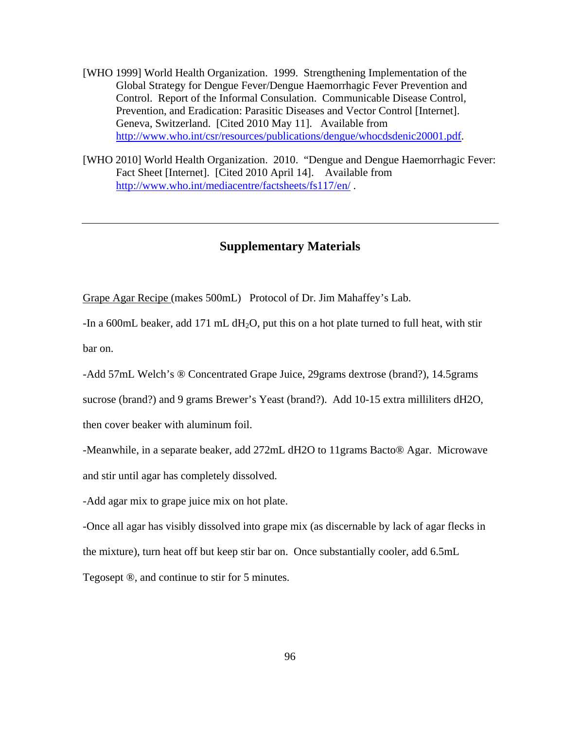[WHO 1999] World Health Organization. 1999. Strengthening Implementation of the Global Strategy for Dengue Fever/Dengue Haemorrhagic Fever Prevention and Control. Report of the Informal Consulation. Communicable Disease Control, Prevention, and Eradication: Parasitic Diseases and Vector Control [Internet]. Geneva, Switzerland. [Cited 2010 May 11]. Available from http://www.who.int/csr/resources/publications/dengue/whocdsdenic20001.pdf.

[WHO 2010] World Health Organization. 2010. "Dengue and Dengue Haemorrhagic Fever: Fact Sheet [Internet]. [Cited 2010 April 14]. Available from http://www.who.int/mediacentre/factsheets/fs117/en/ .

---

## Supplementary Materials

Grape Agar Recipe (makes 500mL) Protocol of Dr. Jim Mahaffey's Lab.

-In a 600mL beaker, add 171 mL d$H_2O$, put this on a hot plate turned to full heat, with stir bar on.

-Add 57mL Welch's ® Concentrated Grape Juice, 29grams dextrose (brand?), 14.5grams sucrose (brand?) and 9 grams Brewer's Yeast (brand?). Add 10-15 extra milliliters dH2O, then cover beaker with aluminum foil.

-Meanwhile, in a separate beaker, add 272mL dH2O to 11grams Bacto® Agar. Microwave and stir until agar has completely dissolved.

-Add agar mix to grape juice mix on hot plate.

-Once all agar has visibly dissolved into grape mix (as discernable by lack of agar flecks in the mixture), turn heat off but keep stir bar on. Once substantially cooler, add 6.5mL Tegosept ®, and continue to stir for 5 minutes.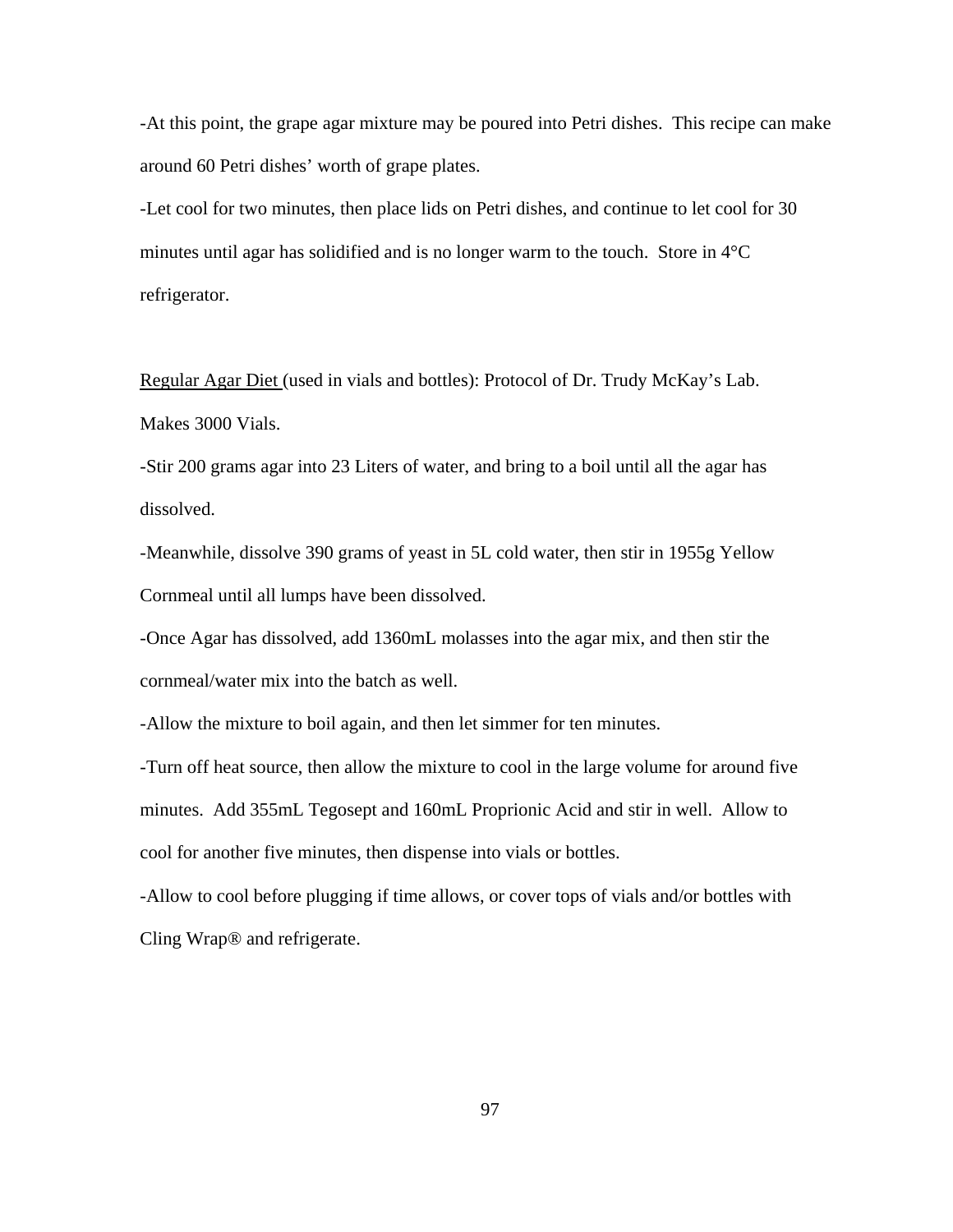-At this point, the grape agar mixture may be poured into Petri dishes. This recipe can make around 60 Petri dishes' worth of grape plates.

-Let cool for two minutes, then place lids on Petri dishes, and continue to let cool for 30 minutes until agar has solidified and is no longer warm to the touch. Store in 4°C refrigerator.

<u>Regular Agar Diet </u>(used in vials and bottles): Protocol of Dr. Trudy McKay's Lab. Makes 3000 Vials.

-Stir 200 grams agar into 23 Liters of water, and bring to a boil until all the agar has dissolved.

-Meanwhile, dissolve 390 grams of yeast in 5L cold water, then stir in 1955g Yellow Cornmeal until all lumps have been dissolved.

-Once Agar has dissolved, add 1360mL molasses into the agar mix, and then stir the cornmeal/water mix into the batch as well.

-Allow the mixture to boil again, and then let simmer for ten minutes.

-Turn off heat source, then allow the mixture to cool in the large volume for around five minutes. Add 355mL Tegosept and 160mL Proprionic Acid and stir in well. Allow to cool for another five minutes, then dispense into vials or bottles.

-Allow to cool before plugging if time allows, or cover tops of vials and/or bottles with Cling Wrap® and refrigerate.